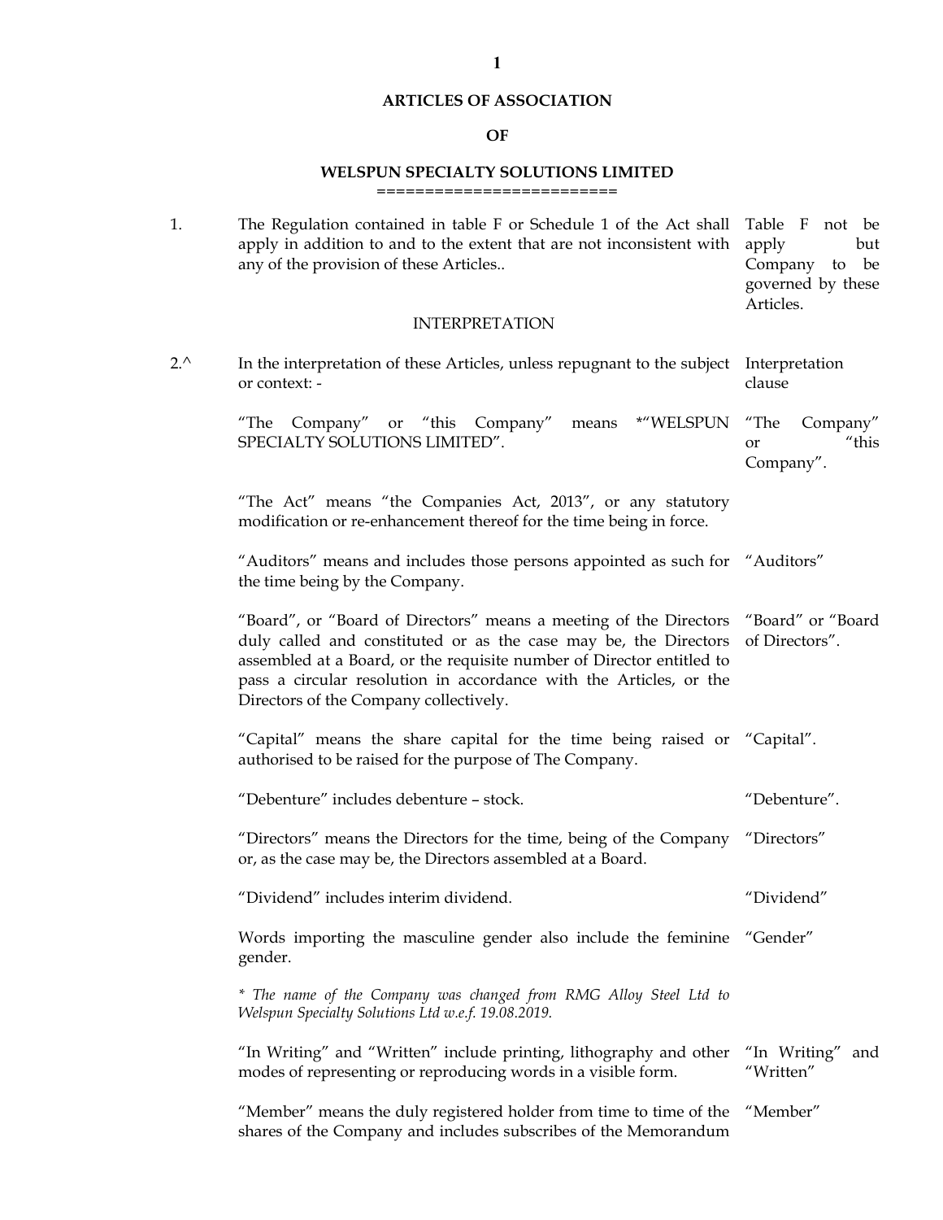# ARTICLES OF ASSOCIATION

## OF

## WELSPUN SPECIALTY SOLUTIONS LIMITED

========================

| | | |
|---|---|---|
| 1. | The Regulation contained in table F or Schedule 1 of the Act shall apply in addition to and to the extent that are not inconsistent with any of the provision of these Articles.. | Table F not be apply but Company to be governed by these Articles. |

### INTERPRETATION

| | | |
|---|---|---|
| 2.^ | In the interpretation of these Articles, unless repugnant to the subject or context: - | Interpretation clause |
| | "The Company" or "this Company" means *"WELSPUN SPECIALTY SOLUTIONS LIMITED". | "The Company" or "this Company". |
| | "The Act" means "the Companies Act, 2013", or any statutory modification or re-enhancement thereof for the time being in force. | |
| | "Auditors" means and includes those persons appointed as such for the time being by the Company. | "Auditors" |
| | "Board", or "Board of Directors" means a meeting of the Directors duly called and constituted or as the case may be, the Directors assembled at a Board, or the requisite number of Director entitled to pass a circular resolution in accordance with the Articles, or the Directors of the Company collectively. | "Board" or "Board of Directors". |
| | "Capital" means the share capital for the time being raised or authorised to be raised for the purpose of The Company. | "Capital". |
| | "Debenture" includes debenture – stock. | "Debenture". |
| | "Directors" means the Directors for the time, being of the Company or, as the case may be, the Directors assembled at a Board. | "Directors" |
| | "Dividend" includes interim dividend. | "Dividend" |
| | Words importing the masculine gender also include the feminine gender. | "Gender" |

*\* The name of the Company was changed from RMG Alloy Steel Ltd to Welspun Specialty Solutions Ltd w.e.f. 19.08.2019.*

| | | |
|---|---|---|
| | "In Writing" and "Written" include printing, lithography and other modes of representing or reproducing words in a visible form. | "In Writing" and "Written" |
| | "Member" means the duly registered holder from time to time of the shares of the Company and includes subscribes of the Memorandum | "Member" |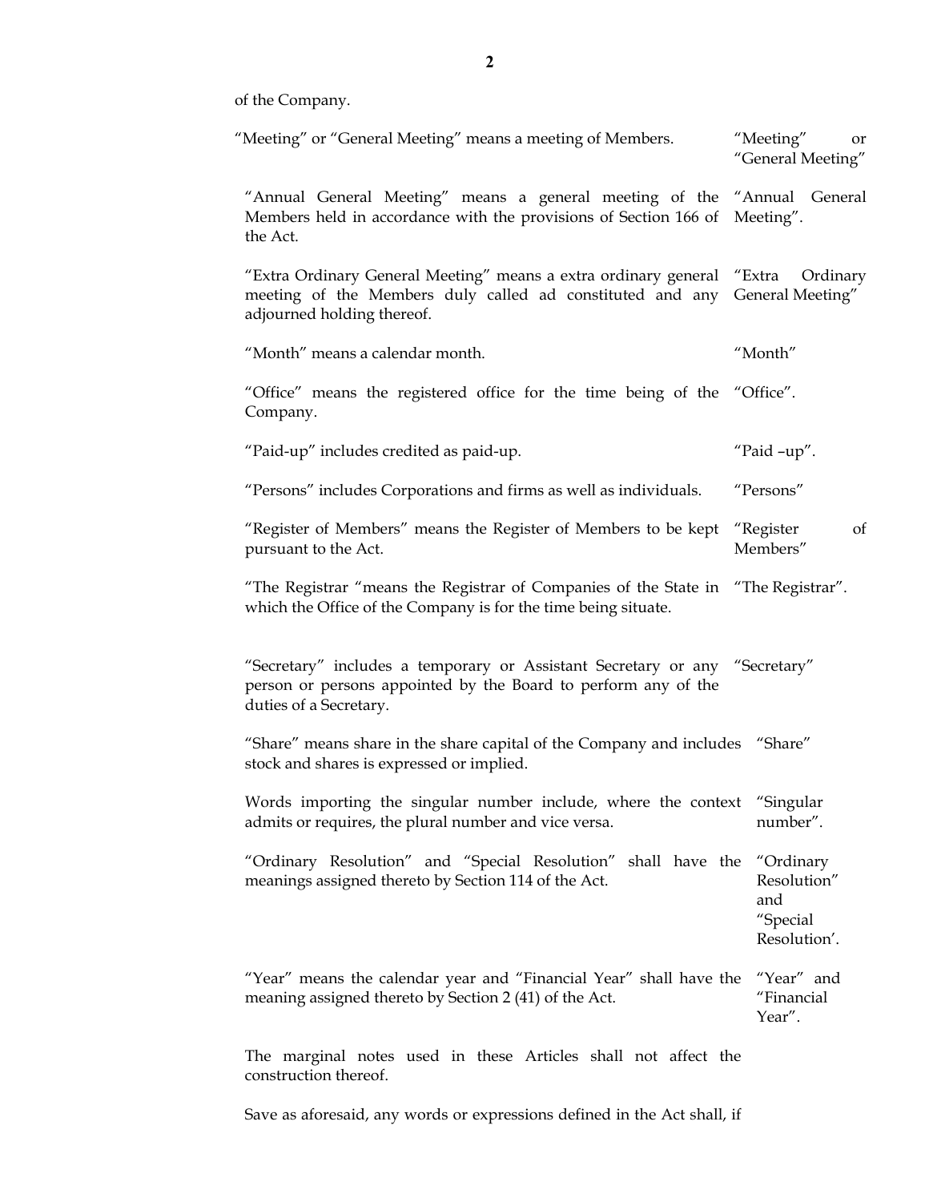of the Company.

"Meeting" or "General Meeting" means a meeting of Members. — "Meeting" or "General Meeting"

"Annual General Meeting" means a general meeting of the Members held in accordance with the provisions of Section 166 of the Act. — "Annual General Meeting".

"Extra Ordinary General Meeting" means a extra ordinary general meeting of the Members duly called ad constituted and any adjourned holding thereof. — "Extra Ordinary General Meeting"

"Month" means a calendar month. — "Month"

"Office" means the registered office for the time being of the Company. — "Office".

"Paid-up" includes credited as paid-up. — "Paid –up".

"Persons" includes Corporations and firms as well as individuals. — "Persons"

"Register of Members" means the Register of Members to be kept pursuant to the Act. — "Register of Members"

"The Registrar "means the Registrar of Companies of the State in which the Office of the Company is for the time being situate. — "The Registrar".

"Secretary" includes a temporary or Assistant Secretary or any person or persons appointed by the Board to perform any of the duties of a Secretary. — "Secretary"

"Share" means share in the share capital of the Company and includes stock and shares is expressed or implied. — "Share"

Words importing the singular number include, where the context admits or requires, the plural number and vice versa. — "Singular number".

"Ordinary Resolution" and "Special Resolution" shall have the meanings assigned thereto by Section 114 of the Act. — "Ordinary Resolution" and "Special Resolution'.

"Year" means the calendar year and "Financial Year" shall have the meaning assigned thereto by Section 2 (41) of the Act. — "Year" and "Financial Year".

The marginal notes used in these Articles shall not affect the construction thereof.

Save as aforesaid, any words or expressions defined in the Act shall, if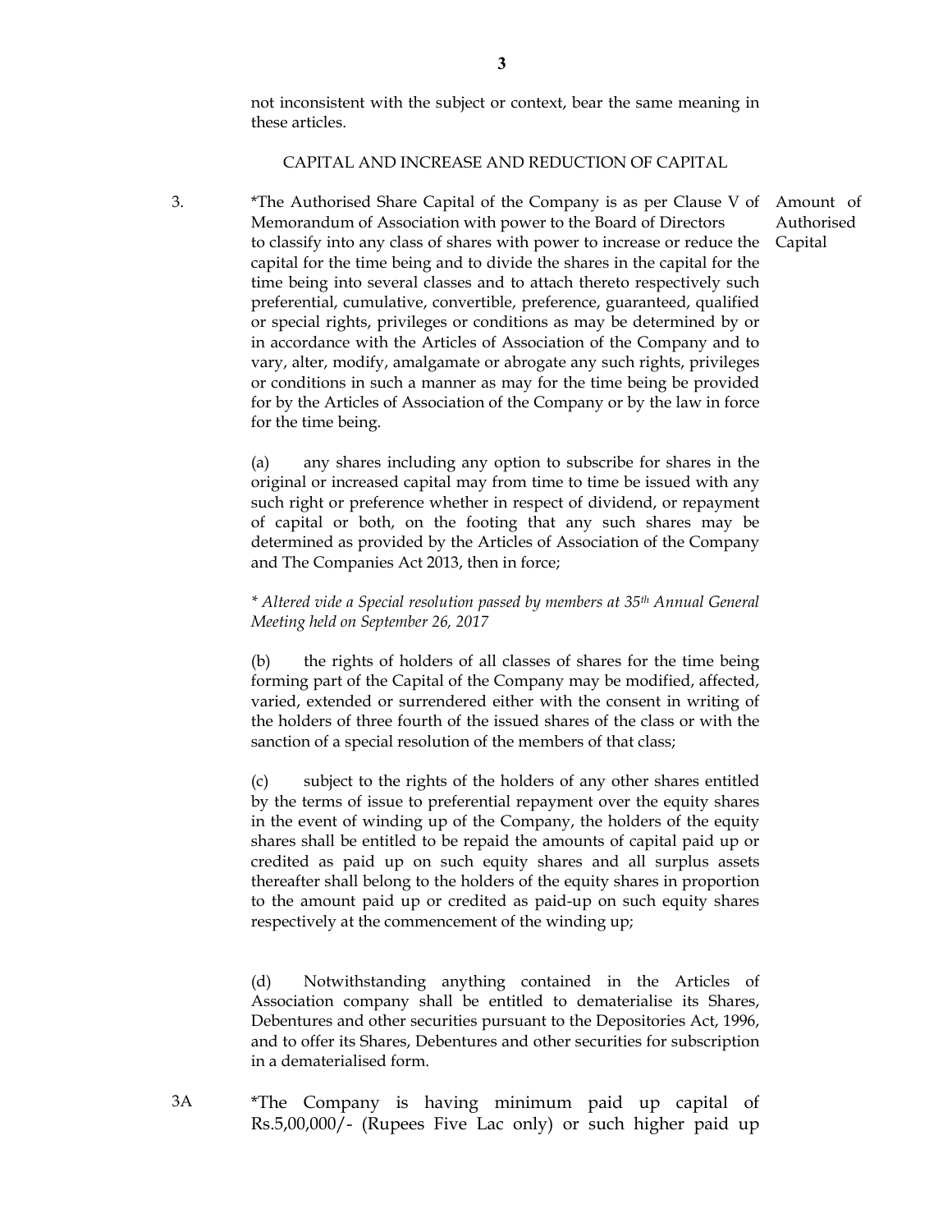not inconsistent with the subject or context, bear the same meaning in these articles.

## CAPITAL AND INCREASE AND REDUCTION OF CAPITAL

**Amount of Authorised Capital**

3. *The Authorised Share Capital of the Company is as per Clause V of Memorandum of Association with power to the Board of Directors to classify into any class of shares with power to increase or reduce the capital for the time being and to divide the shares in the capital for the time being into several classes and to attach thereto respectively such preferential, cumulative, convertible, preference, guaranteed, qualified or special rights, privileges or conditions as may be determined by or in accordance with the Articles of Association of the Company and to vary, alter, modify, amalgamate or abrogate any such rights, privileges or conditions in such a manner as may for the time being be provided for by the Articles of Association of the Company or by the law in force for the time being.

(a) any shares including any option to subscribe for shares in the original or increased capital may from time to time be issued with any such right or preference whether in respect of dividend, or repayment of capital or both, on the footing that any such shares may be determined as provided by the Articles of Association of the Company and The Companies Act 2013, then in force;

*\* Altered vide a Special resolution passed by members at 35th Annual General Meeting held on September 26, 2017*

(b) the rights of holders of all classes of shares for the time being forming part of the Capital of the Company may be modified, affected, varied, extended or surrendered either with the consent in writing of the holders of three fourth of the issued shares of the class or with the sanction of a special resolution of the members of that class;

(c) subject to the rights of the holders of any other shares entitled by the terms of issue to preferential repayment over the equity shares in the event of winding up of the Company, the holders of the equity shares shall be entitled to be repaid the amounts of capital paid up or credited as paid up on such equity shares and all surplus assets thereafter shall belong to the holders of the equity shares in proportion to the amount paid up or credited as paid-up on such equity shares respectively at the commencement of the winding up;

(d) Notwithstanding anything contained in the Articles of Association company shall be entitled to dematerialise its Shares, Debentures and other securities pursuant to the Depositories Act, 1996, and to offer its Shares, Debentures and other securities for subscription in a dematerialised form.

3A *The Company is having minimum paid up capital of Rs.5,00,000/- (Rupees Five Lac only) or such higher paid up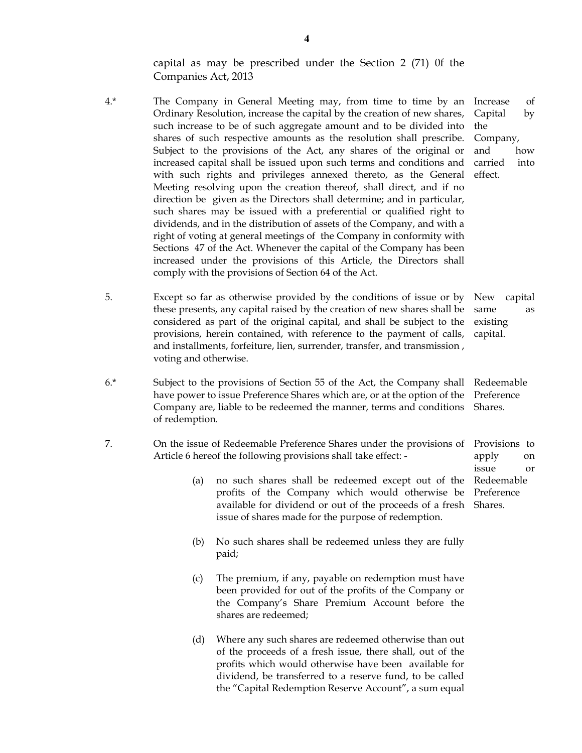capital as may be prescribed under the Section 2 (71) 0f the Companies Act, 2013

4.* **Increase of Capital by the Company, and how carried into effect.** The Company in General Meeting may, from time to time by an Ordinary Resolution, increase the capital by the creation of new shares, such increase to be of such aggregate amount and to be divided into shares of such respective amounts as the resolution shall prescribe. Subject to the provisions of the Act, any shares of the original or increased capital shall be issued upon such terms and conditions and with such rights and privileges annexed thereto, as the General Meeting resolving upon the creation thereof, shall direct, and if no direction be given as the Directors shall determine; and in particular, such shares may be issued with a preferential or qualified right to dividends, and in the distribution of assets of the Company, and with a right of voting at general meetings of the Company in conformity with Sections 47 of the Act. Whenever the capital of the Company has been increased under the provisions of this Article, the Directors shall comply with the provisions of Section 64 of the Act.

5. **New capital same as existing capital.** Except so far as otherwise provided by the conditions of issue or by these presents, any capital raised by the creation of new shares shall be considered as part of the original capital, and shall be subject to the provisions, herein contained, with reference to the payment of calls, and installments, forfeiture, lien, surrender, transfer, and transmission , voting and otherwise.

6.* **Redeemable Preference Shares.** Subject to the provisions of Section 55 of the Act, the Company shall have power to issue Preference Shares which are, or at the option of the Company are, liable to be redeemed the manner, terms and conditions of redemption.

7. **Provisions to apply on issue or Redeemable Preference Shares.** On the issue of Redeemable Preference Shares under the provisions of Article 6 hereof the following provisions shall take effect: -

(a) no such shares shall be redeemed except out of the profits of the Company which would otherwise be available for dividend or out of the proceeds of a fresh issue of shares made for the purpose of redemption.

(b) No such shares shall be redeemed unless they are fully paid;

(c) The premium, if any, payable on redemption must have been provided for out of the profits of the Company or the Company's Share Premium Account before the shares are redeemed;

(d) Where any such shares are redeemed otherwise than out of the proceeds of a fresh issue, there shall, out of the profits which would otherwise have been available for dividend, be transferred to a reserve fund, to be called the "Capital Redemption Reserve Account", a sum equal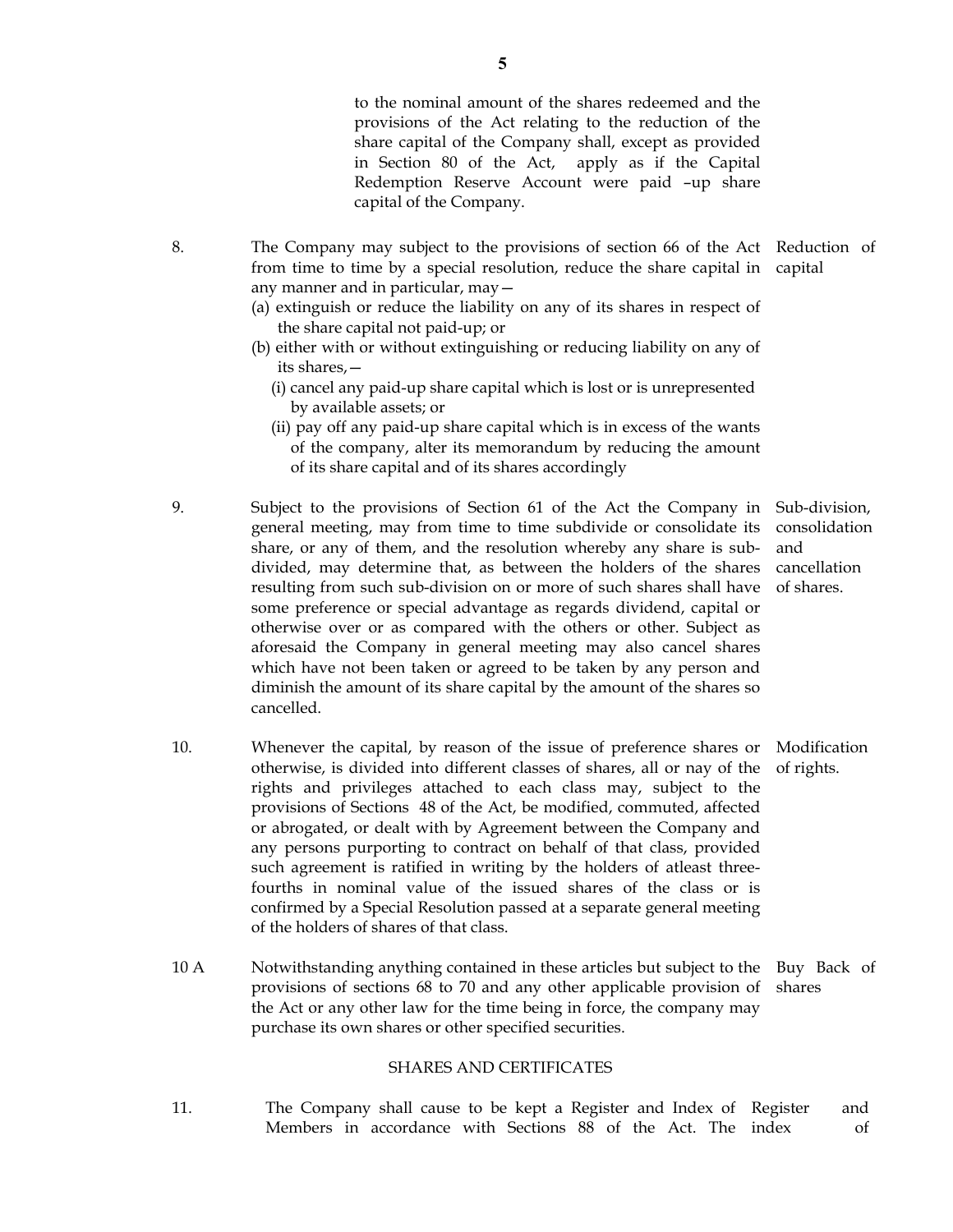to the nominal amount of the shares redeemed and the provisions of the Act relating to the reduction of the share capital of the Company shall, except as provided in Section 80 of the Act, apply as if the Capital Redemption Reserve Account were paid –up share capital of the Company.

8. **Reduction of capital** — The Company may subject to the provisions of section 66 of the Act from time to time by a special resolution, reduce the share capital in any manner and in particular, may—

(a) extinguish or reduce the liability on any of its shares in respect of the share capital not paid-up; or

(b) either with or without extinguishing or reducing liability on any of its shares,—

(i) cancel any paid-up share capital which is lost or is unrepresented by available assets; or

(ii) pay off any paid-up share capital which is in excess of the wants of the company, alter its memorandum by reducing the amount of its share capital and of its shares accordingly

9. **Sub-division, consolidation and cancellation of shares.** — Subject to the provisions of Section 61 of the Act the Company in general meeting, may from time to time subdivide or consolidate its share, or any of them, and the resolution whereby any share is sub-divided, may determine that, as between the holders of the shares resulting from such sub-division on or more of such shares shall have some preference or special advantage as regards dividend, capital or otherwise over or as compared with the others or other. Subject as aforesaid the Company in general meeting may also cancel shares which have not been taken or agreed to be taken by any person and diminish the amount of its share capital by the amount of the shares so cancelled.

10. **Modification of rights.** — Whenever the capital, by reason of the issue of preference shares or otherwise, is divided into different classes of shares, all or nay of the rights and privileges attached to each class may, subject to the provisions of Sections 48 of the Act, be modified, commuted, affected or abrogated, or dealt with by Agreement between the Company and any persons purporting to contract on behalf of that class, provided such agreement is ratified in writing by the holders of atleast three-fourths in nominal value of the issued shares of the class or is confirmed by a Special Resolution passed at a separate general meeting of the holders of shares of that class.

10 A **Buy Back of shares** — Notwithstanding anything contained in these articles but subject to the provisions of sections 68 to 70 and any other applicable provision of the Act or any other law for the time being in force, the company may purchase its own shares or other specified securities.

## SHARES AND CERTIFICATES

11. **Register and index of** — The Company shall cause to be kept a Register and Index of Members in accordance with Sections 88 of the Act. The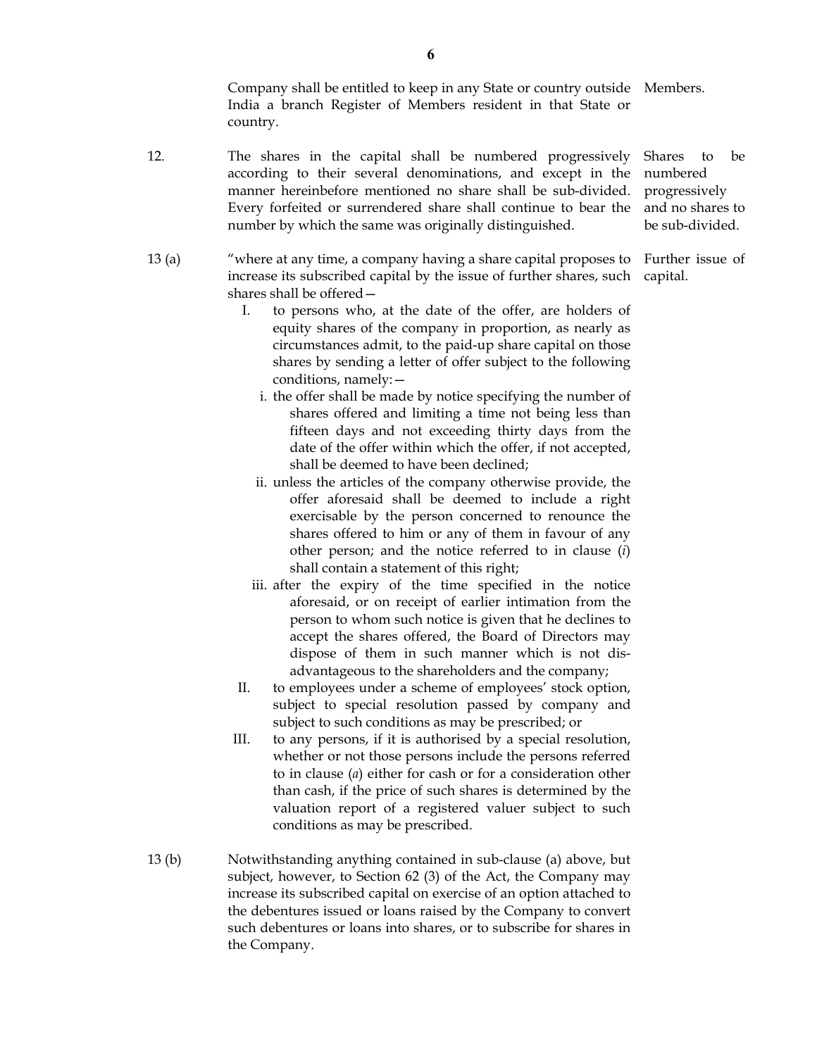Company shall be entitled to keep in any State or country outside India a branch Register of Members resident in that State or country. Members.

12. **Shares to be numbered progressively and no shares to be sub-divided.** The shares in the capital shall be numbered progressively according to their several denominations, and except in the manner hereinbefore mentioned no share shall be sub-divided. Every forfeited or surrendered share shall continue to bear the number by which the same was originally distinguished.

13 (a) **Further issue of capital.** "where at any time, a company having a share capital proposes to increase its subscribed capital by the issue of further shares, such shares shall be offered—

I. to persons who, at the date of the offer, are holders of equity shares of the company in proportion, as nearly as circumstances admit, to the paid-up share capital on those shares by sending a letter of offer subject to the following conditions, namely:—

   i. the offer shall be made by notice specifying the number of shares offered and limiting a time not being less than fifteen days and not exceeding thirty days from the date of the offer within which the offer, if not accepted, shall be deemed to have been declined;

   ii. unless the articles of the company otherwise provide, the offer aforesaid shall be deemed to include a right exercisable by the person concerned to renounce the shares offered to him or any of them in favour of any other person; and the notice referred to in clause (*i*) shall contain a statement of this right;

   iii. after the expiry of the time specified in the notice aforesaid, or on receipt of earlier intimation from the person to whom such notice is given that he declines to accept the shares offered, the Board of Directors may dispose of them in such manner which is not dis-advantageous to the shareholders and the company;

II. to employees under a scheme of employees' stock option, subject to special resolution passed by company and subject to such conditions as may be prescribed; or

III. to any persons, if it is authorised by a special resolution, whether or not those persons include the persons referred to in clause (*a*) either for cash or for a consideration other than cash, if the price of such shares is determined by the valuation report of a registered valuer subject to such conditions as may be prescribed.

13 (b) Notwithstanding anything contained in sub-clause (a) above, but subject, however, to Section 62 (3) of the Act, the Company may increase its subscribed capital on exercise of an option attached to the debentures issued or loans raised by the Company to convert such debentures or loans into shares, or to subscribe for shares in the Company.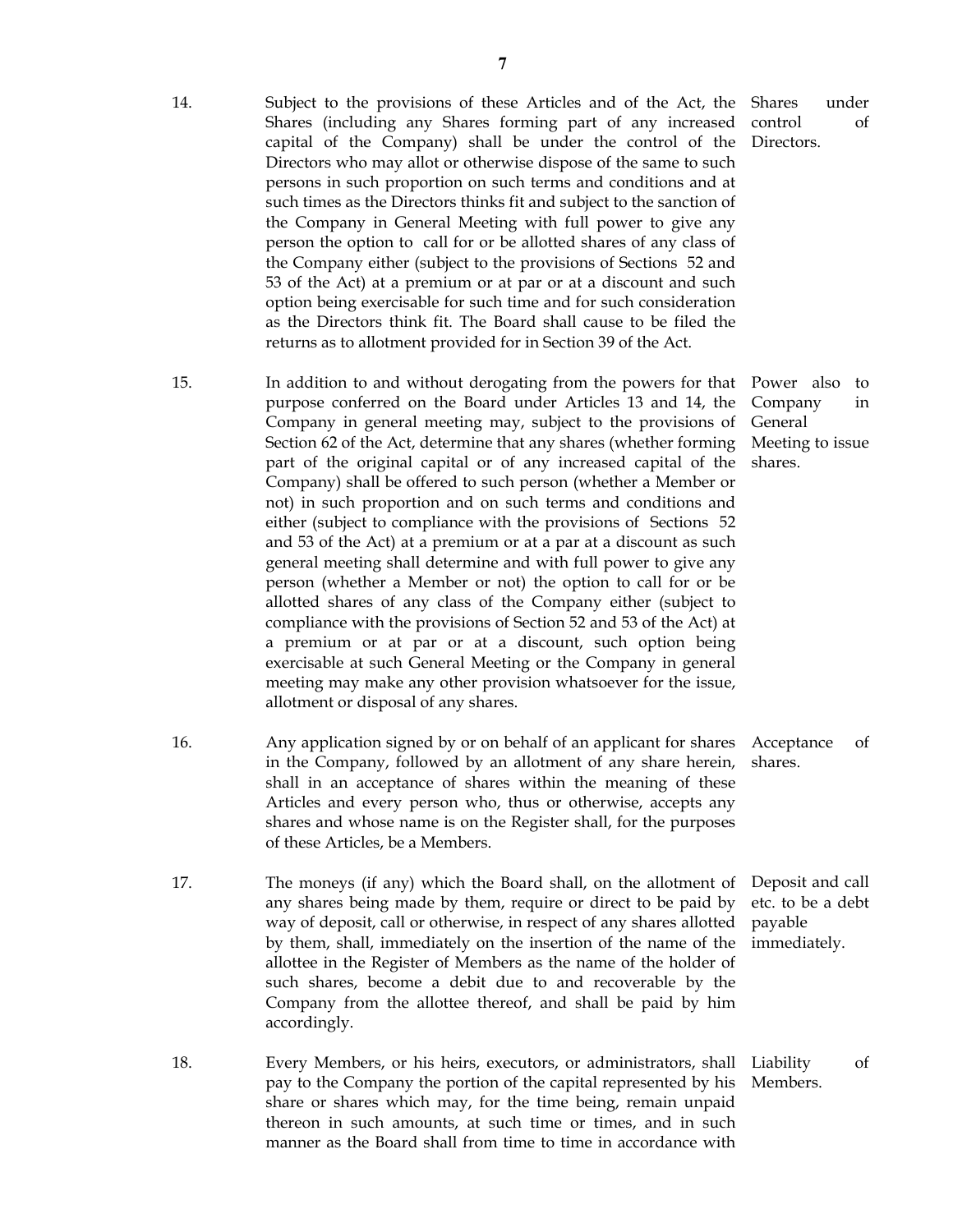14. Subject to the provisions of these Articles and of the Act, the Shares (including any Shares forming part of any increased capital of the Company) shall be under the control of the Directors who may allot or otherwise dispose of the same to such persons in such proportion on such terms and conditions and at such times as the Directors thinks fit and subject to the sanction of the Company in General Meeting with full power to give any person the option to call for or be allotted shares of any class of the Company either (subject to the provisions of Sections 52 and 53 of the Act) at a premium or at par or at a discount and such option being exercisable for such time and for such consideration as the Directors think fit. The Board shall cause to be filed the returns as to allotment provided for in Section 39 of the Act.

*Shares under control of Directors.*

15. In addition to and without derogating from the powers for that purpose conferred on the Board under Articles 13 and 14, the Company in general meeting may, subject to the provisions of Section 62 of the Act, determine that any shares (whether forming part of the original capital or of any increased capital of the Company) shall be offered to such person (whether a Member or not) in such proportion and on such terms and conditions and either (subject to compliance with the provisions of Sections 52 and 53 of the Act) at a premium or at a par at a discount as such general meeting shall determine and with full power to give any person (whether a Member or not) the option to call for or be allotted shares of any class of the Company either (subject to compliance with the provisions of Section 52 and 53 of the Act) at a premium or at par or at a discount, such option being exercisable at such General Meeting or the Company in general meeting may make any other provision whatsoever for the issue, allotment or disposal of any shares.

*Power also to Company in General Meeting to issue shares.*

16. Any application signed by or on behalf of an applicant for shares in the Company, followed by an allotment of any share herein, shall in an acceptance of shares within the meaning of these Articles and every person who, thus or otherwise, accepts any shares and whose name is on the Register shall, for the purposes of these Articles, be a Members.

*Acceptance of shares.*

17. The moneys (if any) which the Board shall, on the allotment of any shares being made by them, require or direct to be paid by way of deposit, call or otherwise, in respect of any shares allotted by them, shall, immediately on the insertion of the name of the allottee in the Register of Members as the name of the holder of such shares, become a debit due to and recoverable by the Company from the allottee thereof, and shall be paid by him accordingly.

*Deposit and call etc. to be a debt payable immediately.*

18. Every Members, or his heirs, executors, or administrators, shall pay to the Company the portion of the capital represented by his share or shares which may, for the time being, remain unpaid thereon in such amounts, at such time or times, and in such manner as the Board shall from time to time in accordance with

*Liability of Members.*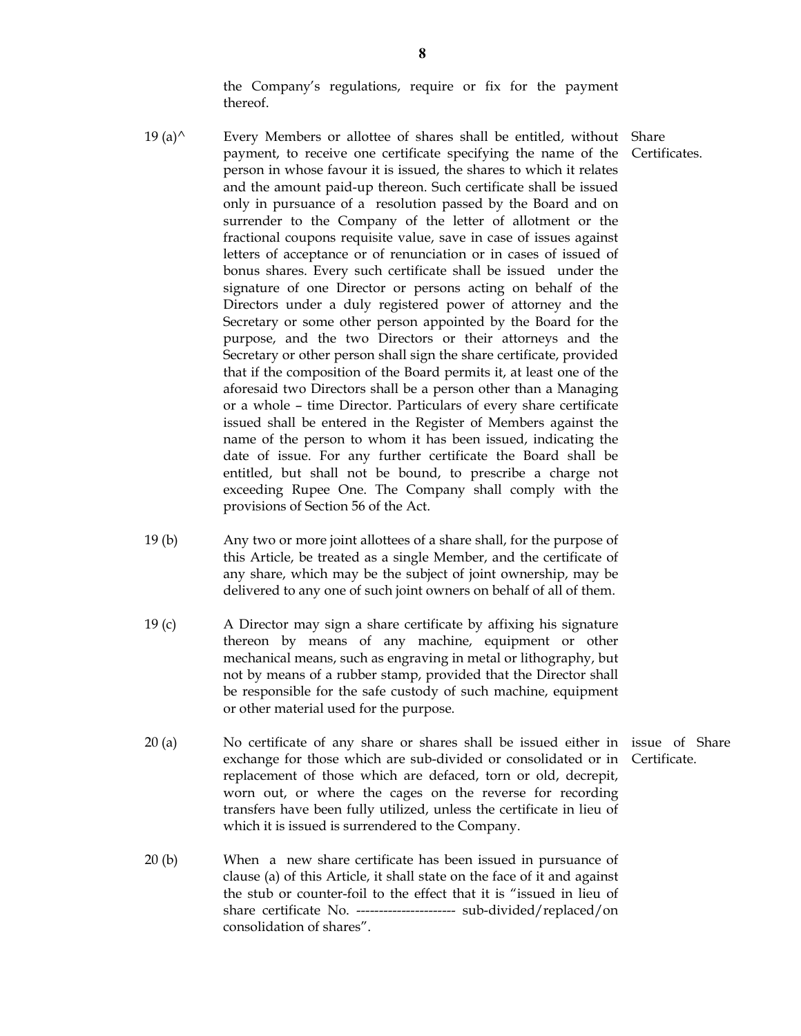the Company's regulations, require or fix for the payment thereof.

19 (a)^ Every Members or allottee of shares shall be entitled, without payment, to receive one certificate specifying the name of the person in whose favour it is issued, the shares to which it relates and the amount paid-up thereon. Such certificate shall be issued only in pursuance of a resolution passed by the Board and on surrender to the Company of the letter of allotment or the fractional coupons requisite value, save in case of issues against letters of acceptance or of renunciation or in cases of issued of bonus shares. Every such certificate shall be issued under the signature of one Director or persons acting on behalf of the Directors under a duly registered power of attorney and the Secretary or some other person appointed by the Board for the purpose, and the two Directors or their attorneys and the Secretary or other person shall sign the share certificate, provided that if the composition of the Board permits it, at least one of the aforesaid two Directors shall be a person other than a Managing or a whole – time Director. Particulars of every share certificate issued shall be entered in the Register of Members against the name of the person to whom it has been issued, indicating the date of issue. For any further certificate the Board shall be entitled, but shall not be bound, to prescribe a charge not exceeding Rupee One. The Company shall comply with the provisions of Section 56 of the Act. *Share Certificates.*

19 (b) Any two or more joint allottees of a share shall, for the purpose of this Article, be treated as a single Member, and the certificate of any share, which may be the subject of joint ownership, may be delivered to any one of such joint owners on behalf of all of them.

19 (c) A Director may sign a share certificate by affixing his signature thereon by means of any machine, equipment or other mechanical means, such as engraving in metal or lithography, but not by means of a rubber stamp, provided that the Director shall be responsible for the safe custody of such machine, equipment or other material used for the purpose.

20 (a) No certificate of any share or shares shall be issued either in exchange for those which are sub-divided or consolidated or in replacement of those which are defaced, torn or old, decrepit, worn out, or where the cages on the reverse for recording transfers have been fully utilized, unless the certificate in lieu of which it is issued is surrendered to the Company. *issue of Share Certificate.*

20 (b) When a new share certificate has been issued in pursuance of clause (a) of this Article, it shall state on the face of it and against the stub or counter-foil to the effect that it is "issued in lieu of share certificate No. ---------------------- sub-divided/replaced/on consolidation of shares".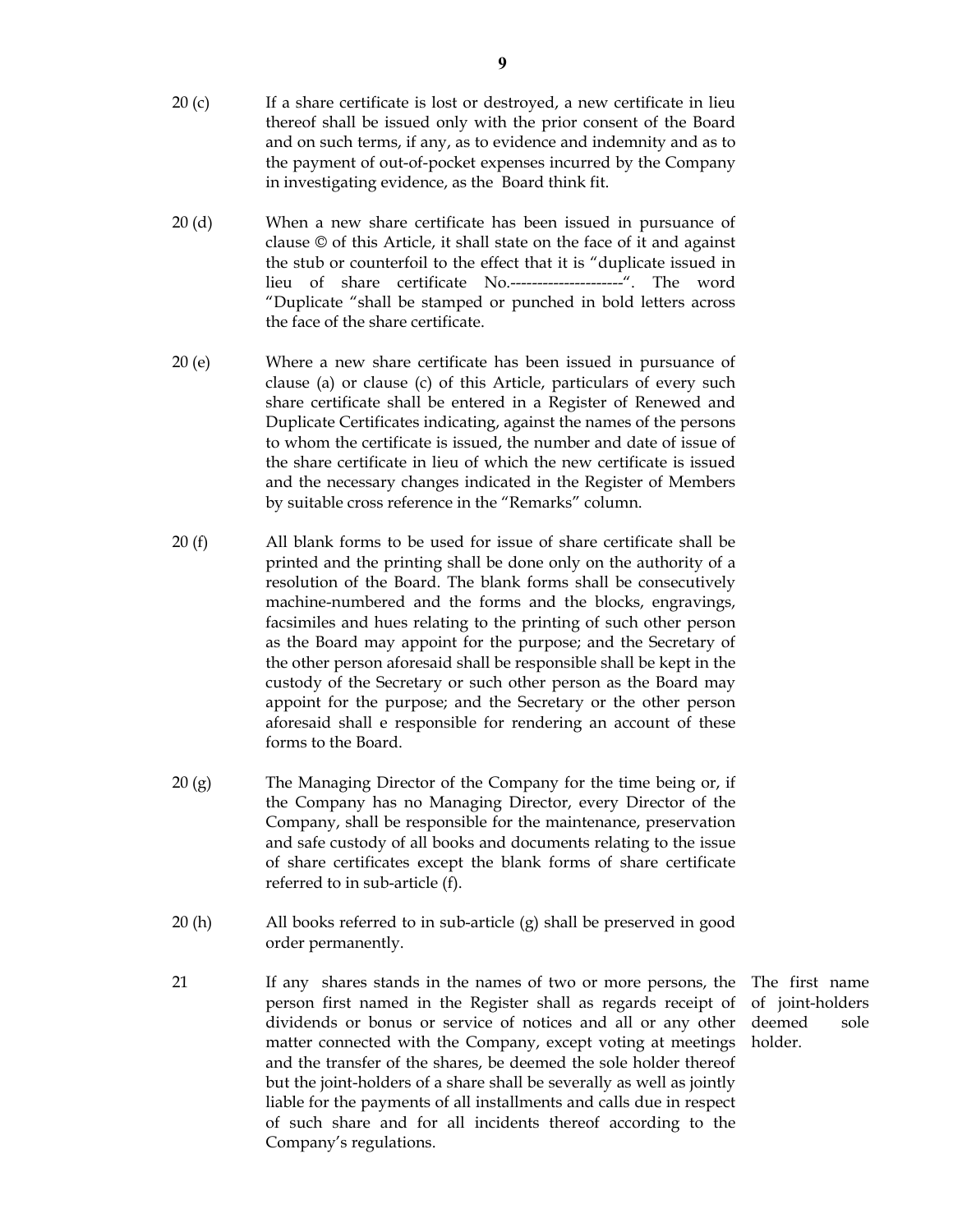20 (c) If a share certificate is lost or destroyed, a new certificate in lieu thereof shall be issued only with the prior consent of the Board and on such terms, if any, as to evidence and indemnity and as to the payment of out-of-pocket expenses incurred by the Company in investigating evidence, as the Board think fit.

20 (d) When a new share certificate has been issued in pursuance of clause © of this Article, it shall state on the face of it and against the stub or counterfoil to the effect that it is "duplicate issued in lieu of share certificate No.---------------------". The word "Duplicate "shall be stamped or punched in bold letters across the face of the share certificate.

20 (e) Where a new share certificate has been issued in pursuance of clause (a) or clause (c) of this Article, particulars of every such share certificate shall be entered in a Register of Renewed and Duplicate Certificates indicating, against the names of the persons to whom the certificate is issued, the number and date of issue of the share certificate in lieu of which the new certificate is issued and the necessary changes indicated in the Register of Members by suitable cross reference in the "Remarks" column.

20 (f) All blank forms to be used for issue of share certificate shall be printed and the printing shall be done only on the authority of a resolution of the Board. The blank forms shall be consecutively machine-numbered and the forms and the blocks, engravings, facsimiles and hues relating to the printing of such other person as the Board may appoint for the purpose; and the Secretary of the other person aforesaid shall be responsible shall be kept in the custody of the Secretary or such other person as the Board may appoint for the purpose; and the Secretary or the other person aforesaid shall e responsible for rendering an account of these forms to the Board.

20 (g) The Managing Director of the Company for the time being or, if the Company has no Managing Director, every Director of the Company, shall be responsible for the maintenance, preservation and safe custody of all books and documents relating to the issue of share certificates except the blank forms of share certificate referred to in sub-article (f).

20 (h) All books referred to in sub-article (g) shall be preserved in good order permanently.

21 If any shares stands in the names of two or more persons, the person first named in the Register shall as regards receipt of dividends or bonus or service of notices and all or any other matter connected with the Company, except voting at meetings and the transfer of the shares, be deemed the sole holder thereof but the joint-holders of a share shall be severally as well as jointly liable for the payments of all installments and calls due in respect of such share and for all incidents thereof according to the Company's regulations.

*The first name of joint-holders deemed sole holder.*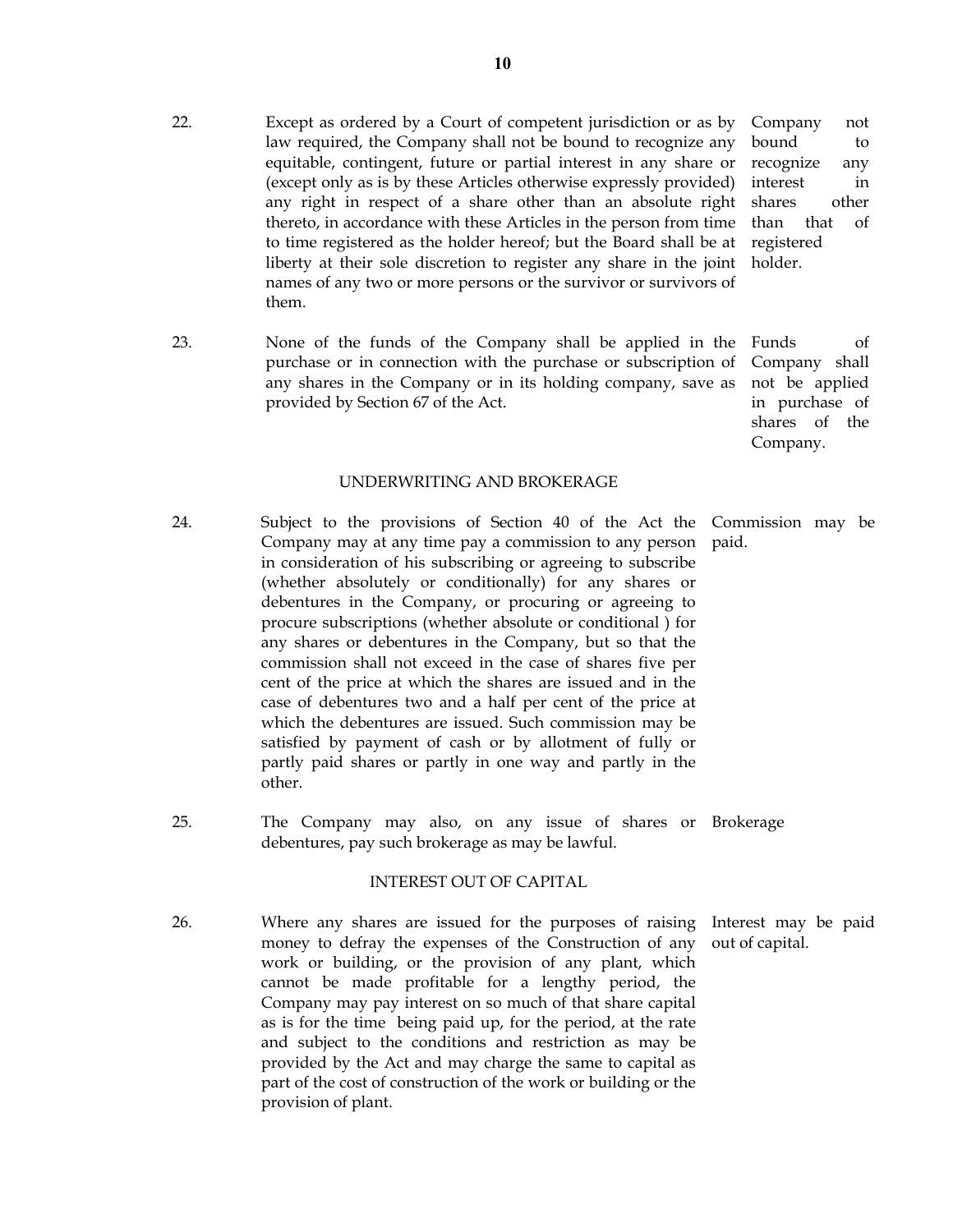22. Except as ordered by a Court of competent jurisdiction or as by law required, the Company shall not be bound to recognize any equitable, contingent, future or partial interest in any share or (except only as is by these Articles otherwise expressly provided) any right in respect of a share other than an absolute right thereto, in accordance with these Articles in the person from time to time registered as the holder hereof; but the Board shall be at liberty at their sole discretion to register any share in the joint names of any two or more persons or the survivor or survivors of them.

*Company not bound to recognize any interest in shares other than that of registered holder.*

23. None of the funds of the Company shall be applied in the purchase or in connection with the purchase or subscription of any shares in the Company or in its holding company, save as provided by Section 67 of the Act.

*Funds of Company shall not be applied in purchase of shares of the Company.*

## UNDERWRITING AND BROKERAGE

24. Subject to the provisions of Section 40 of the Act the Company may at any time pay a commission to any person in consideration of his subscribing or agreeing to subscribe (whether absolutely or conditionally) for any shares or debentures in the Company, or procuring or agreeing to procure subscriptions (whether absolute or conditional ) for any shares or debentures in the Company, but so that the commission shall not exceed in the case of shares five per cent of the price at which the shares are issued and in the case of debentures two and a half per cent of the price at which the debentures are issued. Such commission may be satisfied by payment of cash or by allotment of fully or partly paid shares or partly in one way and partly in the other.

*Commission may be paid.*

25. The Company may also, on any issue of shares or debentures, pay such brokerage as may be lawful.

*Brokerage*

## INTEREST OUT OF CAPITAL

26. Where any shares are issued for the purposes of raising money to defray the expenses of the Construction of any work or building, or the provision of any plant, which cannot be made profitable for a lengthy period, the Company may pay interest on so much of that share capital as is for the time being paid up, for the period, at the rate and subject to the conditions and restriction as may be provided by the Act and may charge the same to capital as part of the cost of construction of the work or building or the provision of plant.

*Interest may be paid out of capital.*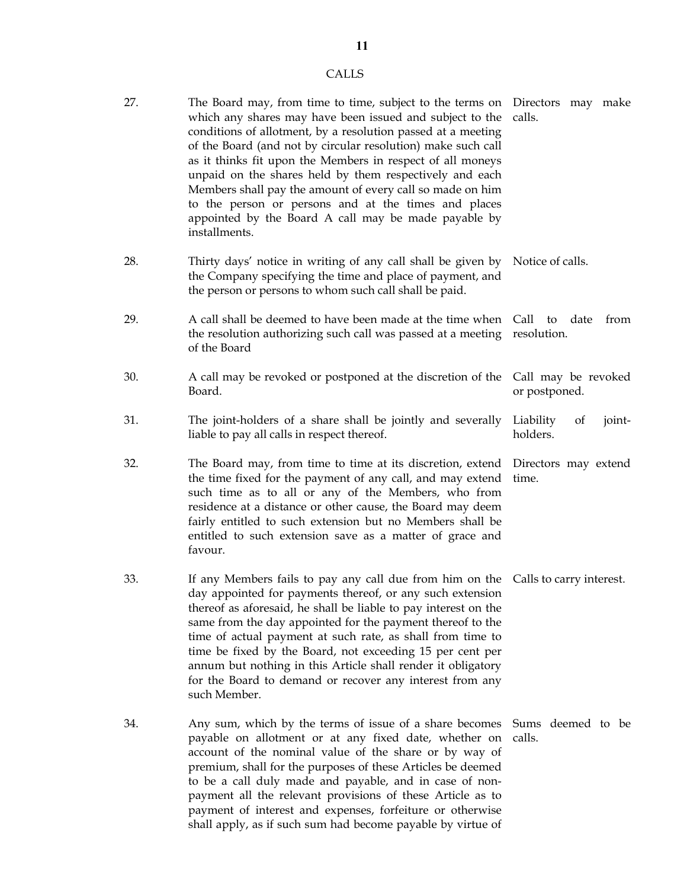## CALLS

27. The Board may, from time to time, subject to the terms on which any shares may have been issued and subject to the conditions of allotment, by a resolution passed at a meeting of the Board (and not by circular resolution) make such call as it thinks fit upon the Members in respect of all moneys unpaid on the shares held by them respectively and each Members shall pay the amount of every call so made on him to the person or persons and at the times and places appointed by the Board A call may be made payable by installments.

   *Directors may make calls.*

28. Thirty days' notice in writing of any call shall be given by the Company specifying the time and place of payment, and the person or persons to whom such call shall be paid.

   *Notice of calls.*

29. A call shall be deemed to have been made at the time when the resolution authorizing such call was passed at a meeting of the Board

   *Call to date from resolution.*

30. A call may be revoked or postponed at the discretion of the Board.

   *Call may be revoked or postponed.*

31. The joint-holders of a share shall be jointly and severally liable to pay all calls in respect thereof.

   *Liability of joint-holders.*

32. The Board may, from time to time at its discretion, extend the time fixed for the payment of any call, and may extend such time as to all or any of the Members, who from residence at a distance or other cause, the Board may deem fairly entitled to such extension but no Members shall be entitled to such extension save as a matter of grace and favour.

   *Directors may extend time.*

33. If any Members fails to pay any call due from him on the day appointed for payments thereof, or any such extension thereof as aforesaid, he shall be liable to pay interest on the same from the day appointed for the payment thereof to the time of actual payment at such rate, as shall from time to time be fixed by the Board, not exceeding 15 per cent per annum but nothing in this Article shall render it obligatory for the Board to demand or recover any interest from any such Member.

   *Calls to carry interest.*

34. Any sum, which by the terms of issue of a share becomes payable on allotment or at any fixed date, whether on account of the nominal value of the share or by way of premium, shall for the purposes of these Articles be deemed to be a call duly made and payable, and in case of non-payment all the relevant provisions of these Article as to payment of interest and expenses, forfeiture or otherwise shall apply, as if such sum had become payable by virtue of

   *Sums deemed to be calls.*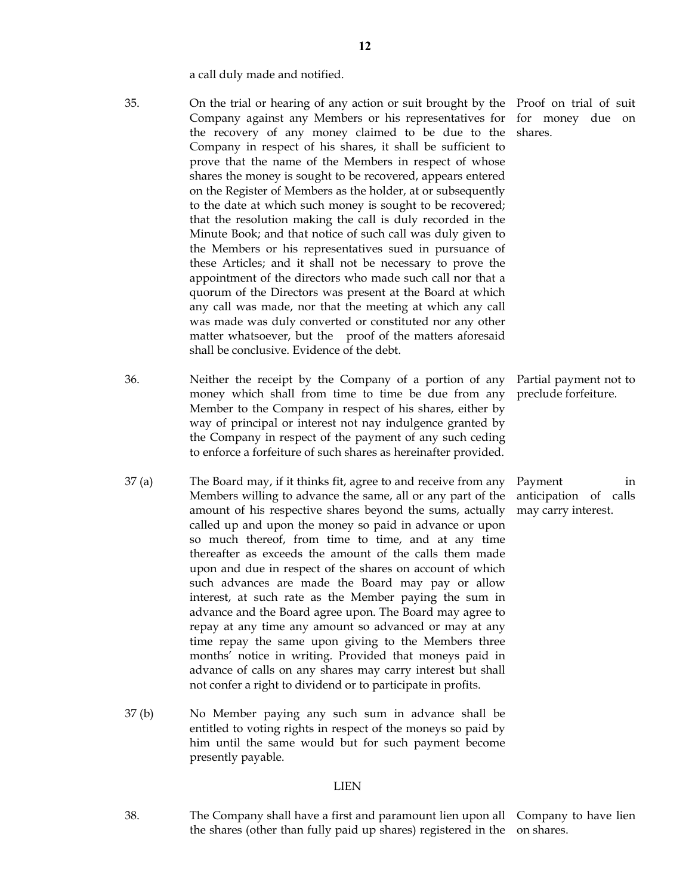a call duly made and notified.

35. **Proof on trial of suit for money due on shares.** On the trial or hearing of any action or suit brought by the Company against any Members or his representatives for the recovery of any money claimed to be due to the Company in respect of his shares, it shall be sufficient to prove that the name of the Members in respect of whose shares the money is sought to be recovered, appears entered on the Register of Members as the holder, at or subsequently to the date at which such money is sought to be recovered; that the resolution making the call is duly recorded in the Minute Book; and that notice of such call was duly given to the Members or his representatives sued in pursuance of these Articles; and it shall not be necessary to prove the appointment of the directors who made such call nor that a quorum of the Directors was present at the Board at which any call was made, nor that the meeting at which any call was made was duly converted or constituted nor any other matter whatsoever, but the proof of the matters aforesaid shall be conclusive. Evidence of the debt.

36. **Partial payment not to preclude forfeiture.** Neither the receipt by the Company of a portion of any money which shall from time to time be due from any Member to the Company in respect of his shares, either by way of principal or interest not nay indulgence granted by the Company in respect of the payment of any such ceding to enforce a forfeiture of such shares as hereinafter provided.

37 (a) **Payment in anticipation of calls may carry interest.** The Board may, if it thinks fit, agree to and receive from any Members willing to advance the same, all or any part of the amount of his respective shares beyond the sums, actually called up and upon the money so paid in advance or upon so much thereof, from time to time, and at any time thereafter as exceeds the amount of the calls them made upon and due in respect of the shares on account of which such advances are made the Board may pay or allow interest, at such rate as the Member paying the sum in advance and the Board agree upon. The Board may agree to repay at any time any amount so advanced or may at any time repay the same upon giving to the Members three months' notice in writing. Provided that moneys paid in advance of calls on any shares may carry interest but shall not confer a right to dividend or to participate in profits.

37 (b) No Member paying any such sum in advance shall be entitled to voting rights in respect of the moneys so paid by him until the same would but for such payment become presently payable.

## LIEN

38. **Company to have lien on shares.** The Company shall have a first and paramount lien upon all the shares (other than fully paid up shares) registered in the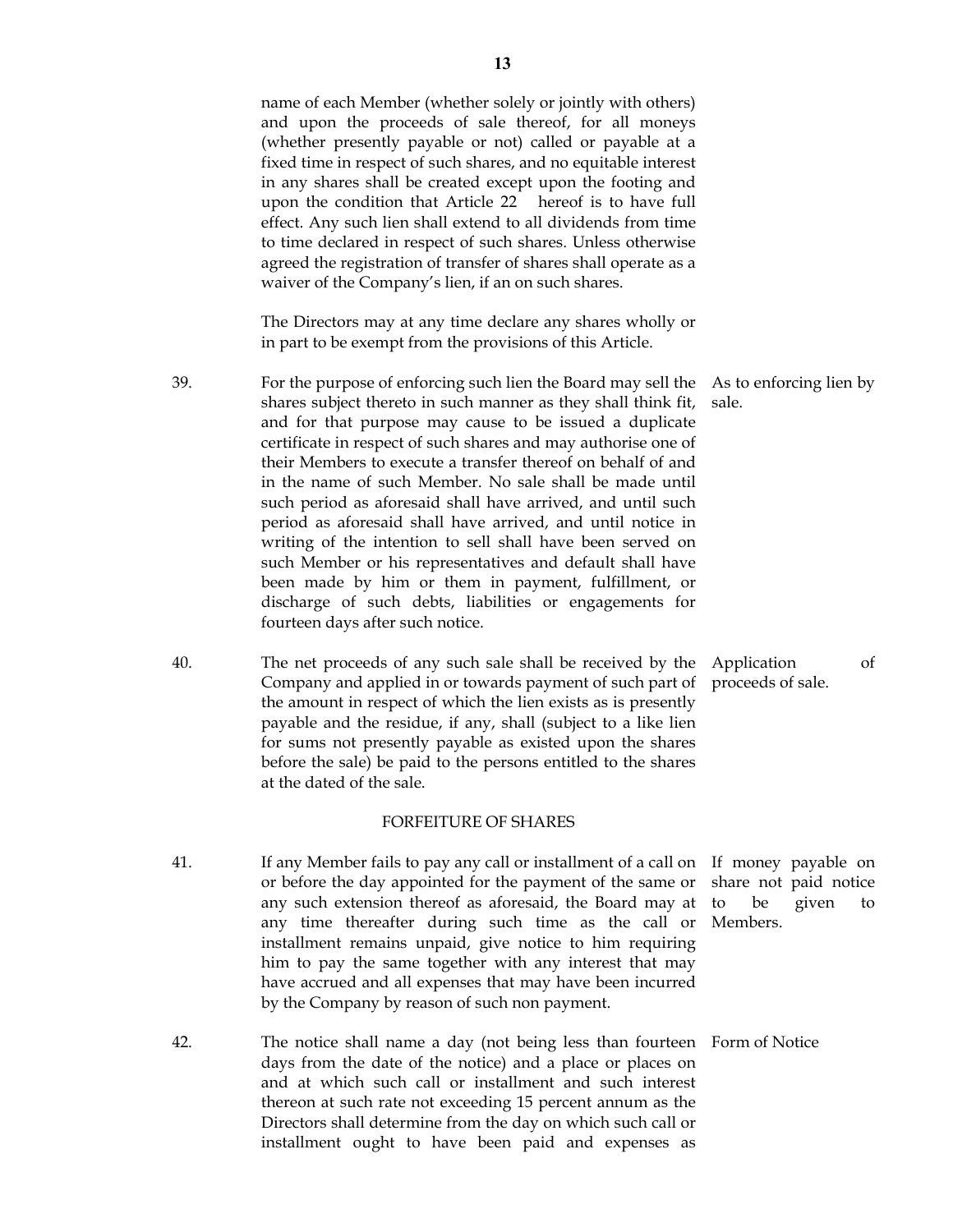name of each Member (whether solely or jointly with others) and upon the proceeds of sale thereof, for all moneys (whether presently payable or not) called or payable at a fixed time in respect of such shares, and no equitable interest in any shares shall be created except upon the footing and upon the condition that Article 22 hereof is to have full effect. Any such lien shall extend to all dividends from time to time declared in respect of such shares. Unless otherwise agreed the registration of transfer of shares shall operate as a waiver of the Company's lien, if an on such shares.

The Directors may at any time declare any shares wholly or in part to be exempt from the provisions of this Article.

39. *As to enforcing lien by sale.* For the purpose of enforcing such lien the Board may sell the shares subject thereto in such manner as they shall think fit, and for that purpose may cause to be issued a duplicate certificate in respect of such shares and may authorise one of their Members to execute a transfer thereof on behalf of and in the name of such Member. No sale shall be made until such period as aforesaid shall have arrived, and until such period as aforesaid shall have arrived, and until notice in writing of the intention to sell shall have been served on such Member or his representatives and default shall have been made by him or them in payment, fulfillment, or discharge of such debts, liabilities or engagements for fourteen days after such notice.

40. *Application of proceeds of sale.* The net proceeds of any such sale shall be received by the Company and applied in or towards payment of such part of the amount in respect of which the lien exists as is presently payable and the residue, if any, shall (subject to a like lien for sums not presently payable as existed upon the shares before the sale) be paid to the persons entitled to the shares at the dated of the sale.

## FORFEITURE OF SHARES

41. *If money payable on share not paid notice to be given to Members.* If any Member fails to pay any call or installment of a call on or before the day appointed for the payment of the same or any such extension thereof as aforesaid, the Board may at any time thereafter during such time as the call or installment remains unpaid, give notice to him requiring him to pay the same together with any interest that may have accrued and all expenses that may have been incurred by the Company by reason of such non payment.

42. *Form of Notice* The notice shall name a day (not being less than fourteen days from the date of the notice) and a place or places on and at which such call or installment and such interest thereon at such rate not exceeding 15 percent annum as the Directors shall determine from the day on which such call or installment ought to have been paid and expenses as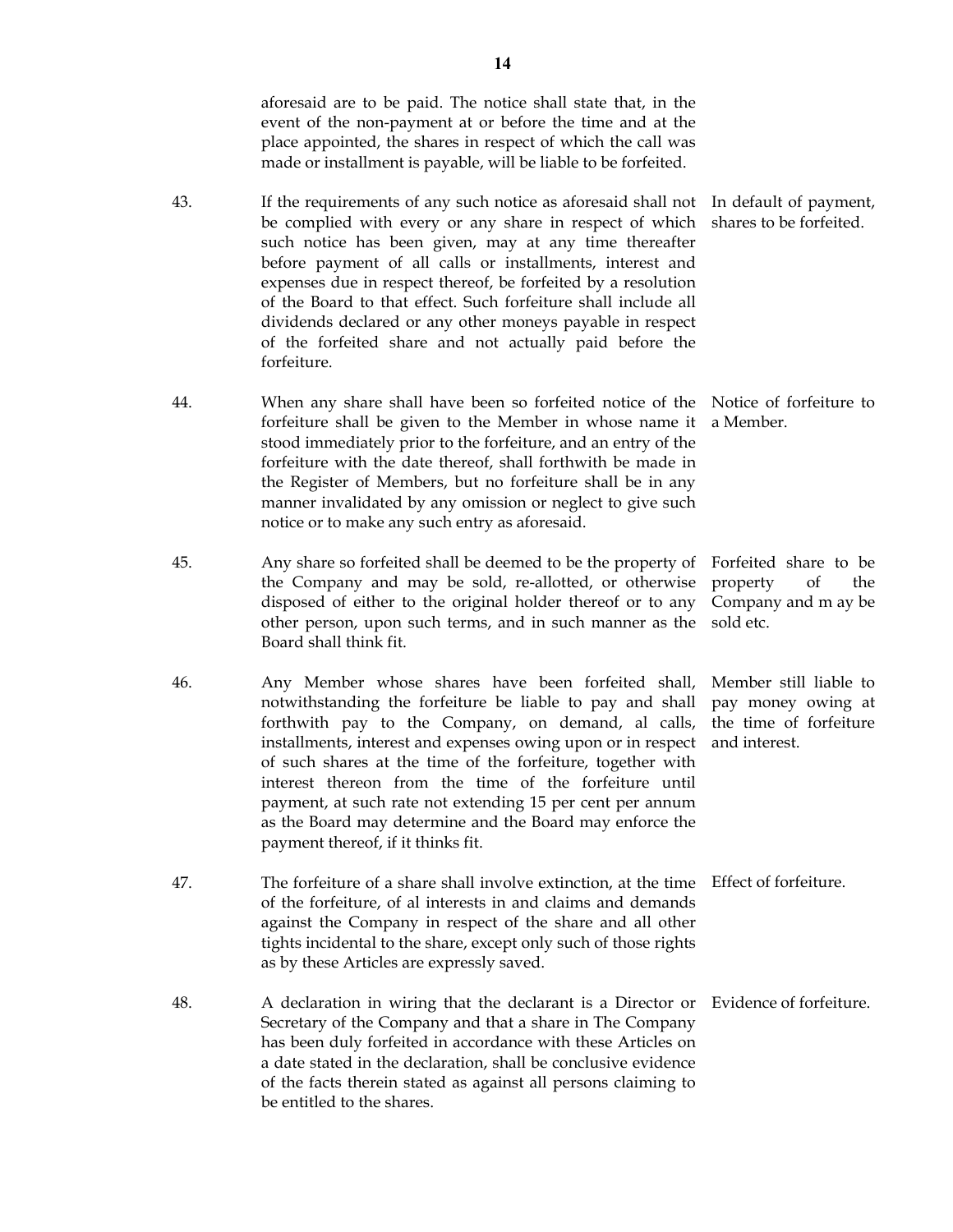aforesaid are to be paid. The notice shall state that, in the event of the non-payment at or before the time and at the place appointed, the shares in respect of which the call was made or installment is payable, will be liable to be forfeited.

43. If the requirements of any such notice as aforesaid shall not be complied with every or any share in respect of which such notice has been given, may at any time thereafter before payment of all calls or installments, interest and expenses due in respect thereof, be forfeited by a resolution of the Board to that effect. Such forfeiture shall include all dividends declared or any other moneys payable in respect of the forfeited share and not actually paid before the forfeiture.

*In default of payment, shares to be forfeited.*

44. When any share shall have been so forfeited notice of the forfeiture shall be given to the Member in whose name it stood immediately prior to the forfeiture, and an entry of the forfeiture with the date thereof, shall forthwith be made in the Register of Members, but no forfeiture shall be in any manner invalidated by any omission or neglect to give such notice or to make any such entry as aforesaid.

*Notice of forfeiture to a Member.*

45. Any share so forfeited shall be deemed to be the property of the Company and may be sold, re-allotted, or otherwise disposed of either to the original holder thereof or to any other person, upon such terms, and in such manner as the Board shall think fit.

*Forfeited share to be property of the Company and m ay be sold etc.*

46. Any Member whose shares have been forfeited shall, notwithstanding the forfeiture be liable to pay and shall forthwith pay to the Company, on demand, al calls, installments, interest and expenses owing upon or in respect of such shares at the time of the forfeiture, together with interest thereon from the time of the forfeiture until payment, at such rate not extending 15 per cent per annum as the Board may determine and the Board may enforce the payment thereof, if it thinks fit.

*Member still liable to pay money owing at the time of forfeiture and interest.*

47. The forfeiture of a share shall involve extinction, at the time of the forfeiture, of al interests in and claims and demands against the Company in respect of the share and all other tights incidental to the share, except only such of those rights as by these Articles are expressly saved.

*Effect of forfeiture.*

48. A declaration in wiring that the declarant is a Director or Secretary of the Company and that a share in The Company has been duly forfeited in accordance with these Articles on a date stated in the declaration, shall be conclusive evidence of the facts therein stated as against all persons claiming to be entitled to the shares.

*Evidence of forfeiture.*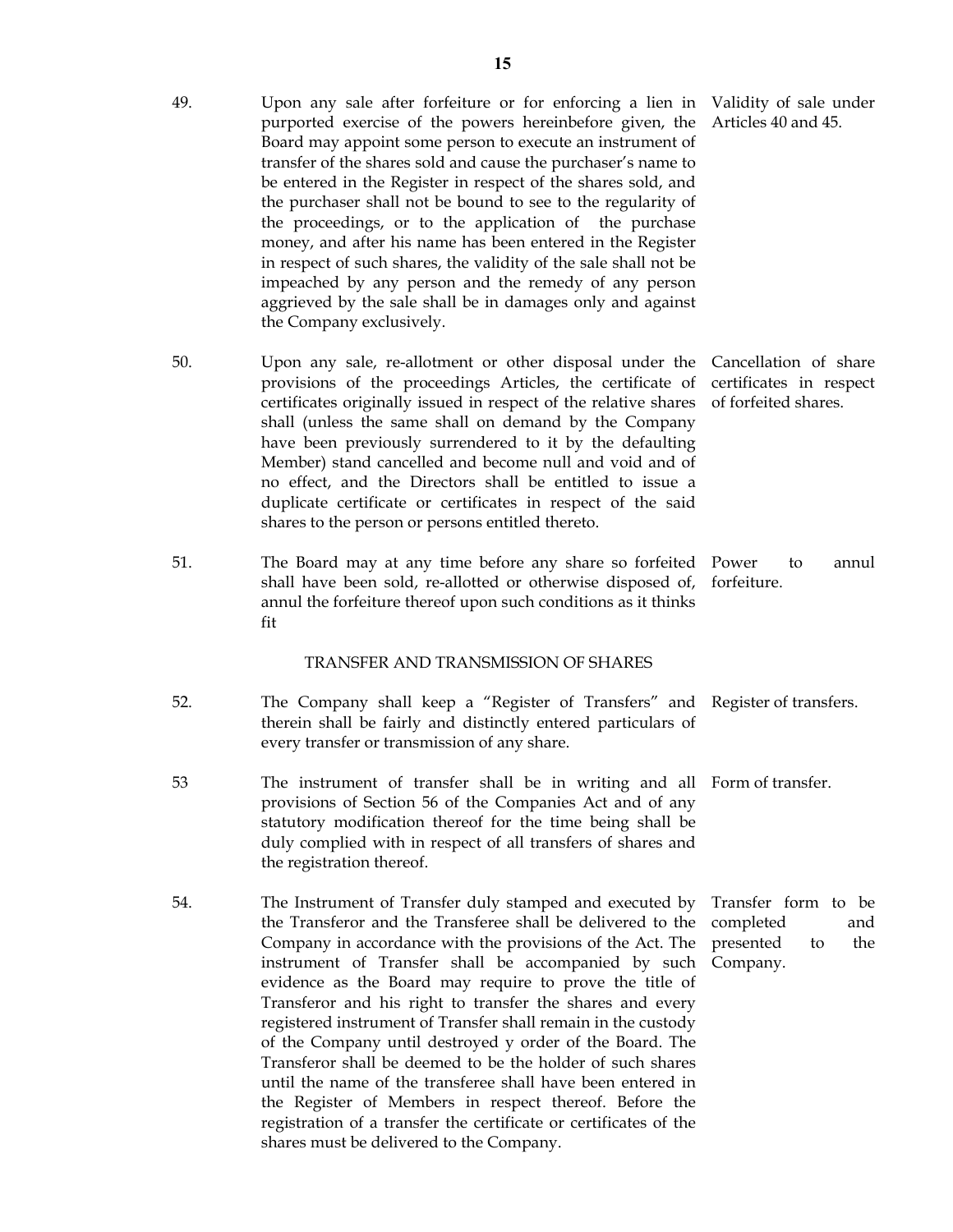49. Upon any sale after forfeiture or for enforcing a lien in purported exercise of the powers hereinbefore given, the Board may appoint some person to execute an instrument of transfer of the shares sold and cause the purchaser's name to be entered in the Register in respect of the shares sold, and the purchaser shall not be bound to see to the regularity of the proceedings, or to the application of the purchase money, and after his name has been entered in the Register in respect of such shares, the validity of the sale shall not be impeached by any person and the remedy of any person aggrieved by the sale shall be in damages only and against the Company exclusively. — *Validity of sale under Articles 40 and 45.*

50. Upon any sale, re-allotment or other disposal under the provisions of the proceedings Articles, the certificate of certificates originally issued in respect of the relative shares shall (unless the same shall on demand by the Company have been previously surrendered to it by the defaulting Member) stand cancelled and become null and void and of no effect, and the Directors shall be entitled to issue a duplicate certificate or certificates in respect of the said shares to the person or persons entitled thereto. — *Cancellation of share certificates in respect of forfeited shares.*

51. The Board may at any time before any share so forfeited shall have been sold, re-allotted or otherwise disposed of, annul the forfeiture thereof upon such conditions as it thinks fit — *Power to annul forfeiture.*

## TRANSFER AND TRANSMISSION OF SHARES

52. The Company shall keep a "Register of Transfers" and therein shall be fairly and distinctly entered particulars of every transfer or transmission of any share. — *Register of transfers.*

53 The instrument of transfer shall be in writing and all provisions of Section 56 of the Companies Act and of any statutory modification thereof for the time being shall be duly complied with in respect of all transfers of shares and the registration thereof. — *Form of transfer.*

54. The Instrument of Transfer duly stamped and executed by the Transferor and the Transferee shall be delivered to the Company in accordance with the provisions of the Act. The instrument of Transfer shall be accompanied by such evidence as the Board may require to prove the title of Transferor and his right to transfer the shares and every registered instrument of Transfer shall remain in the custody of the Company until destroyed y order of the Board. The Transferor shall be deemed to be the holder of such shares until the name of the transferee shall have been entered in the Register of Members in respect thereof. Before the registration of a transfer the certificate or certificates of the shares must be delivered to the Company. — *Transfer form to be completed and presented to the Company.*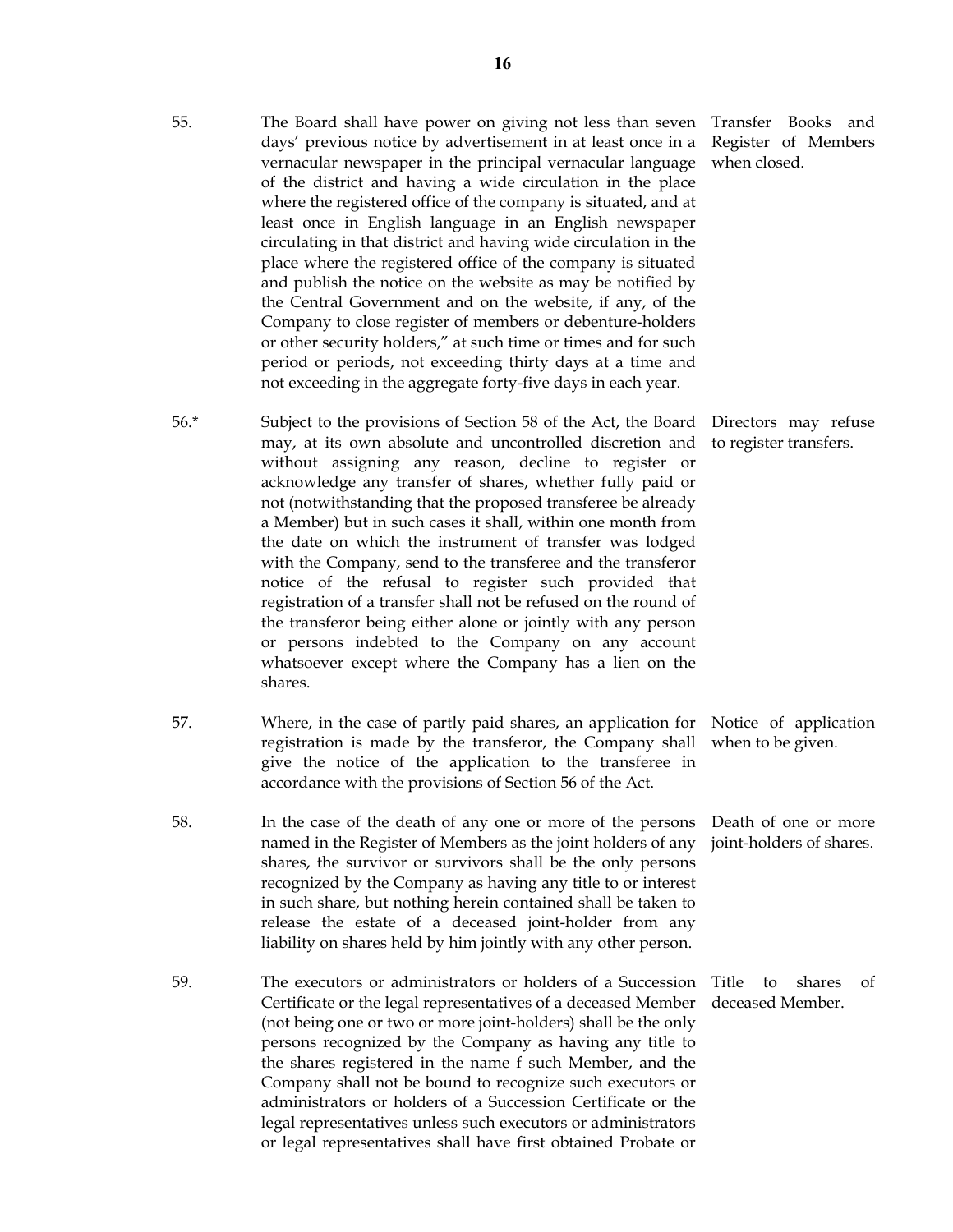55. The Board shall have power on giving not less than seven days' previous notice by advertisement in at least once in a vernacular newspaper in the principal vernacular language of the district and having a wide circulation in the place where the registered office of the company is situated, and at least once in English language in an English newspaper circulating in that district and having wide circulation in the place where the registered office of the company is situated and publish the notice on the website as may be notified by the Central Government and on the website, if any, of the Company to close register of members or debenture-holders or other security holders," at such time or times and for such period or periods, not exceeding thirty days at a time and not exceeding in the aggregate forty-five days in each year.

*Transfer Books and Register of Members when closed.*

56.* Subject to the provisions of Section 58 of the Act, the Board may, at its own absolute and uncontrolled discretion and without assigning any reason, decline to register or acknowledge any transfer of shares, whether fully paid or not (notwithstanding that the proposed transferee be already a Member) but in such cases it shall, within one month from the date on which the instrument of transfer was lodged with the Company, send to the transferee and the transferor notice of the refusal to register such provided that registration of a transfer shall not be refused on the round of the transferor being either alone or jointly with any person or persons indebted to the Company on any account whatsoever except where the Company has a lien on the shares.

*Directors may refuse to register transfers.*

57. Where, in the case of partly paid shares, an application for registration is made by the transferor, the Company shall give the notice of the application to the transferee in accordance with the provisions of Section 56 of the Act.

*Notice of application when to be given.*

58. In the case of the death of any one or more of the persons named in the Register of Members as the joint holders of any shares, the survivor or survivors shall be the only persons recognized by the Company as having any title to or interest in such share, but nothing herein contained shall be taken to release the estate of a deceased joint-holder from any liability on shares held by him jointly with any other person.

*Death of one or more joint-holders of shares.*

59. The executors or administrators or holders of a Succession Certificate or the legal representatives of a deceased Member (not being one or two or more joint-holders) shall be the only persons recognized by the Company as having any title to the shares registered in the name f such Member, and the Company shall not be bound to recognize such executors or administrators or holders of a Succession Certificate or the legal representatives unless such executors or administrators or legal representatives shall have first obtained Probate or

*Title to shares of deceased Member.*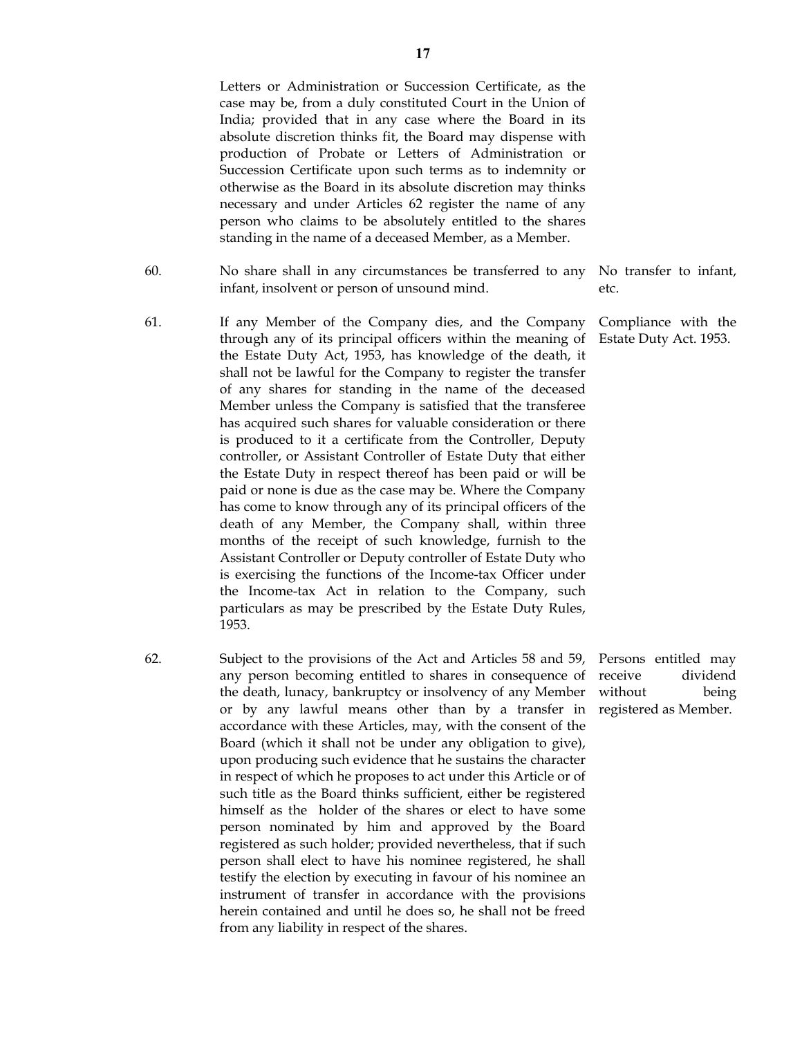Letters or Administration or Succession Certificate, as the case may be, from a duly constituted Court in the Union of India; provided that in any case where the Board in its absolute discretion thinks fit, the Board may dispense with production of Probate or Letters of Administration or Succession Certificate upon such terms as to indemnity or otherwise as the Board in its absolute discretion may thinks necessary and under Articles 62 register the name of any person who claims to be absolutely entitled to the shares standing in the name of a deceased Member, as a Member.

60. No share shall in any circumstances be transferred to any infant, insolvent or person of unsound mind. *No transfer to infant, etc.*

61. If any Member of the Company dies, and the Company through any of its principal officers within the meaning of the Estate Duty Act, 1953, has knowledge of the death, it shall not be lawful for the Company to register the transfer of any shares for standing in the name of the deceased Member unless the Company is satisfied that the transferee has acquired such shares for valuable consideration or there is produced to it a certificate from the Controller, Deputy controller, or Assistant Controller of Estate Duty that either the Estate Duty in respect thereof has been paid or will be paid or none is due as the case may be. Where the Company has come to know through any of its principal officers of the death of any Member, the Company shall, within three months of the receipt of such knowledge, furnish to the Assistant Controller or Deputy controller of Estate Duty who is exercising the functions of the Income-tax Officer under the Income-tax Act in relation to the Company, such particulars as may be prescribed by the Estate Duty Rules, 1953. *Compliance with the Estate Duty Act. 1953.*

62. Subject to the provisions of the Act and Articles 58 and 59, any person becoming entitled to shares in consequence of the death, lunacy, bankruptcy or insolvency of any Member or by any lawful means other than by a transfer in accordance with these Articles, may, with the consent of the Board (which it shall not be under any obligation to give), upon producing such evidence that he sustains the character in respect of which he proposes to act under this Article or of such title as the Board thinks sufficient, either be registered himself as the holder of the shares or elect to have some person nominated by him and approved by the Board registered as such holder; provided nevertheless, that if such person shall elect to have his nominee registered, he shall testify the election by executing in favour of his nominee an instrument of transfer in accordance with the provisions herein contained and until he does so, he shall not be freed from any liability in respect of the shares. *Persons entitled may receive dividend without being registered as Member.*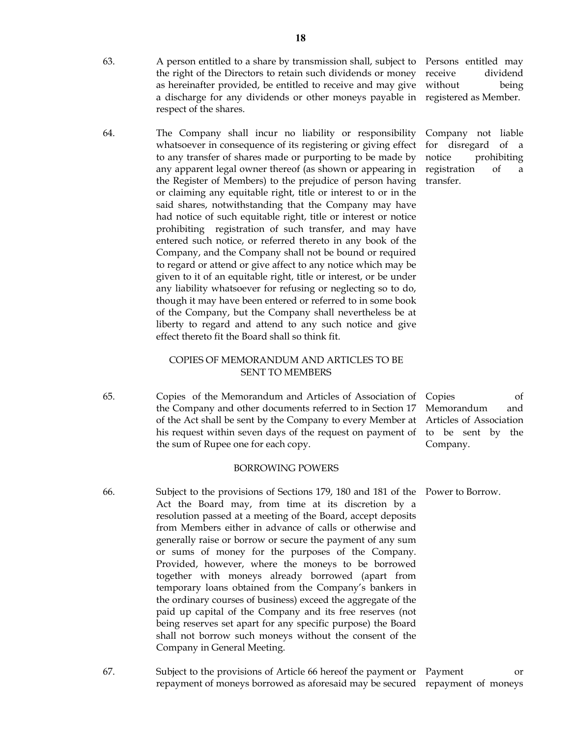63. A person entitled to a share by transmission shall, subject to the right of the Directors to retain such dividends or money as hereinafter provided, be entitled to receive and may give a discharge for any dividends or other moneys payable in respect of the shares.

*Persons entitled may receive dividend without being registered as Member.*

64. The Company shall incur no liability or responsibility whatsoever in consequence of its registering or giving effect to any transfer of shares made or purporting to be made by any apparent legal owner thereof (as shown or appearing in the Register of Members) to the prejudice of person having or claiming any equitable right, title or interest to or in the said shares, notwithstanding that the Company may have had notice of such equitable right, title or interest or notice prohibiting registration of such transfer, and may have entered such notice, or referred thereto in any book of the Company, and the Company shall not be bound or required to regard or attend or give affect to any notice which may be given to it of an equitable right, title or interest, or be under any liability whatsoever for refusing or neglecting so to do, though it may have been entered or referred to in some book of the Company, but the Company shall nevertheless be at liberty to regard and attend to any such notice and give effect thereto fit the Board shall so think fit.

*Company not liable for disregard of a notice prohibiting registration of a transfer.*

## COPIES OF MEMORANDUM AND ARTICLES TO BE SENT TO MEMBERS

65. Copies of the Memorandum and Articles of Association of the Company and other documents referred to in Section 17 of the Act shall be sent by the Company to every Member at his request within seven days of the request on payment of the sum of Rupee one for each copy.

*Copies of Memorandum and Articles of Association to be sent by the Company.*

## BORROWING POWERS

66. Subject to the provisions of Sections 179, 180 and 181 of the Act the Board may, from time at its discretion by a resolution passed at a meeting of the Board, accept deposits from Members either in advance of calls or otherwise and generally raise or borrow or secure the payment of any sum or sums of money for the purposes of the Company. Provided, however, where the moneys to be borrowed together with moneys already borrowed (apart from temporary loans obtained from the Company's bankers in the ordinary courses of business) exceed the aggregate of the paid up capital of the Company and its free reserves (not being reserves set apart for any specific purpose) the Board shall not borrow such moneys without the consent of the Company in General Meeting.

*Power to Borrow.*

67. Subject to the provisions of Article 66 hereof the payment or repayment of moneys borrowed as aforesaid may be secured

*Payment or repayment of moneys*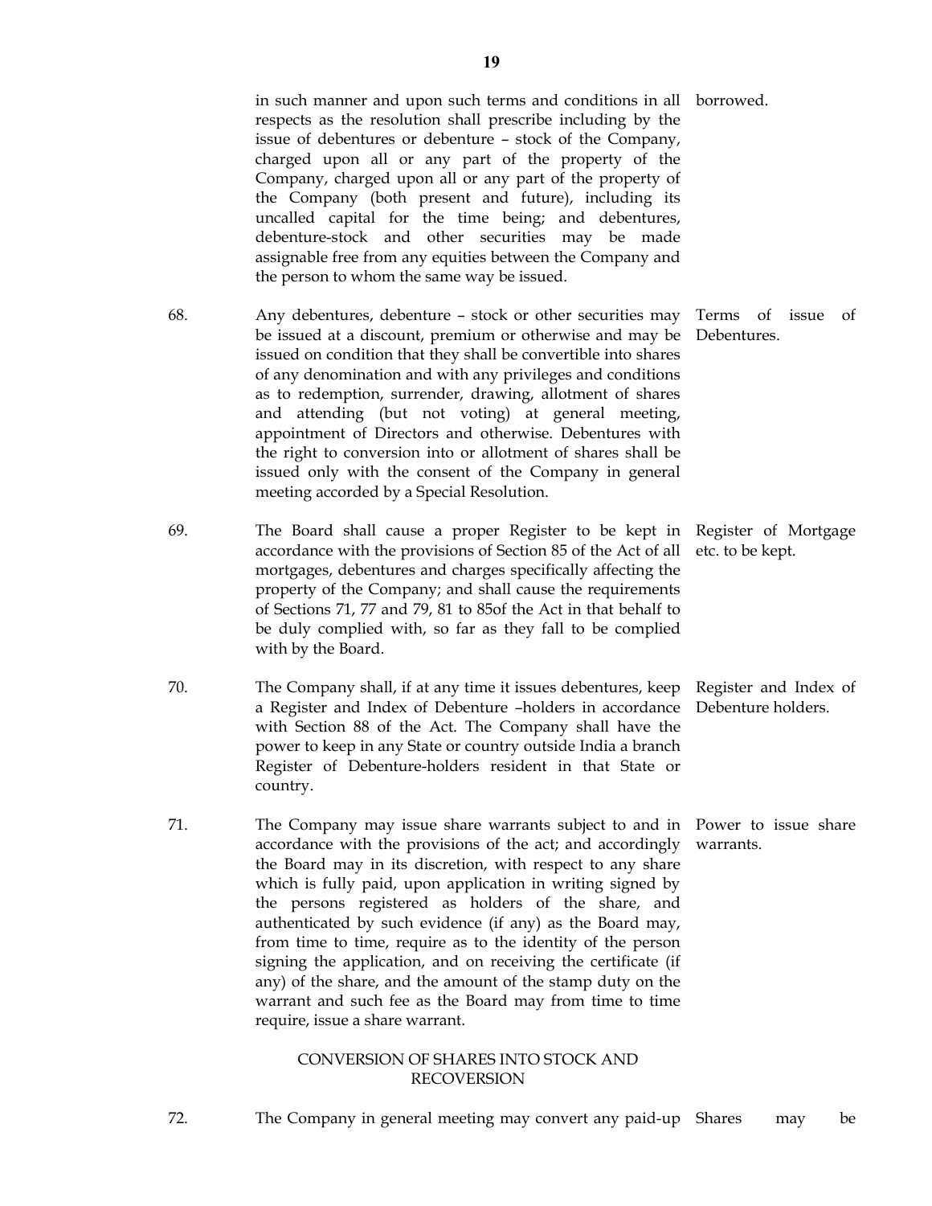in such manner and upon such terms and conditions in all respects as the resolution shall prescribe including by the issue of debentures or debenture – stock of the Company, charged upon all or any part of the property of the Company, charged upon all or any part of the property of the Company (both present and future), including its uncalled capital for the time being; and debentures, debenture-stock and other securities may be made assignable free from any equities between the Company and the person to whom the same way be issued. borrowed.

68. **Terms of issue of Debentures.** Any debentures, debenture – stock or other securities may be issued at a discount, premium or otherwise and may be issued on condition that they shall be convertible into shares of any denomination and with any privileges and conditions as to redemption, surrender, drawing, allotment of shares and attending (but not voting) at general meeting, appointment of Directors and otherwise. Debentures with the right to conversion into or allotment of shares shall be issued only with the consent of the Company in general meeting accorded by a Special Resolution.

69. **Register of Mortgage etc. to be kept.** The Board shall cause a proper Register to be kept in accordance with the provisions of Section 85 of the Act of all mortgages, debentures and charges specifically affecting the property of the Company; and shall cause the requirements of Sections 71, 77 and 79, 81 to 85of the Act in that behalf to be duly complied with, so far as they fall to be complied with by the Board.

70. **Register and Index of Debenture holders.** The Company shall, if at any time it issues debentures, keep a Register and Index of Debenture –holders in accordance with Section 88 of the Act. The Company shall have the power to keep in any State or country outside India a branch Register of Debenture-holders resident in that State or country.

71. **Power to issue share warrants.** The Company may issue share warrants subject to and in accordance with the provisions of the act; and accordingly the Board may in its discretion, with respect to any share which is fully paid, upon application in writing signed by the persons registered as holders of the share, and authenticated by such evidence (if any) as the Board may, from time to time, require as to the identity of the person signing the application, and on receiving the certificate (if any) of the share, and the amount of the stamp duty on the warrant and such fee as the Board may from time to time require, issue a share warrant.

## CONVERSION OF SHARES INTO STOCK AND RECOVERSION

72. **Shares may be** The Company in general meeting may convert any paid-up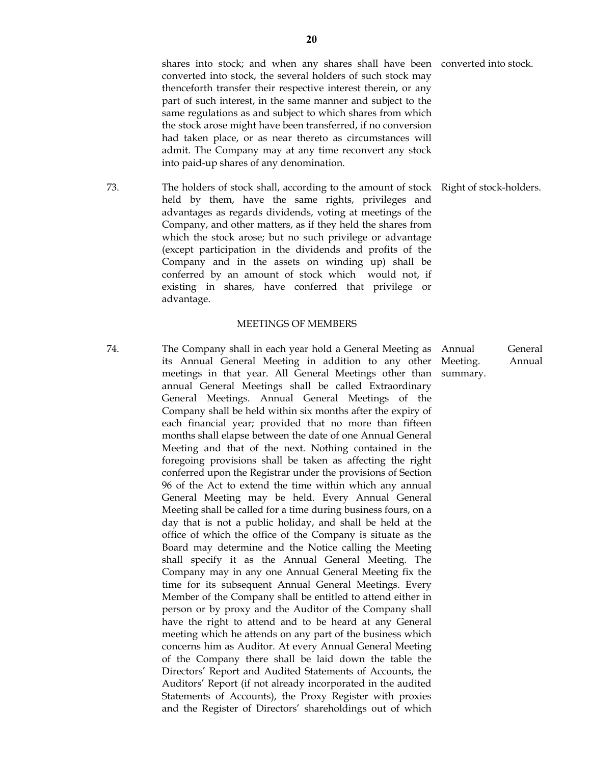shares into stock; and when any shares shall have been converted into stock, the several holders of such stock may thenceforth transfer their respective interest therein, or any part of such interest, in the same manner and subject to the same regulations as and subject to which shares from which the stock arose might have been transferred, if no conversion had taken place, or as near thereto as circumstances will admit. The Company may at any time reconvert any stock into paid-up shares of any denomination. *converted into stock.*

73. The holders of stock shall, according to the amount of stock held by them, have the same rights, privileges and advantages as regards dividends, voting at meetings of the Company, and other matters, as if they held the shares from which the stock arose; but no such privilege or advantage (except participation in the dividends and profits of the Company and in the assets on winding up) shall be conferred by an amount of stock which would not, if existing in shares, have conferred that privilege or advantage. *Right of stock-holders.*

## MEETINGS OF MEMBERS

74. The Company shall in each year hold a General Meeting as its Annual General Meeting in addition to any other meetings in that year. All General Meetings other than annual General Meetings shall be called Extraordinary General Meetings. Annual General Meetings of the Company shall be held within six months after the expiry of each financial year; provided that no more than fifteen months shall elapse between the date of one Annual General Meeting and that of the next. Nothing contained in the foregoing provisions shall be taken as affecting the right conferred upon the Registrar under the provisions of Section 96 of the Act to extend the time within which any annual General Meeting may be held. Every Annual General Meeting shall be called for a time during business fours, on a day that is not a public holiday, and shall be held at the office of which the office of the Company is situate as the Board may determine and the Notice calling the Meeting shall specify it as the Annual General Meeting. The Company may in any one Annual General Meeting fix the time for its subsequent Annual General Meetings. Every Member of the Company shall be entitled to attend either in person or by proxy and the Auditor of the Company shall have the right to attend and to be heard at any General meeting which he attends on any part of the business which concerns him as Auditor. At every Annual General Meeting of the Company there shall be laid down the table the Directors' Report and Audited Statements of Accounts, the Auditors' Report (if not already incorporated in the audited Statements of Accounts), the Proxy Register with proxies and the Register of Directors' shareholdings out of which *Annual General Meeting. Annual summary.*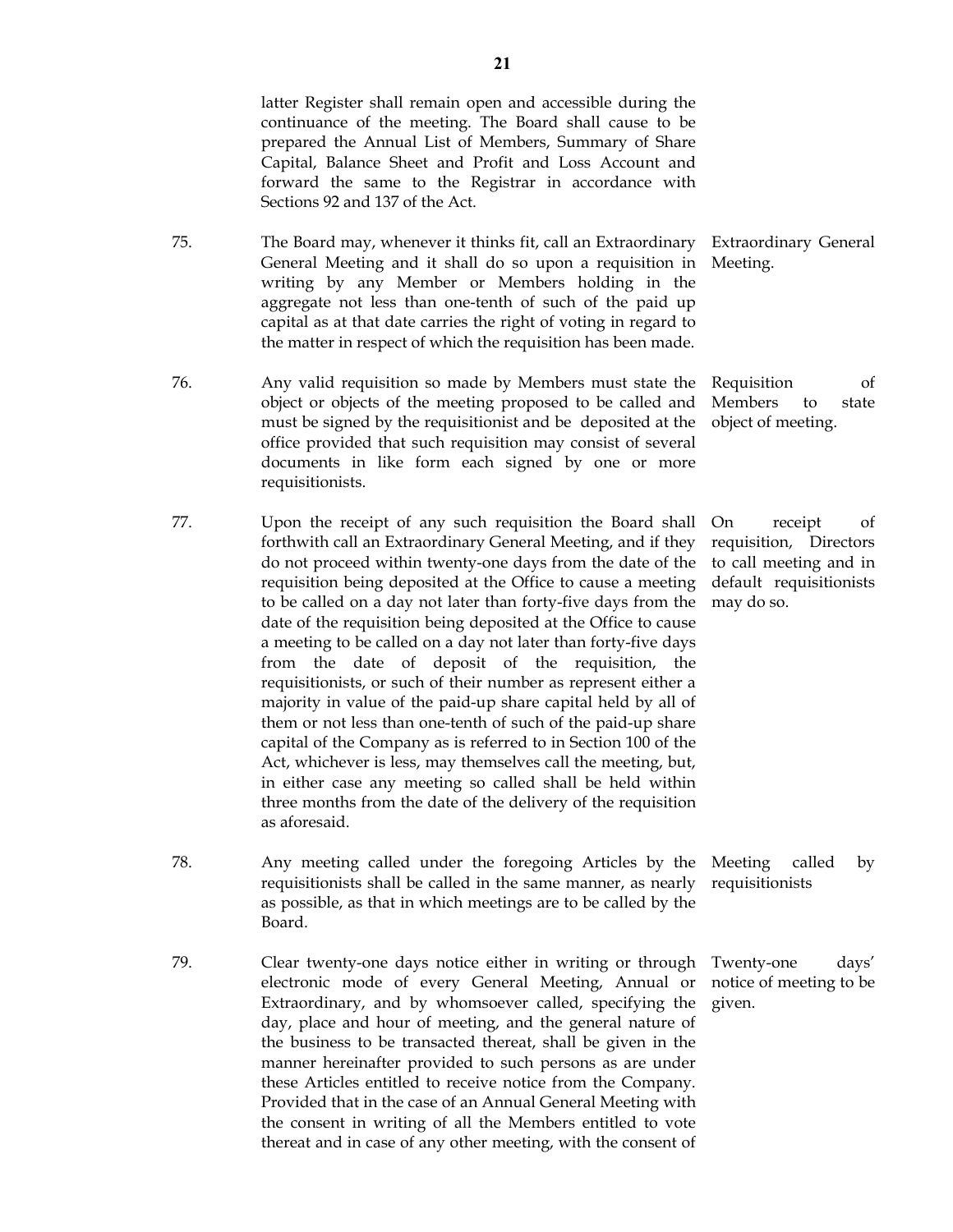latter Register shall remain open and accessible during the continuance of the meeting. The Board shall cause to be prepared the Annual List of Members, Summary of Share Capital, Balance Sheet and Profit and Loss Account and forward the same to the Registrar in accordance with Sections 92 and 137 of the Act.

75. **Extraordinary General Meeting.** The Board may, whenever it thinks fit, call an Extraordinary General Meeting and it shall do so upon a requisition in writing by any Member or Members holding in the aggregate not less than one-tenth of such of the paid up capital as at that date carries the right of voting in regard to the matter in respect of which the requisition has been made.

76. **Requisition of Members to state object of meeting.** Any valid requisition so made by Members must state the object or objects of the meeting proposed to be called and must be signed by the requisitionist and be deposited at the office provided that such requisition may consist of several documents in like form each signed by one or more requisitionists.

77. **On receipt of requisition, Directors to call meeting and in default requisitionists may do so.** Upon the receipt of any such requisition the Board shall forthwith call an Extraordinary General Meeting, and if they do not proceed within twenty-one days from the date of the requisition being deposited at the Office to cause a meeting to be called on a day not later than forty-five days from the date of the requisition being deposited at the Office to cause a meeting to be called on a day not later than forty-five days from the date of deposit of the requisition, the requisitionists, or such of their number as represent either a majority in value of the paid-up share capital held by all of them or not less than one-tenth of such of the paid-up share capital of the Company as is referred to in Section 100 of the Act, whichever is less, may themselves call the meeting, but, in either case any meeting so called shall be held within three months from the date of the delivery of the requisition as aforesaid.

78. **Meeting called by requisitionists** Any meeting called under the foregoing Articles by the requisitionists shall be called in the same manner, as nearly as possible, as that in which meetings are to be called by the Board.

79. **Twenty-one days' notice of meeting to be given.** Clear twenty-one days notice either in writing or through electronic mode of every General Meeting, Annual or Extraordinary, and by whomsoever called, specifying the day, place and hour of meeting, and the general nature of the business to be transacted thereat, shall be given in the manner hereinafter provided to such persons as are under these Articles entitled to receive notice from the Company. Provided that in the case of an Annual General Meeting with the consent in writing of all the Members entitled to vote thereat and in case of any other meeting, with the consent of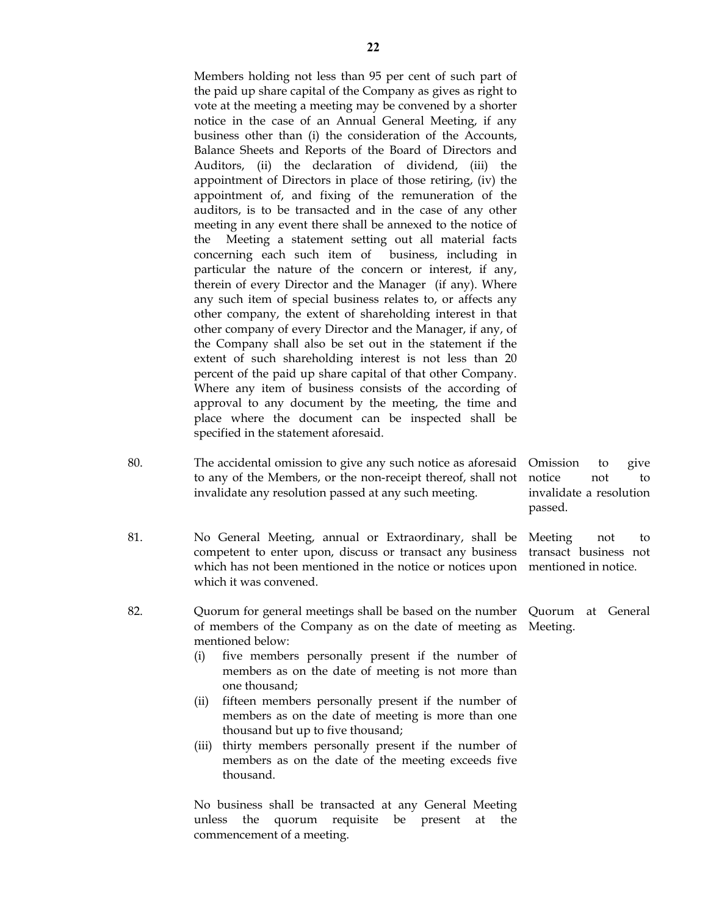Members holding not less than 95 per cent of such part of the paid up share capital of the Company as gives as right to vote at the meeting a meeting may be convened by a shorter notice in the case of an Annual General Meeting, if any business other than (i) the consideration of the Accounts, Balance Sheets and Reports of the Board of Directors and Auditors, (ii) the declaration of dividend, (iii) the appointment of Directors in place of those retiring, (iv) the appointment of, and fixing of the remuneration of the auditors, is to be transacted and in the case of any other meeting in any event there shall be annexed to the notice of the Meeting a statement setting out all material facts concerning each such item of business, including in particular the nature of the concern or interest, if any, therein of every Director and the Manager (if any). Where any such item of special business relates to, or affects any other company, the extent of shareholding interest in that other company of every Director and the Manager, if any, of the Company shall also be set out in the statement if the extent of such shareholding interest is not less than 20 percent of the paid up share capital of that other Company. Where any item of business consists of the according of approval to any document by the meeting, the time and place where the document can be inspected shall be specified in the statement aforesaid.

80. The accidental omission to give any such notice as aforesaid to any of the Members, or the non-receipt thereof, shall not invalidate any resolution passed at any such meeting.

*Omission to give notice not to invalidate a resolution passed.*

81. No General Meeting, annual or Extraordinary, shall be competent to enter upon, discuss or transact any business which has not been mentioned in the notice or notices upon which it was convened.

*Meeting not to transact business not mentioned in notice.*

82. Quorum for general meetings shall be based on the number of members of the Company as on the date of meeting as mentioned below:

*Quorum at General Meeting.*

(i) five members personally present if the number of members as on the date of meeting is not more than one thousand;

(ii) fifteen members personally present if the number of members as on the date of meeting is more than one thousand but up to five thousand;

(iii) thirty members personally present if the number of members as on the date of the meeting exceeds five thousand.

No business shall be transacted at any General Meeting unless the quorum requisite be present at the commencement of a meeting.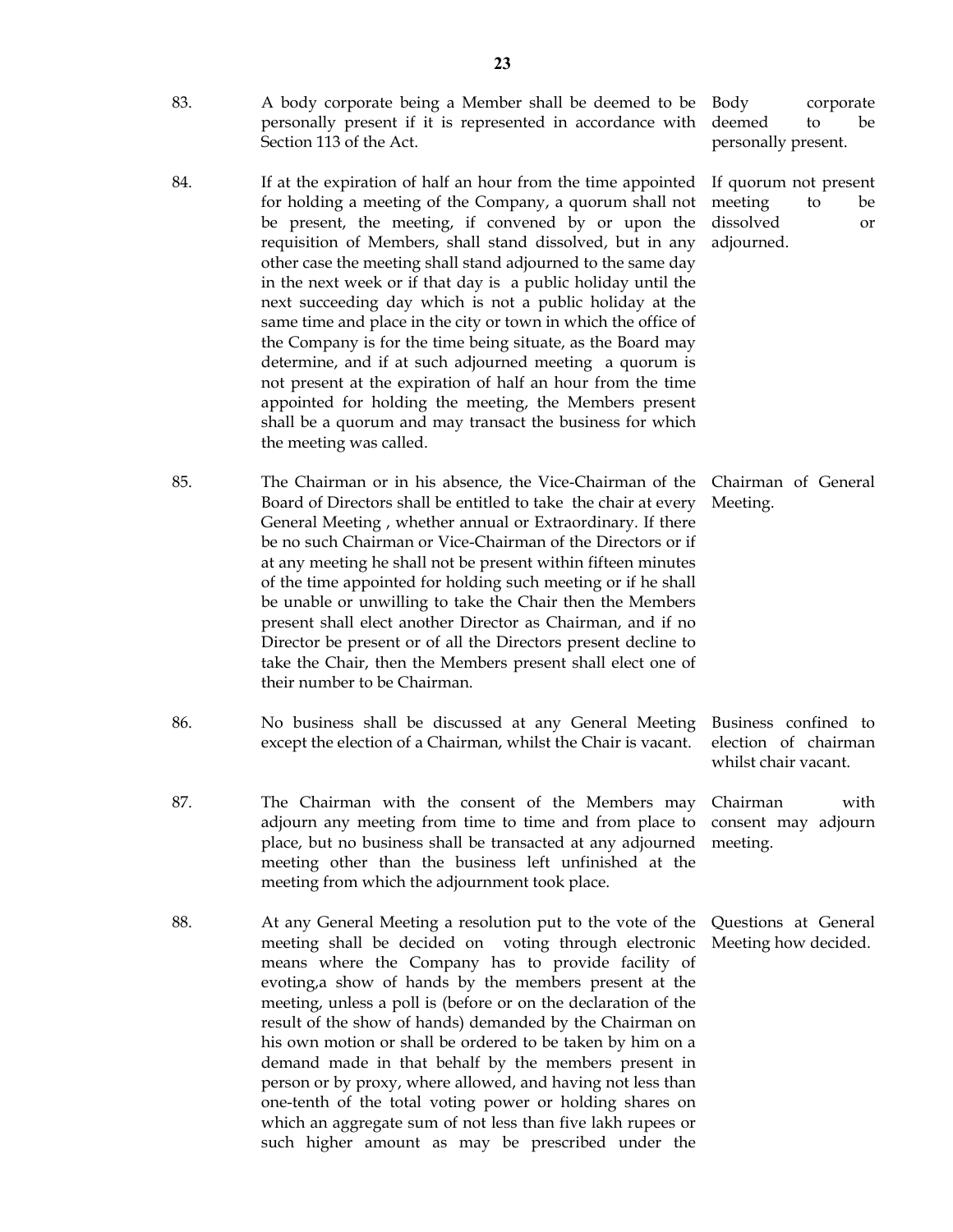| | | |
|---|---|---|
| 83. | A body corporate being a Member shall be deemed to be personally present if it is represented in accordance with Section 113 of the Act. | Body corporate deemed to be personally present. |
| 84. | If at the expiration of half an hour from the time appointed for holding a meeting of the Company, a quorum shall not be present, the meeting, if convened by or upon the requisition of Members, shall stand dissolved, but in any other case the meeting shall stand adjourned to the same day in the next week or if that day is a public holiday until the next succeeding day which is not a public holiday at the same time and place in the city or town in which the office of the Company is for the time being situate, as the Board may determine, and if at such adjourned meeting a quorum is not present at the expiration of half an hour from the time appointed for holding the meeting, the Members present shall be a quorum and may transact the business for which the meeting was called. | If quorum not present meeting to be dissolved or adjourned. |
| 85. | The Chairman or in his absence, the Vice-Chairman of the Board of Directors shall be entitled to take the chair at every General Meeting , whether annual or Extraordinary. If there be no such Chairman or Vice-Chairman of the Directors or if at any meeting he shall not be present within fifteen minutes of the time appointed for holding such meeting or if he shall be unable or unwilling to take the Chair then the Members present shall elect another Director as Chairman, and if no Director be present or of all the Directors present decline to take the Chair, then the Members present shall elect one of their number to be Chairman. | Chairman of General Meeting. |
| 86. | No business shall be discussed at any General Meeting except the election of a Chairman, whilst the Chair is vacant. | Business confined to election of chairman whilst chair vacant. |
| 87. | The Chairman with the consent of the Members may adjourn any meeting from time to time and from place to place, but no business shall be transacted at any adjourned meeting other than the business left unfinished at the meeting from which the adjournment took place. | Chairman with consent may adjourn meeting. |
| 88. | At any General Meeting a resolution put to the vote of the meeting shall be decided on voting through electronic means where the Company has to provide facility of evoting,a show of hands by the members present at the meeting, unless a poll is (before or on the declaration of the result of the show of hands) demanded by the Chairman on his own motion or shall be ordered to be taken by him on a demand made in that behalf by the members present in person or by proxy, where allowed, and having not less than one-tenth of the total voting power or holding shares on which an aggregate sum of not less than five lakh rupees or such higher amount as may be prescribed under the | Questions at General Meeting how decided. |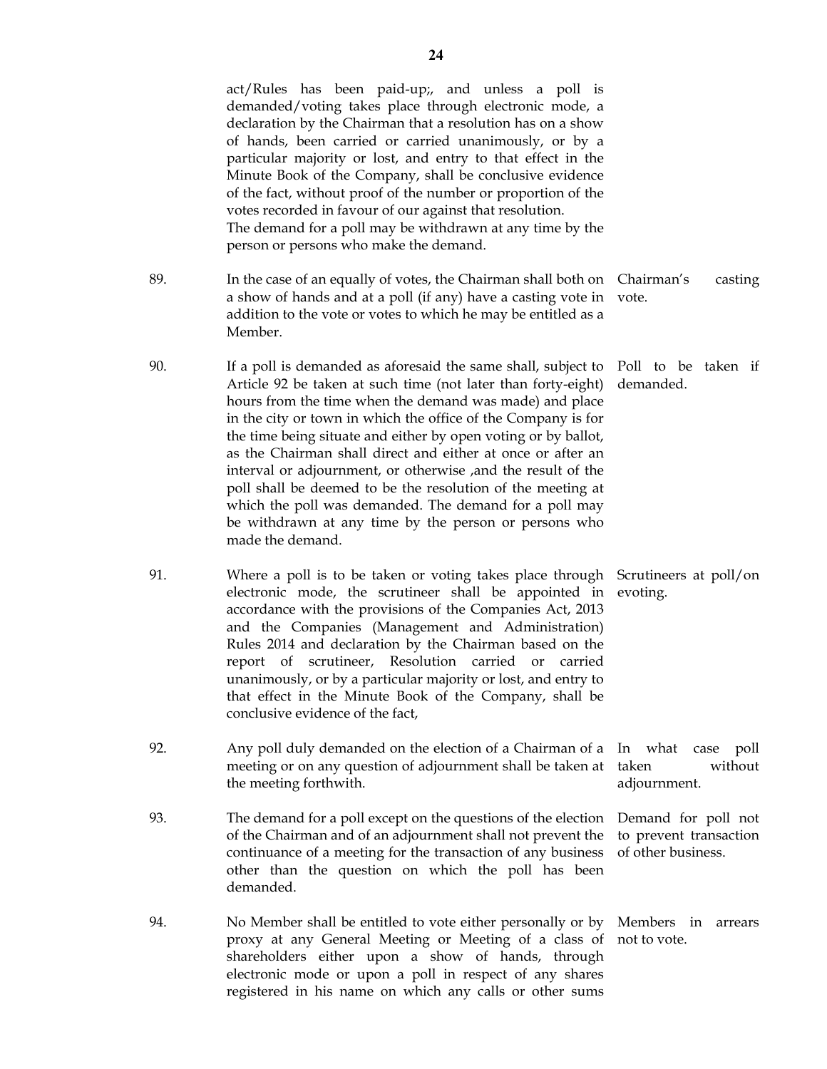act/Rules has been paid-up;, and unless a poll is demanded/voting takes place through electronic mode, a declaration by the Chairman that a resolution has on a show of hands, been carried or carried unanimously, or by a particular majority or lost, and entry to that effect in the Minute Book of the Company, shall be conclusive evidence of the fact, without proof of the number or proportion of the votes recorded in favour of our against that resolution.
The demand for a poll may be withdrawn at any time by the person or persons who make the demand.

| | | |
|---|---|---|
| 89. | In the case of an equally of votes, the Chairman shall both on a show of hands and at a poll (if any) have a casting vote in addition to the vote or votes to which he may be entitled as a Member. | Chairman's casting vote. |
| 90. | If a poll is demanded as aforesaid the same shall, subject to Article 92 be taken at such time (not later than forty-eight) hours from the time when the demand was made) and place in the city or town in which the office of the Company is for the time being situate and either by open voting or by ballot, as the Chairman shall direct and either at once or after an interval or adjournment, or otherwise ,and the result of the poll shall be deemed to be the resolution of the meeting at which the poll was demanded. The demand for a poll may be withdrawn at any time by the person or persons who made the demand. | Poll to be taken if demanded. |
| 91. | Where a poll is to be taken or voting takes place through electronic mode, the scrutineer shall be appointed in accordance with the provisions of the Companies Act, 2013 and the Companies (Management and Administration) Rules 2014 and declaration by the Chairman based on the report of scrutineer, Resolution carried or carried unanimously, or by a particular majority or lost, and entry to that effect in the Minute Book of the Company, shall be conclusive evidence of the fact, | Scrutineers at poll/on evoting. |
| 92. | Any poll duly demanded on the election of a Chairman of a meeting or on any question of adjournment shall be taken at the meeting forthwith. | In what case poll taken without adjournment. |
| 93. | The demand for a poll except on the questions of the election of the Chairman and of an adjournment shall not prevent the continuance of a meeting for the transaction of any business other than the question on which the poll has been demanded. | Demand for poll not to prevent transaction of other business. |
| 94. | No Member shall be entitled to vote either personally or by proxy at any General Meeting or Meeting of a class of shareholders either upon a show of hands, through electronic mode or upon a poll in respect of any shares registered in his name on which any calls or other sums | Members in arrears not to vote. |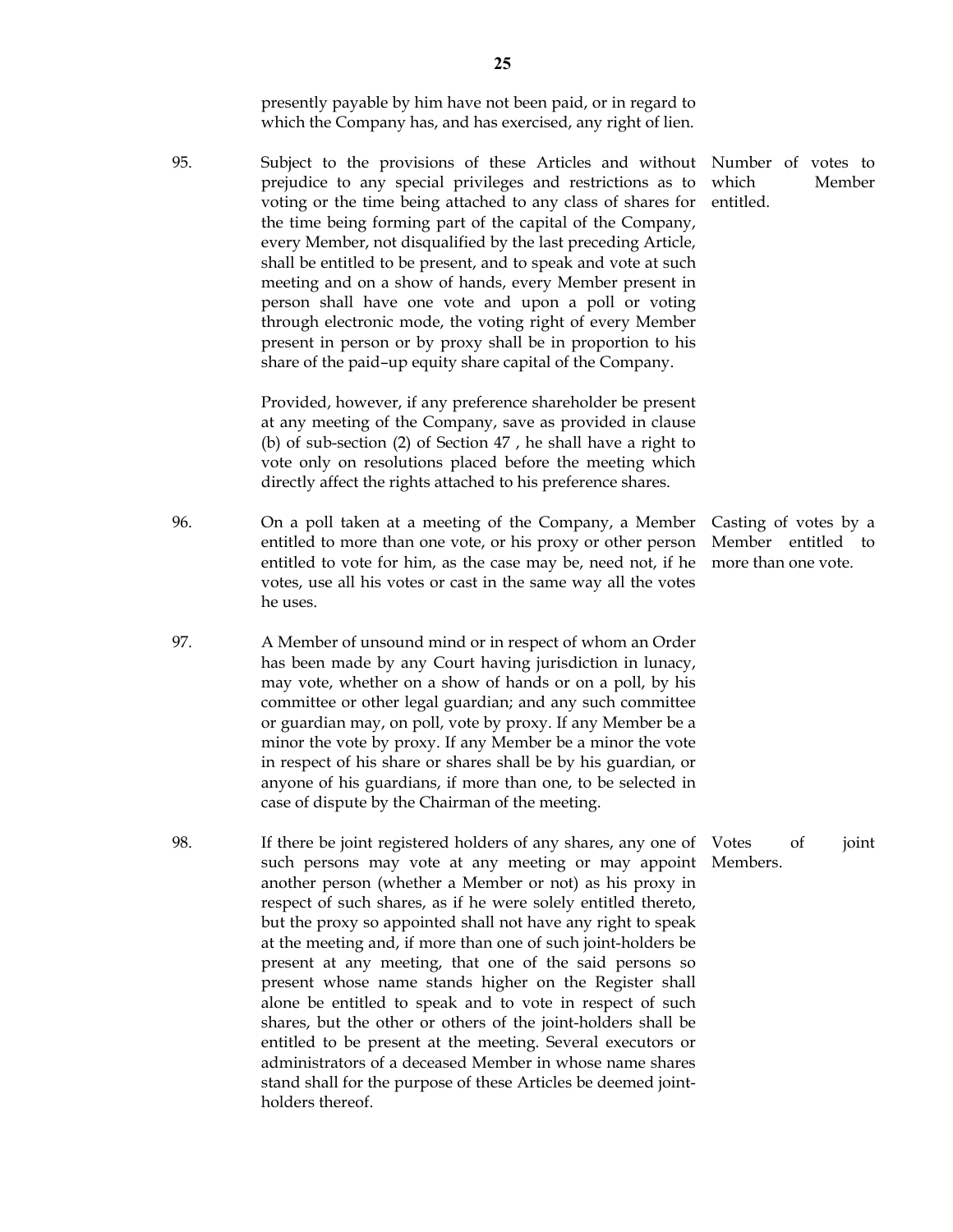presently payable by him have not been paid, or in regard to which the Company has, and has exercised, any right of lien.

95. Subject to the provisions of these Articles and without prejudice to any special privileges and restrictions as to voting or the time being attached to any class of shares for the time being forming part of the capital of the Company, every Member, not disqualified by the last preceding Article, shall be entitled to be present, and to speak and vote at such meeting and on a show of hands, every Member present in person shall have one vote and upon a poll or voting through electronic mode, the voting right of every Member present in person or by proxy shall be in proportion to his share of the paid–up equity share capital of the Company.

*Number of votes to which Member entitled.*

Provided, however, if any preference shareholder be present at any meeting of the Company, save as provided in clause (b) of sub-section (2) of Section 47 , he shall have a right to vote only on resolutions placed before the meeting which directly affect the rights attached to his preference shares.

96. On a poll taken at a meeting of the Company, a Member entitled to more than one vote, or his proxy or other person entitled to vote for him, as the case may be, need not, if he votes, use all his votes or cast in the same way all the votes he uses.

*Casting of votes by a Member entitled to more than one vote.*

97. A Member of unsound mind or in respect of whom an Order has been made by any Court having jurisdiction in lunacy, may vote, whether on a show of hands or on a poll, by his committee or other legal guardian; and any such committee or guardian may, on poll, vote by proxy. If any Member be a minor the vote by proxy. If any Member be a minor the vote in respect of his share or shares shall be by his guardian, or anyone of his guardians, if more than one, to be selected in case of dispute by the Chairman of the meeting.

98. If there be joint registered holders of any shares, any one of such persons may vote at any meeting or may appoint another person (whether a Member or not) as his proxy in respect of such shares, as if he were solely entitled thereto, but the proxy so appointed shall not have any right to speak at the meeting and, if more than one of such joint-holders be present at any meeting, that one of the said persons so present whose name stands higher on the Register shall alone be entitled to speak and to vote in respect of such shares, but the other or others of the joint-holders shall be entitled to be present at the meeting. Several executors or administrators of a deceased Member in whose name shares stand shall for the purpose of these Articles be deemed joint-holders thereof.

*Votes of joint Members.*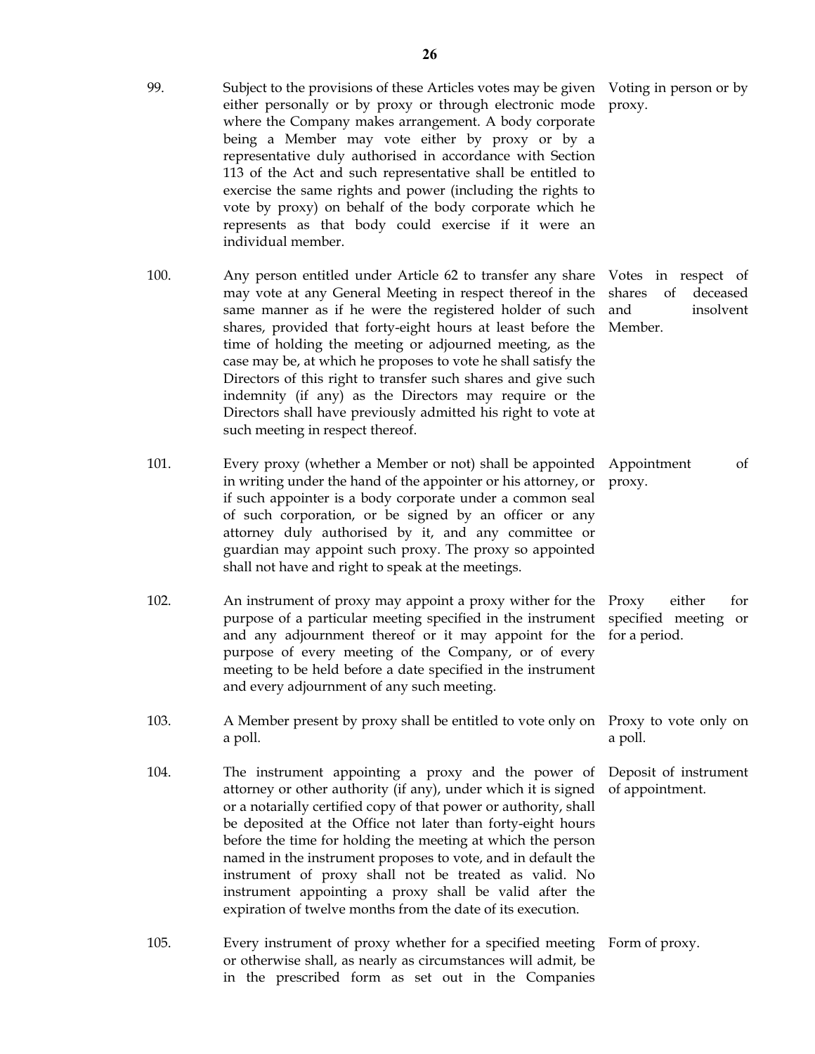| | | |
|---|---|---|
| 99. | Subject to the provisions of these Articles votes may be given either personally or by proxy or through electronic mode where the Company makes arrangement. A body corporate being a Member may vote either by proxy or by a representative duly authorised in accordance with Section 113 of the Act and such representative shall be entitled to exercise the same rights and power (including the rights to vote by proxy) on behalf of the body corporate which he represents as that body could exercise if it were an individual member. | Voting in person or by proxy. |
| 100. | Any person entitled under Article 62 to transfer any share may vote at any General Meeting in respect thereof in the same manner as if he were the registered holder of such shares, provided that forty-eight hours at least before the time of holding the meeting or adjourned meeting, as the case may be, at which he proposes to vote he shall satisfy the Directors of this right to transfer such shares and give such indemnity (if any) as the Directors may require or the Directors shall have previously admitted his right to vote at such meeting in respect thereof. | Votes in respect of shares of deceased and insolvent Member. |
| 101. | Every proxy (whether a Member or not) shall be appointed in writing under the hand of the appointer or his attorney, or if such appointer is a body corporate under a common seal of such corporation, or be signed by an officer or any attorney duly authorised by it, and any committee or guardian may appoint such proxy. The proxy so appointed shall not have and right to speak at the meetings. | Appointment of proxy. |
| 102. | An instrument of proxy may appoint a proxy wither for the purpose of a particular meeting specified in the instrument and any adjournment thereof or it may appoint for the purpose of every meeting of the Company, or of every meeting to be held before a date specified in the instrument and every adjournment of any such meeting. | Proxy either for specified meeting or for a period. |
| 103. | A Member present by proxy shall be entitled to vote only on a poll. | Proxy to vote only on a poll. |
| 104. | The instrument appointing a proxy and the power of attorney or other authority (if any), under which it is signed or a notarially certified copy of that power or authority, shall be deposited at the Office not later than forty-eight hours before the time for holding the meeting at which the person named in the instrument proposes to vote, and in default the instrument of proxy shall not be treated as valid. No instrument appointing a proxy shall be valid after the expiration of twelve months from the date of its execution. | Deposit of instrument of appointment. |
| 105. | Every instrument of proxy whether for a specified meeting or otherwise shall, as nearly as circumstances will admit, be in the prescribed form as set out in the Companies | Form of proxy. |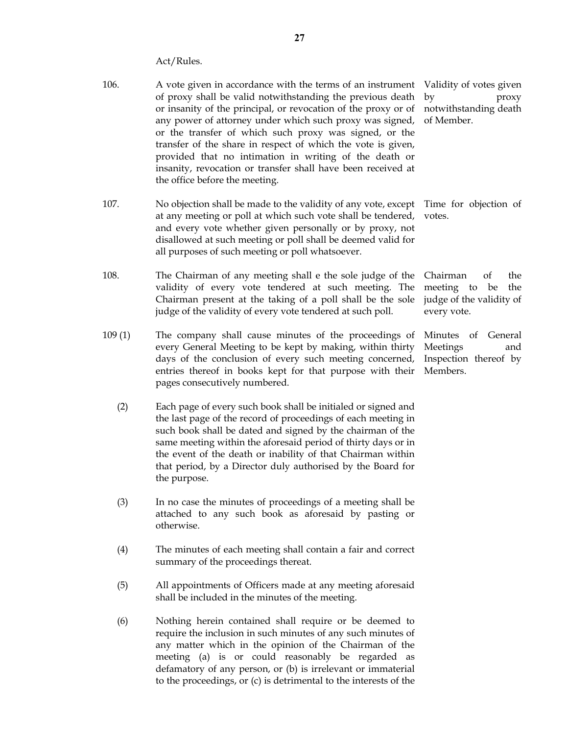Act/Rules.

106. A vote given in accordance with the terms of an instrument of proxy shall be valid notwithstanding the previous death or insanity of the principal, or revocation of the proxy or of any power of attorney under which such proxy was signed, or the transfer of which such proxy was signed, or the transfer of the share in respect of which the vote is given, provided that no intimation in writing of the death or insanity, revocation or transfer shall have been received at the office before the meeting.

*Validity of votes given by proxy notwithstanding death of Member.*

107. No objection shall be made to the validity of any vote, except at any meeting or poll at which such vote shall be tendered, and every vote whether given personally or by proxy, not disallowed at such meeting or poll shall be deemed valid for all purposes of such meeting or poll whatsoever.

*Time for objection of votes.*

108. The Chairman of any meeting shall e the sole judge of the validity of every vote tendered at such meeting. The Chairman present at the taking of a poll shall be the sole judge of the validity of every vote tendered at such poll.

*Chairman of the meeting to be the judge of the validity of every vote.*

109 (1) The company shall cause minutes of the proceedings of every General Meeting to be kept by making, within thirty days of the conclusion of every such meeting concerned, entries thereof in books kept for that purpose with their pages consecutively numbered.

*Minutes of General Meetings and Inspection thereof by Members.*

(2) Each page of every such book shall be initialed or signed and the last page of the record of proceedings of each meeting in such book shall be dated and signed by the chairman of the same meeting within the aforesaid period of thirty days or in the event of the death or inability of that Chairman within that period, by a Director duly authorised by the Board for the purpose.

(3) In no case the minutes of proceedings of a meeting shall be attached to any such book as aforesaid by pasting or otherwise.

(4) The minutes of each meeting shall contain a fair and correct summary of the proceedings thereat.

(5) All appointments of Officers made at any meeting aforesaid shall be included in the minutes of the meeting.

(6) Nothing herein contained shall require or be deemed to require the inclusion in such minutes of any such minutes of any matter which in the opinion of the Chairman of the meeting (a) is or could reasonably be regarded as defamatory of any person, or (b) is irrelevant or immaterial to the proceedings, or (c) is detrimental to the interests of the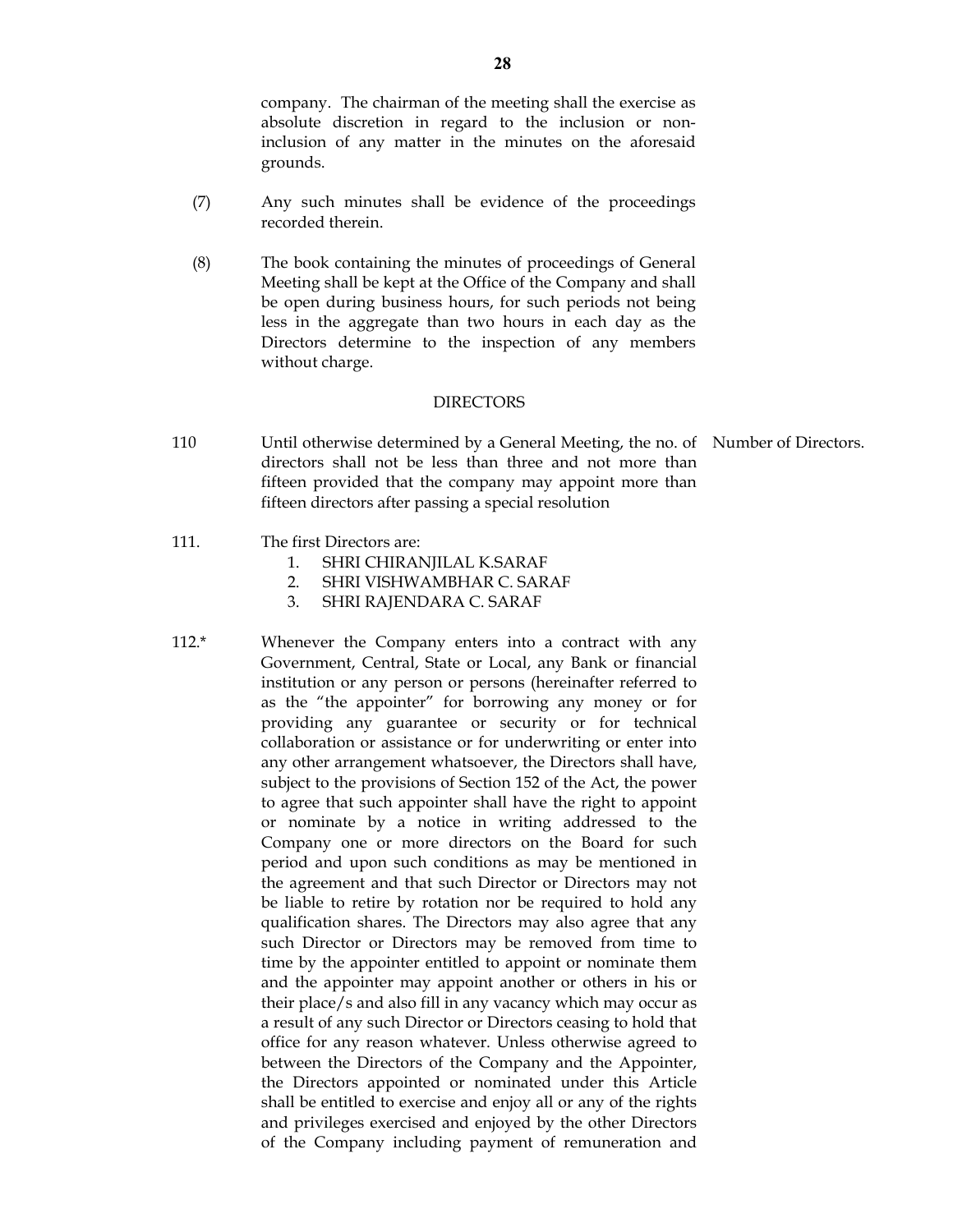company. The chairman of the meeting shall the exercise as absolute discretion in regard to the inclusion or non-inclusion of any matter in the minutes on the aforesaid grounds.

(7) Any such minutes shall be evidence of the proceedings recorded therein.

(8) The book containing the minutes of proceedings of General Meeting shall be kept at the Office of the Company and shall be open during business hours, for such periods not being less in the aggregate than two hours in each day as the Directors determine to the inspection of any members without charge.

## DIRECTORS

110 Until otherwise determined by a General Meeting, the no. of directors shall not be less than three and not more than fifteen provided that the company may appoint more than fifteen directors after passing a special resolution

*Number of Directors.*

111. The first Directors are:

1. SHRI CHIRANJILAL K.SARAF
2. SHRI VISHWAMBHAR C. SARAF
3. SHRI RAJENDARA C. SARAF

112.* Whenever the Company enters into a contract with any Government, Central, State or Local, any Bank or financial institution or any person or persons (hereinafter referred to as the "the appointer" for borrowing any money or for providing any guarantee or security or for technical collaboration or assistance or for underwriting or enter into any other arrangement whatsoever, the Directors shall have, subject to the provisions of Section 152 of the Act, the power to agree that such appointer shall have the right to appoint or nominate by a notice in writing addressed to the Company one or more directors on the Board for such period and upon such conditions as may be mentioned in the agreement and that such Director or Directors may not be liable to retire by rotation nor be required to hold any qualification shares. The Directors may also agree that any such Director or Directors may be removed from time to time by the appointer entitled to appoint or nominate them and the appointer may appoint another or others in his or their place/s and also fill in any vacancy which may occur as a result of any such Director or Directors ceasing to hold that office for any reason whatever. Unless otherwise agreed to between the Directors of the Company and the Appointer, the Directors appointed or nominated under this Article shall be entitled to exercise and enjoy all or any of the rights and privileges exercised and enjoyed by the other Directors of the Company including payment of remuneration and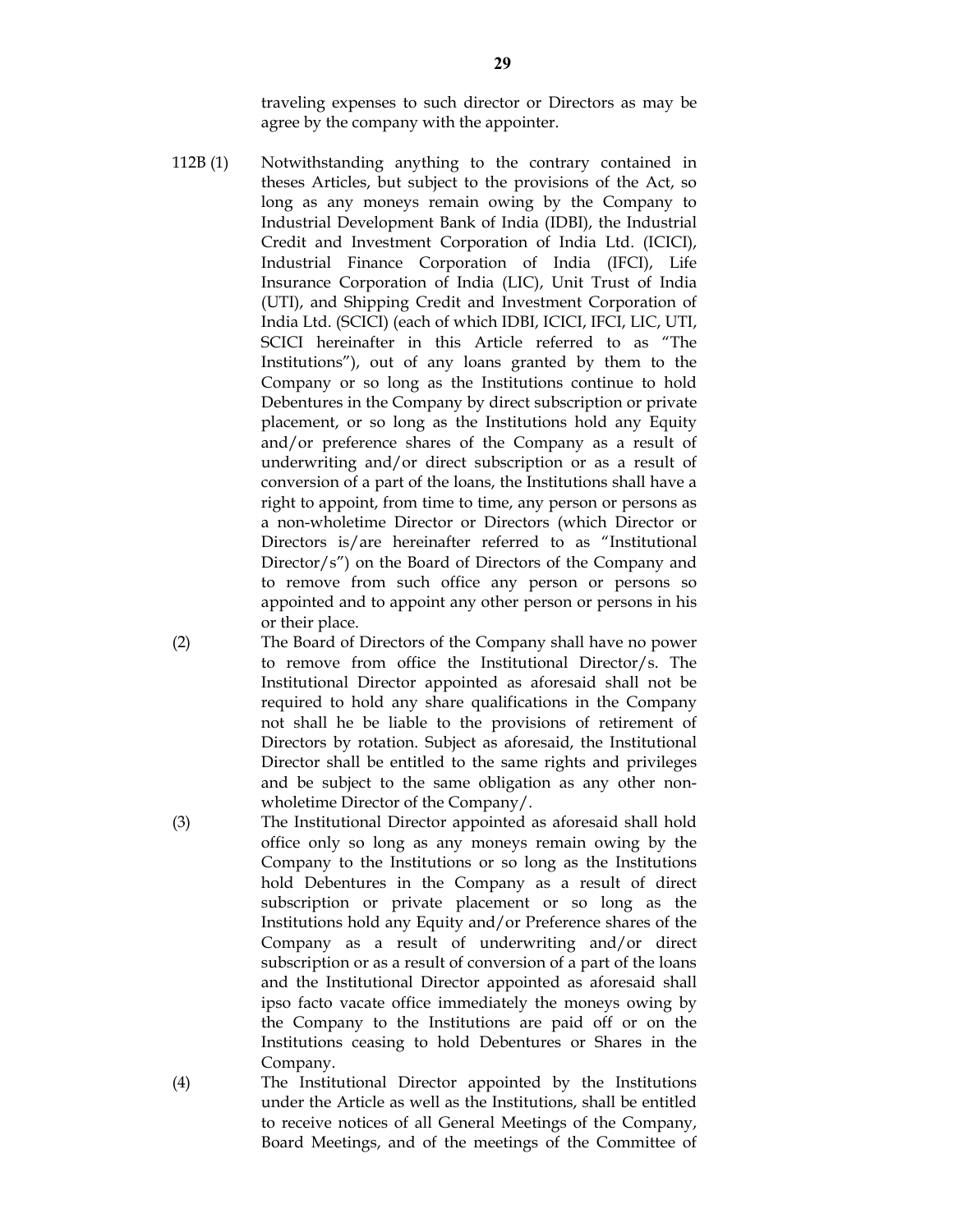traveling expenses to such director or Directors as may be agree by the company with the appointer.

112B (1) Notwithstanding anything to the contrary contained in theses Articles, but subject to the provisions of the Act, so long as any moneys remain owing by the Company to Industrial Development Bank of India (IDBI), the Industrial Credit and Investment Corporation of India Ltd. (ICICI), Industrial Finance Corporation of India (IFCI), Life Insurance Corporation of India (LIC), Unit Trust of India (UTI), and Shipping Credit and Investment Corporation of India Ltd. (SCICI) (each of which IDBI, ICICI, IFCI, LIC, UTI, SCICI hereinafter in this Article referred to as "The Institutions"), out of any loans granted by them to the Company or so long as the Institutions continue to hold Debentures in the Company by direct subscription or private placement, or so long as the Institutions hold any Equity and/or preference shares of the Company as a result of underwriting and/or direct subscription or as a result of conversion of a part of the loans, the Institutions shall have a right to appoint, from time to time, any person or persons as a non-wholetime Director or Directors (which Director or Directors is/are hereinafter referred to as "Institutional Director/s") on the Board of Directors of the Company and to remove from such office any person or persons so appointed and to appoint any other person or persons in his or their place.

(2) The Board of Directors of the Company shall have no power to remove from office the Institutional Director/s. The Institutional Director appointed as aforesaid shall not be required to hold any share qualifications in the Company not shall he be liable to the provisions of retirement of Directors by rotation. Subject as aforesaid, the Institutional Director shall be entitled to the same rights and privileges and be subject to the same obligation as any other non-wholetime Director of the Company/.

(3) The Institutional Director appointed as aforesaid shall hold office only so long as any moneys remain owing by the Company to the Institutions or so long as the Institutions hold Debentures in the Company as a result of direct subscription or private placement or so long as the Institutions hold any Equity and/or Preference shares of the Company as a result of underwriting and/or direct subscription or as a result of conversion of a part of the loans and the Institutional Director appointed as aforesaid shall ipso facto vacate office immediately the moneys owing by the Company to the Institutions are paid off or on the Institutions ceasing to hold Debentures or Shares in the Company.

(4) The Institutional Director appointed by the Institutions under the Article as well as the Institutions, shall be entitled to receive notices of all General Meetings of the Company, Board Meetings, and of the meetings of the Committee of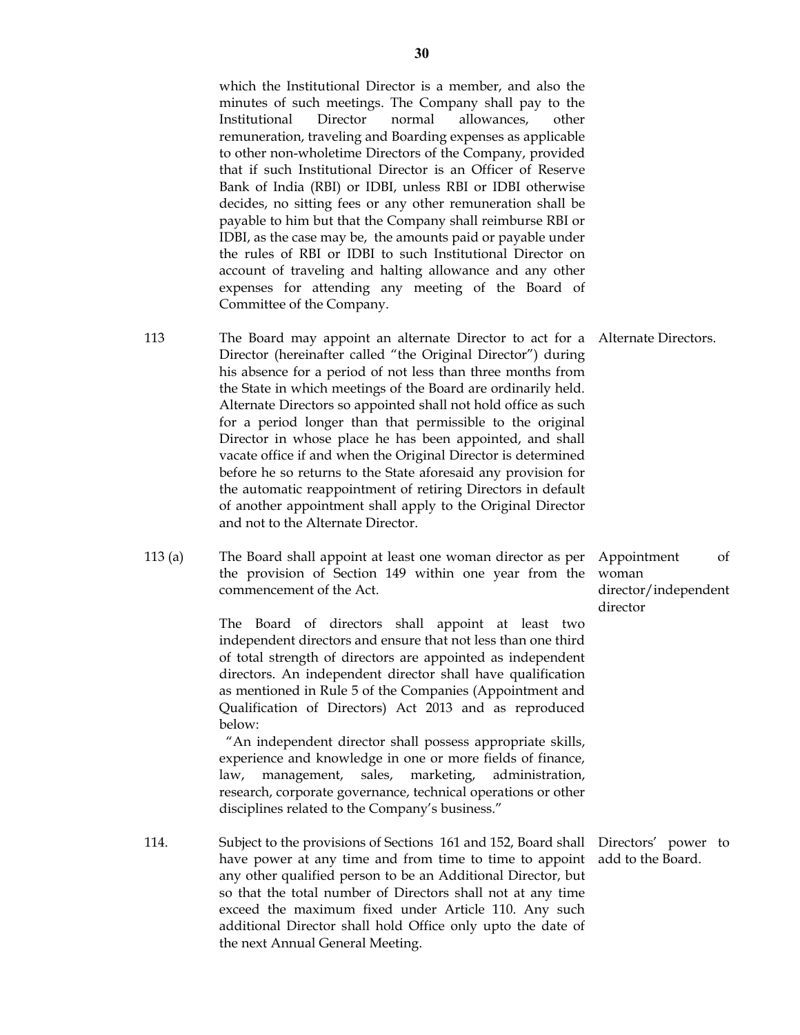which the Institutional Director is a member, and also the minutes of such meetings. The Company shall pay to the Institutional Director normal allowances, other remuneration, traveling and Boarding expenses as applicable to other non-wholetime Directors of the Company, provided that if such Institutional Director is an Officer of Reserve Bank of India (RBI) or IDBI, unless RBI or IDBI otherwise decides, no sitting fees or any other remuneration shall be payable to him but that the Company shall reimburse RBI or IDBI, as the case may be, the amounts paid or payable under the rules of RBI or IDBI to such Institutional Director on account of traveling and halting allowance and any other expenses for attending any meeting of the Board of Committee of the Company.

**113** — *Alternate Directors.*

The Board may appoint an alternate Director to act for a Director (hereinafter called "the Original Director") during his absence for a period of not less than three months from the State in which meetings of the Board are ordinarily held. Alternate Directors so appointed shall not hold office as such for a period longer than that permissible to the original Director in whose place he has been appointed, and shall vacate office if and when the Original Director is determined before he so returns to the State aforesaid any provision for the automatic reappointment of retiring Directors in default of another appointment shall apply to the Original Director and not to the Alternate Director.

**113 (a)** — *Appointment of woman director/independent director*

The Board shall appoint at least one woman director as per the provision of Section 149 within one year from the commencement of the Act.

The Board of directors shall appoint at least two independent directors and ensure that not less than one third of total strength of directors are appointed as independent directors. An independent director shall have qualification as mentioned in Rule 5 of the Companies (Appointment and Qualification of Directors) Act 2013 and as reproduced below:

"An independent director shall possess appropriate skills, experience and knowledge in one or more fields of finance, law, management, sales, marketing, administration, research, corporate governance, technical operations or other disciplines related to the Company's business."

**114.** — *Directors' power to add to the Board.*

Subject to the provisions of Sections 161 and 152, Board shall have power at any time and from time to time to appoint any other qualified person to be an Additional Director, but so that the total number of Directors shall not at any time exceed the maximum fixed under Article 110. Any such additional Director shall hold Office only upto the date of the next Annual General Meeting.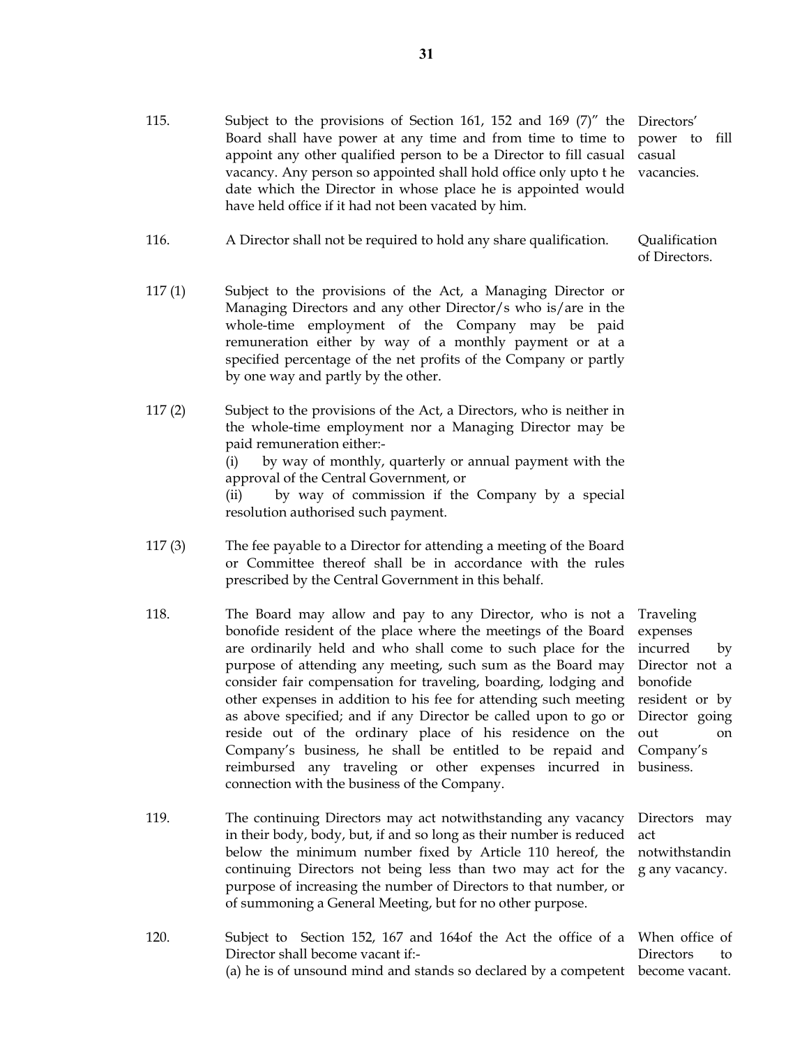115. Subject to the provisions of Section 161, 152 and 169 (7)" the Board shall have power at any time and from time to time to appoint any other qualified person to be a Director to fill casual vacancy. Any person so appointed shall hold office only upto t he date which the Director in whose place he is appointed would have held office if it had not been vacated by him. *Directors' power to fill casual vacancies.*

116. A Director shall not be required to hold any share qualification. *Qualification of Directors.*

117 (1) Subject to the provisions of the Act, a Managing Director or Managing Directors and any other Director/s who is/are in the whole-time employment of the Company may be paid remuneration either by way of a monthly payment or at a specified percentage of the net profits of the Company or partly by one way and partly by the other.

117 (2) Subject to the provisions of the Act, a Directors, who is neither in the whole-time employment nor a Managing Director may be paid remuneration either:-

(i) by way of monthly, quarterly or annual payment with the approval of the Central Government, or

(ii) by way of commission if the Company by a special resolution authorised such payment.

117 (3) The fee payable to a Director for attending a meeting of the Board or Committee thereof shall be in accordance with the rules prescribed by the Central Government in this behalf.

118. The Board may allow and pay to any Director, who is not a bonofide resident of the place where the meetings of the Board are ordinarily held and who shall come to such place for the purpose of attending any meeting, such sum as the Board may consider fair compensation for traveling, boarding, lodging and other expenses in addition to his fee for attending such meeting as above specified; and if any Director be called upon to go or reside out of the ordinary place of his residence on the Company's business, he shall be entitled to be repaid and reimbursed any traveling or other expenses incurred in connection with the business of the Company. *Traveling expenses incurred by Director not a bonofide resident or by Director going out on Company's business.*

119. The continuing Directors may act notwithstanding any vacancy in their body, body, but, if and so long as their number is reduced below the minimum number fixed by Article 110 hereof, the continuing Directors not being less than two may act for the purpose of increasing the number of Directors to that number, or of summoning a General Meeting, but for no other purpose. *Directors may act notwithstanding any vacancy.*

120. Subject to Section 152, 167 and 164of the Act the office of a Director shall become vacant if:- *When office of Directors to become vacant.*

(a) he is of unsound mind and stands so declared by a competent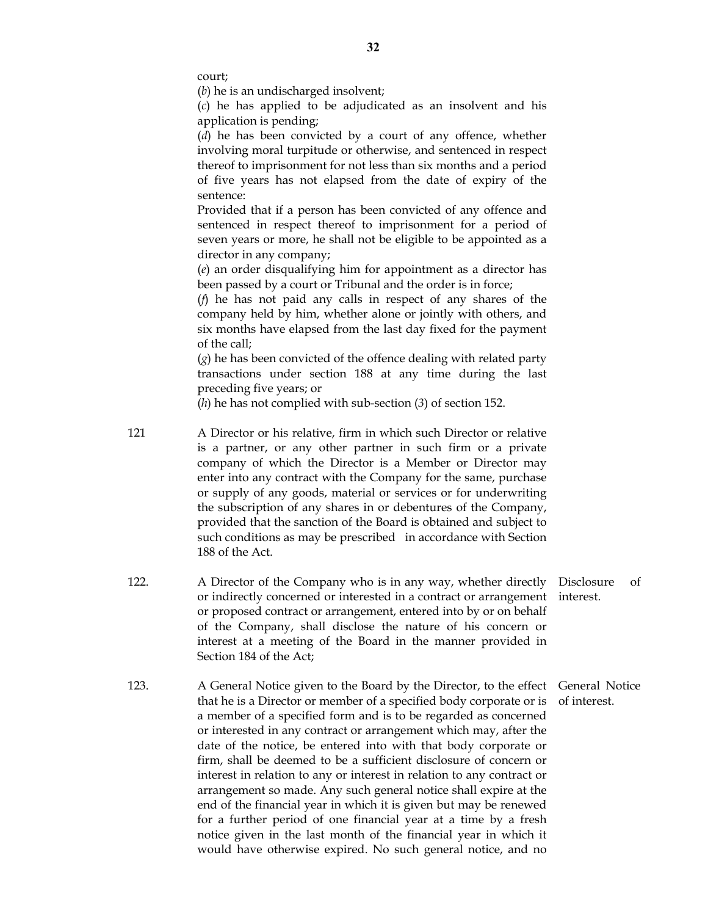court;

(*b*) he is an undischarged insolvent;

(*c*) he has applied to be adjudicated as an insolvent and his application is pending;

(*d*) he has been convicted by a court of any offence, whether involving moral turpitude or otherwise, and sentenced in respect thereof to imprisonment for not less than six months and a period of five years has not elapsed from the date of expiry of the sentence:

Provided that if a person has been convicted of any offence and sentenced in respect thereof to imprisonment for a period of seven years or more, he shall not be eligible to be appointed as a director in any company;

(*e*) an order disqualifying him for appointment as a director has been passed by a court or Tribunal and the order is in force;

(*f*) he has not paid any calls in respect of any shares of the company held by him, whether alone or jointly with others, and six months have elapsed from the last day fixed for the payment of the call;

(*g*) he has been convicted of the offence dealing with related party transactions under section 188 at any time during the last preceding five years; or

(*h*) he has not complied with sub-section (*3*) of section 152.

121 A Director or his relative, firm in which such Director or relative is a partner, or any other partner in such firm or a private company of which the Director is a Member or Director may enter into any contract with the Company for the same, purchase or supply of any goods, material or services or for underwriting the subscription of any shares in or debentures of the Company, provided that the sanction of the Board is obtained and subject to such conditions as may be prescribed in accordance with Section 188 of the Act.

122. **Disclosure of interest.** A Director of the Company who is in any way, whether directly or indirectly concerned or interested in a contract or arrangement or proposed contract or arrangement, entered into by or on behalf of the Company, shall disclose the nature of his concern or interest at a meeting of the Board in the manner provided in Section 184 of the Act;

123. **General Notice of interest.** A General Notice given to the Board by the Director, to the effect that he is a Director or member of a specified body corporate or is a member of a specified form and is to be regarded as concerned or interested in any contract or arrangement which may, after the date of the notice, be entered into with that body corporate or firm, shall be deemed to be a sufficient disclosure of concern or interest in relation to any or interest in relation to any contract or arrangement so made. Any such general notice shall expire at the end of the financial year in which it is given but may be renewed for a further period of one financial year at a time by a fresh notice given in the last month of the financial year in which it would have otherwise expired. No such general notice, and no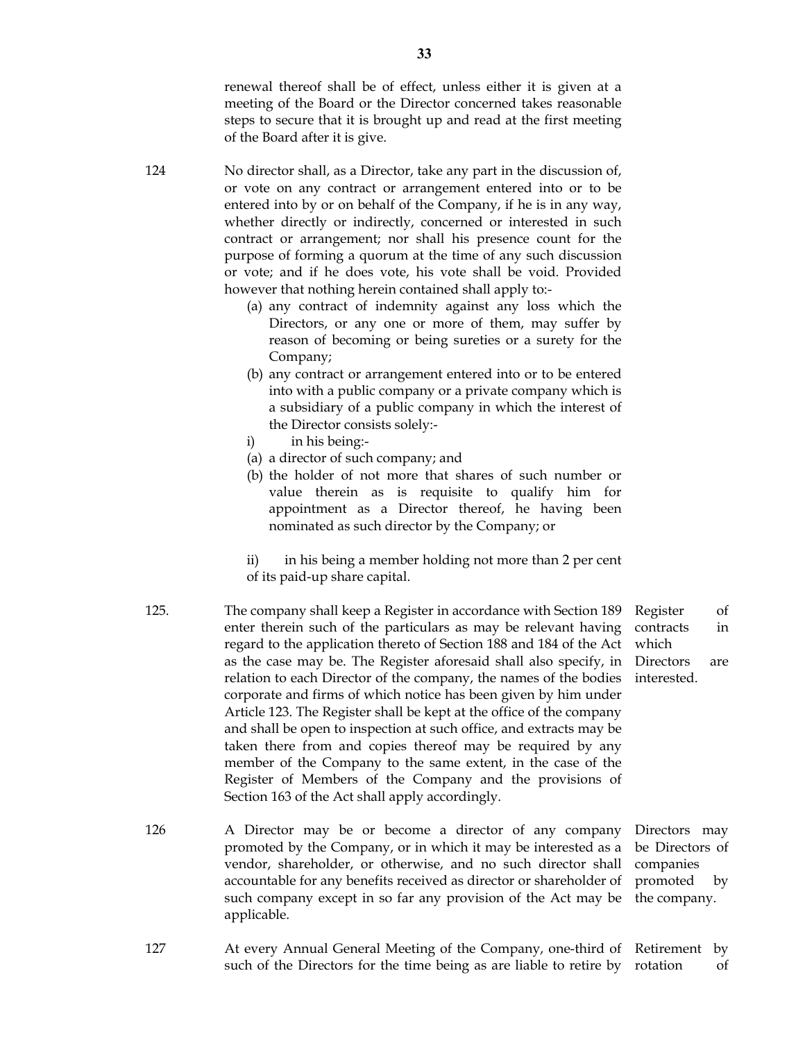renewal thereof shall be of effect, unless either it is given at a meeting of the Board or the Director concerned takes reasonable steps to secure that it is brought up and read at the first meeting of the Board after it is give.

124 No director shall, as a Director, take any part in the discussion of, or vote on any contract or arrangement entered into or to be entered into by or on behalf of the Company, if he is in any way, whether directly or indirectly, concerned or interested in such contract or arrangement; nor shall his presence count for the purpose of forming a quorum at the time of any such discussion or vote; and if he does vote, his vote shall be void. Provided however that nothing herein contained shall apply to:-

(a) any contract of indemnity against any loss which the Directors, or any one or more of them, may suffer by reason of becoming or being sureties or a surety for the Company;

(b) any contract or arrangement entered into or to be entered into with a public company or a private company which is a subsidiary of a public company in which the interest of the Director consists solely:-

i) in his being:-

(a) a director of such company; and

(b) the holder of not more that shares of such number or value therein as is requisite to qualify him for appointment as a Director thereof, he having been nominated as such director by the Company; or

ii) in his being a member holding not more than 2 per cent of its paid-up share capital.

125. **Register of contracts in which Directors are interested.** The company shall keep a Register in accordance with Section 189 enter therein such of the particulars as may be relevant having regard to the application thereto of Section 188 and 184 of the Act as the case may be. The Register aforesaid shall also specify, in relation to each Director of the company, the names of the bodies corporate and firms of which notice has been given by him under Article 123. The Register shall be kept at the office of the company and shall be open to inspection at such office, and extracts may be taken there from and copies thereof may be required by any member of the Company to the same extent, in the case of the Register of Members of the Company and the provisions of Section 163 of the Act shall apply accordingly.

126 **Directors may be Directors of companies promoted by the company.** A Director may be or become a director of any company promoted by the Company, or in which it may be interested as a vendor, shareholder, or otherwise, and no such director shall accountable for any benefits received as director or shareholder of such company except in so far any provision of the Act may be applicable.

127 **Retirement by rotation of** At every Annual General Meeting of the Company, one-third of such of the Directors for the time being as are liable to retire by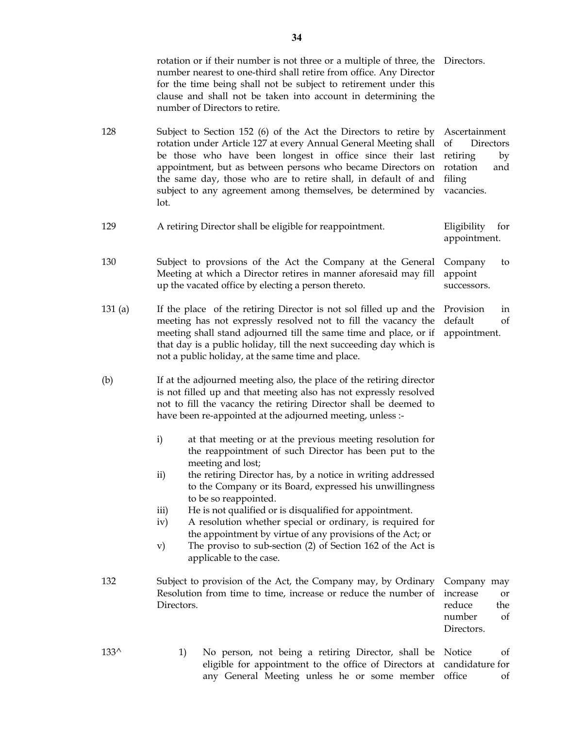| | | |
|---|---|---|
| | rotation or if their number is not three or a multiple of three, the number nearest to one-third shall retire from office. Any Director for the time being shall not be subject to retirement under this clause and shall not be taken into account in determining the number of Directors to retire. | Directors. |
| 128 | Subject to Section 152 (6) of the Act the Directors to retire by rotation under Article 127 at every Annual General Meeting shall be those who have been longest in office since their last appointment, but as between persons who became Directors on the same day, those who are to retire shall, in default of and subject to any agreement among themselves, be determined by lot. | Ascertainment of Directors retiring by rotation and filing vacancies. |
| 129 | A retiring Director shall be eligible for reappointment. | Eligibility for appointment. |
| 130 | Subject to provsions of the Act the Company at the General Meeting at which a Director retires in manner aforesaid may fill up the vacated office by electing a person thereto. | Company to appoint successors. |
| 131 (a) | If the place of the retiring Director is not sol filled up and the meeting has not expressly resolved not to fill the vacancy the meeting shall stand adjourned till the same time and place, or if that day is a public holiday, till the next succeeding day which is not a public holiday, at the same time and place. | Provision in default of appointment. |
| (b) | If at the adjourned meeting also, the place of the retiring director is not filled up and that meeting also has not expressly resolved not to fill the vacancy the retiring Director shall be deemed to have been re-appointed at the adjourned meeting, unless :-<br><br>i) at that meeting or at the previous meeting resolution for the reappointment of such Director has been put to the meeting and lost;<br>ii) the retiring Director has, by a notice in writing addressed to the Company or its Board, expressed his unwillingness to be so reappointed.<br>iii) He is not qualified or is disqualified for appointment.<br>iv) A resolution whether special or ordinary, is required for the appointment by virtue of any provisions of the Act; or<br>v) The proviso to sub-section (2) of Section 162 of the Act is applicable to the case. | |
| 132 | Subject to provision of the Act, the Company may, by Ordinary Resolution from time to time, increase or reduce the number of Directors. | Company may increase or reduce the number of Directors. |
| 133^ | 1) No person, not being a retiring Director, shall be eligible for appointment to the office of Directors at any General Meeting unless he or some member | Notice of candidature for office of |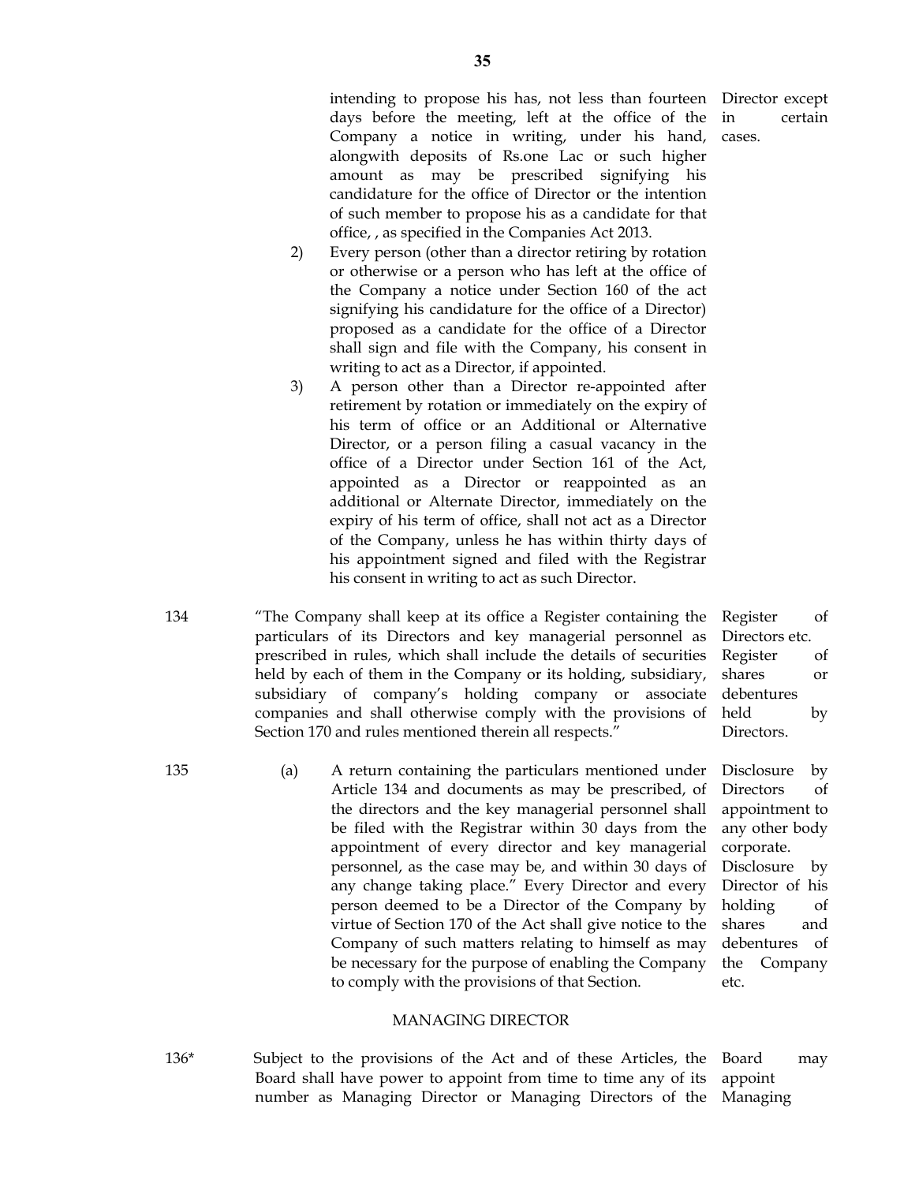intending to propose his has, not less than fourteen days before the meeting, left at the office of the Company a notice in writing, under his hand, alongwith deposits of Rs.one Lac or such higher amount as may be prescribed signifying his candidature for the office of Director or the intention of such member to propose his as a candidate for that office, , as specified in the Companies Act 2013. — *Director except in certain cases.*

2) Every person (other than a director retiring by rotation or otherwise or a person who has left at the office of the Company a notice under Section 160 of the act signifying his candidature for the office of a Director) proposed as a candidate for the office of a Director shall sign and file with the Company, his consent in writing to act as a Director, if appointed.

3) A person other than a Director re-appointed after retirement by rotation or immediately on the expiry of his term of office or an Additional or Alternative Director, or a person filing a casual vacancy in the office of a Director under Section 161 of the Act, appointed as a Director or reappointed as an additional or Alternate Director, immediately on the expiry of his term of office, shall not act as a Director of the Company, unless he has within thirty days of his appointment signed and filed with the Registrar his consent in writing to act as such Director.

**134** — *Register of Directors etc. Register of shares or debentures held by Directors.*

"The Company shall keep at its office a Register containing the particulars of its Directors and key managerial personnel as prescribed in rules, which shall include the details of securities held by each of them in the Company or its holding, subsidiary, subsidiary of company's holding company or associate companies and shall otherwise comply with the provisions of Section 170 and rules mentioned therein all respects."

**135** — *Disclosure by Directors of appointment to any other body corporate. Disclosure by Director of his holding of shares and debentures of the Company etc.*

(a) A return containing the particulars mentioned under Article 134 and documents as may be prescribed, of the directors and the key managerial personnel shall be filed with the Registrar within 30 days from the appointment of every director and key managerial personnel, as the case may be, and within 30 days of any change taking place." Every Director and every person deemed to be a Director of the Company by virtue of Section 170 of the Act shall give notice to the Company of such matters relating to himself as may be necessary for the purpose of enabling the Company to comply with the provisions of that Section.

## MANAGING DIRECTOR

**136*** — *Board may appoint Managing*

Subject to the provisions of the Act and of these Articles, the Board shall have power to appoint from time to time any of its number as Managing Director or Managing Directors of the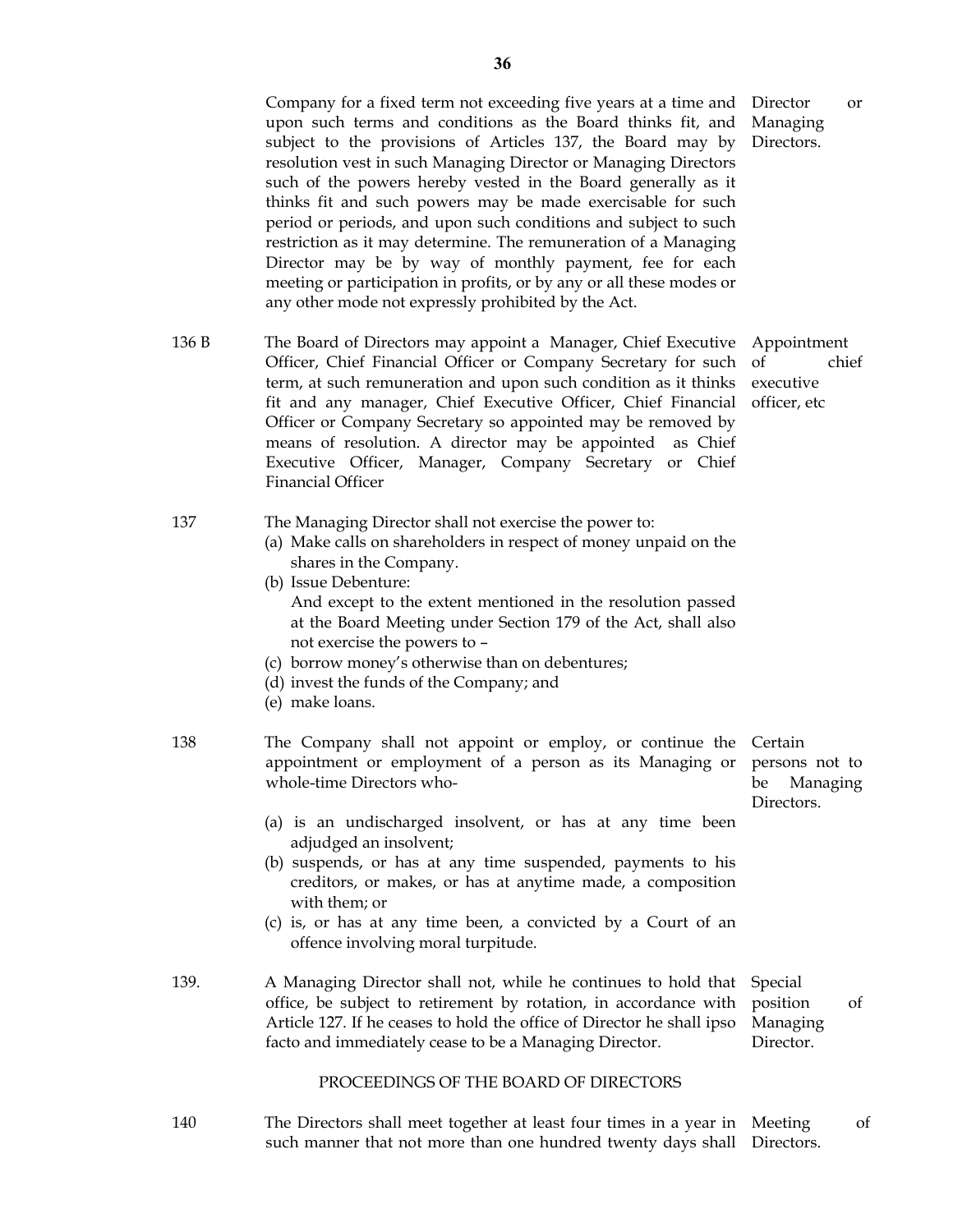Company for a fixed term not exceeding five years at a time and upon such terms and conditions as the Board thinks fit, and subject to the provisions of Articles 137, the Board may by resolution vest in such Managing Director or Managing Directors such of the powers hereby vested in the Board generally as it thinks fit and such powers may be made exercisable for such period or periods, and upon such conditions and subject to such restriction as it may determine. The remuneration of a Managing Director may be by way of monthly payment, fee for each meeting or participation in profits, or by any or all these modes or any other mode not expressly prohibited by the Act. — *Director or Managing Directors.*

**136 B** — *Appointment of chief executive officer, etc*

The Board of Directors may appoint a Manager, Chief Executive Officer, Chief Financial Officer or Company Secretary for such term, at such remuneration and upon such condition as it thinks fit and any manager, Chief Executive Officer, Chief Financial Officer or Company Secretary so appointed may be removed by means of resolution. A director may be appointed as Chief Executive Officer, Manager, Company Secretary or Chief Financial Officer

**137**

The Managing Director shall not exercise the power to:

(a) Make calls on shareholders in respect of money unpaid on the shares in the Company.
(b) Issue Debenture:
And except to the extent mentioned in the resolution passed at the Board Meeting under Section 179 of the Act, shall also not exercise the powers to –
(c) borrow money's otherwise than on debentures;
(d) invest the funds of the Company; and
(e) make loans.

**138** — *Certain persons not to be Managing Directors.*

The Company shall not appoint or employ, or continue the appointment or employment of a person as its Managing or whole-time Directors who-

(a) is an undischarged insolvent, or has at any time been adjudged an insolvent;
(b) suspends, or has at any time suspended, payments to his creditors, or makes, or has at anytime made, a composition with them; or
(c) is, or has at any time been, a convicted by a Court of an offence involving moral turpitude.

**139.** — *Special position of Managing Director.*

A Managing Director shall not, while he continues to hold that office, be subject to retirement by rotation, in accordance with Article 127. If he ceases to hold the office of Director he shall ipso facto and immediately cease to be a Managing Director.

## PROCEEDINGS OF THE BOARD OF DIRECTORS

**140** — *Meeting of Directors.*

The Directors shall meet together at least four times in a year in such manner that not more than one hundred twenty days shall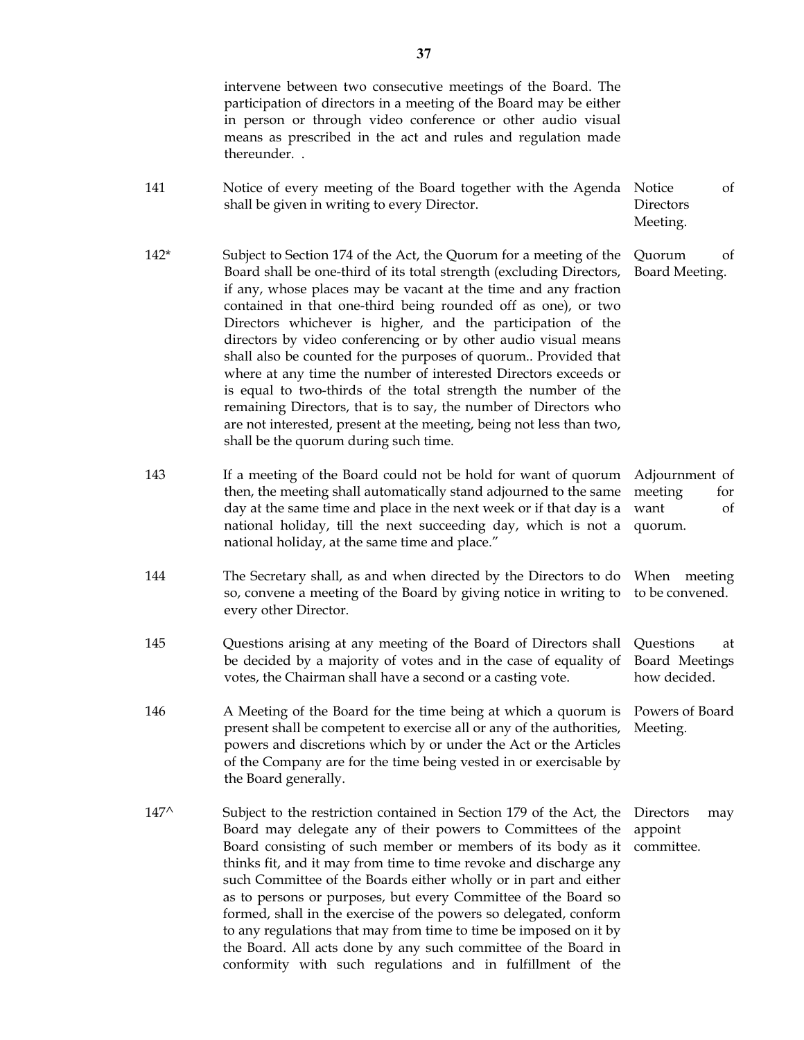intervene between two consecutive meetings of the Board. The participation of directors in a meeting of the Board may be either in person or through video conference or other audio visual means as prescribed in the act and rules and regulation made thereunder. .

| No. | Article | Marginal Note |
|---|---|---|
| 141 | Notice of every meeting of the Board together with the Agenda shall be given in writing to every Director. | Notice of Directors Meeting. |
| 142* | Subject to Section 174 of the Act, the Quorum for a meeting of the Board shall be one-third of its total strength (excluding Directors, if any, whose places may be vacant at the time and any fraction contained in that one-third being rounded off as one), or two Directors whichever is higher, and the participation of the directors by video conferencing or by other audio visual means shall also be counted for the purposes of quorum.. Provided that where at any time the number of interested Directors exceeds or is equal to two-thirds of the total strength the number of the remaining Directors, that is to say, the number of Directors who are not interested, present at the meeting, being not less than two, shall be the quorum during such time. | Quorum of Board Meeting. |
| 143 | If a meeting of the Board could not be hold for want of quorum then, the meeting shall automatically stand adjourned to the same day at the same time and place in the next week or if that day is a national holiday, till the next succeeding day, which is not a national holiday, at the same time and place." | Adjournment of meeting for want of quorum. |
| 144 | The Secretary shall, as and when directed by the Directors to do so, convene a meeting of the Board by giving notice in writing to every other Director. | When meeting to be convened. |
| 145 | Questions arising at any meeting of the Board of Directors shall be decided by a majority of votes and in the case of equality of votes, the Chairman shall have a second or a casting vote. | Questions at Board Meetings how decided. |
| 146 | A Meeting of the Board for the time being at which a quorum is present shall be competent to exercise all or any of the authorities, powers and discretions which by or under the Act or the Articles of the Company are for the time being vested in or exercisable by the Board generally. | Powers of Board Meeting. |
| 147^ | Subject to the restriction contained in Section 179 of the Act, the Board may delegate any of their powers to Committees of the Board consisting of such member or members of its body as it thinks fit, and it may from time to time revoke and discharge any such Committee of the Boards either wholly or in part and either as to persons or purposes, but every Committee of the Board so formed, shall in the exercise of the powers so delegated, conform to any regulations that may from time to time be imposed on it by the Board. All acts done by any such committee of the Board in conformity with such regulations and in fulfillment of the | Directors may appoint committee. |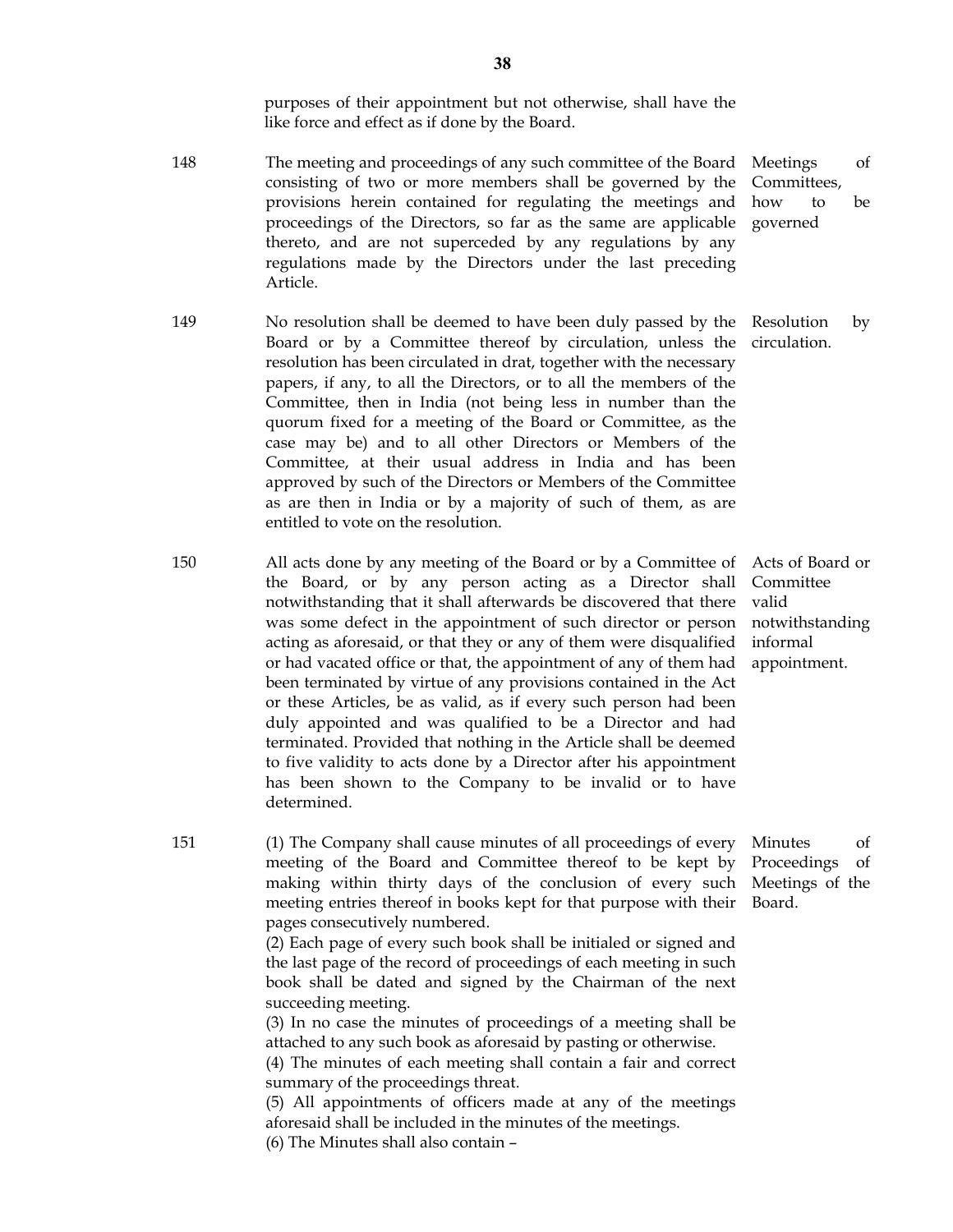purposes of their appointment but not otherwise, shall have the like force and effect as if done by the Board.

| | | |
|---|---|---|
| 148 | The meeting and proceedings of any such committee of the Board consisting of two or more members shall be governed by the provisions herein contained for regulating the meetings and proceedings of the Directors, so far as the same are applicable thereto, and are not superceded by any regulations by any regulations made by the Directors under the last preceding Article. | Meetings of Committees, how to be governed |
| 149 | No resolution shall be deemed to have been duly passed by the Board or by a Committee thereof by circulation, unless the resolution has been circulated in drat, together with the necessary papers, if any, to all the Directors, or to all the members of the Committee, then in India (not being less in number than the quorum fixed for a meeting of the Board or Committee, as the case may be) and to all other Directors or Members of the Committee, at their usual address in India and has been approved by such of the Directors or Members of the Committee as are then in India or by a majority of such of them, as are entitled to vote on the resolution. | Resolution by circulation. |
| 150 | All acts done by any meeting of the Board or by a Committee of the Board, or by any person acting as a Director shall notwithstanding that it shall afterwards be discovered that there was some defect in the appointment of such director or person acting as aforesaid, or that they or any of them were disqualified or had vacated office or that, the appointment of any of them had been terminated by virtue of any provisions contained in the Act or these Articles, be as valid, as if every such person had been duly appointed and was qualified to be a Director and had terminated. Provided that nothing in the Article shall be deemed to five validity to acts done by a Director after his appointment has been shown to the Company to be invalid or to have determined. | Acts of Board or Committee valid notwithstanding informal appointment. |
| 151 | (1) The Company shall cause minutes of all proceedings of every meeting of the Board and Committee thereof to be kept by making within thirty days of the conclusion of every such meeting entries thereof in books kept for that purpose with their pages consecutively numbered.<br>(2) Each page of every such book shall be initialed or signed and the last page of the record of proceedings of each meeting in such book shall be dated and signed by the Chairman of the next succeeding meeting.<br>(3) In no case the minutes of proceedings of a meeting shall be attached to any such book as aforesaid by pasting or otherwise.<br>(4) The minutes of each meeting shall contain a fair and correct summary of the proceedings threat.<br>(5) All appointments of officers made at any of the meetings aforesaid shall be included in the minutes of the meetings.<br>(6) The Minutes shall also contain – | Minutes of Proceedings of Meetings of the Board. |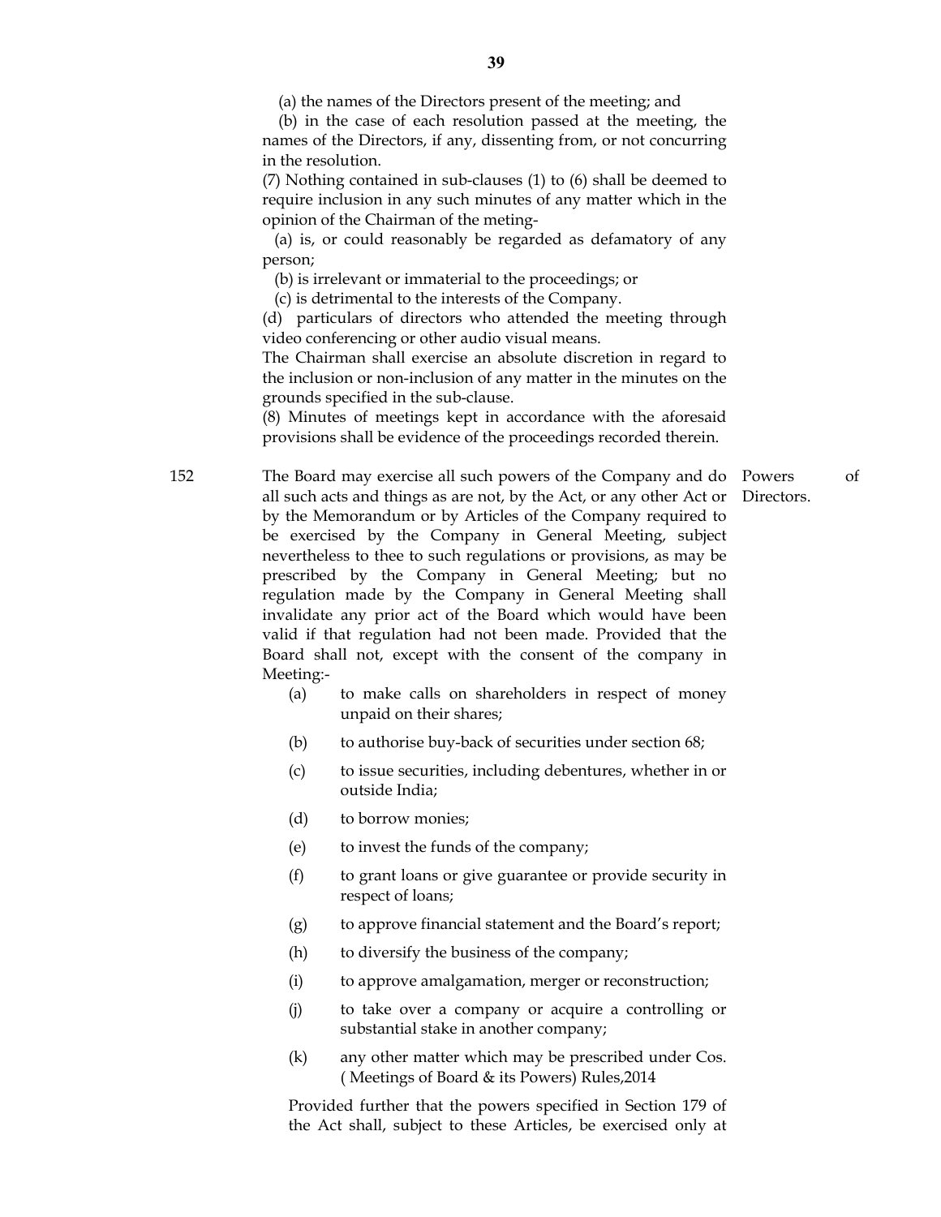(a) the names of the Directors present of the meeting; and

(b) in the case of each resolution passed at the meeting, the names of the Directors, if any, dissenting from, or not concurring in the resolution.

(7) Nothing contained in sub-clauses (1) to (6) shall be deemed to require inclusion in any such minutes of any matter which in the opinion of the Chairman of the meting-

(a) is, or could reasonably be regarded as defamatory of any person;

(b) is irrelevant or immaterial to the proceedings; or

(c) is detrimental to the interests of the Company.

(d) particulars of directors who attended the meeting through video conferencing or other audio visual means.

The Chairman shall exercise an absolute discretion in regard to the inclusion or non-inclusion of any matter in the minutes on the grounds specified in the sub-clause.

(8) Minutes of meetings kept in accordance with the aforesaid provisions shall be evidence of the proceedings recorded therein.

152 **Powers of Directors.** The Board may exercise all such powers of the Company and do all such acts and things as are not, by the Act, or any other Act or by the Memorandum or by Articles of the Company required to be exercised by the Company in General Meeting, subject nevertheless to thee to such regulations or provisions, as may be prescribed by the Company in General Meeting; but no regulation made by the Company in General Meeting shall invalidate any prior act of the Board which would have been valid if that regulation had not been made. Provided that the Board shall not, except with the consent of the company in Meeting:-

(a) to make calls on shareholders in respect of money unpaid on their shares;

(b) to authorise buy-back of securities under section 68;

(c) to issue securities, including debentures, whether in or outside India;

(d) to borrow monies;

(e) to invest the funds of the company;

(f) to grant loans or give guarantee or provide security in respect of loans;

(g) to approve financial statement and the Board's report;

(h) to diversify the business of the company;

(i) to approve amalgamation, merger or reconstruction;

(j) to take over a company or acquire a controlling or substantial stake in another company;

(k) any other matter which may be prescribed under Cos. ( Meetings of Board & its Powers) Rules,2014

Provided further that the powers specified in Section 179 of the Act shall, subject to these Articles, be exercised only at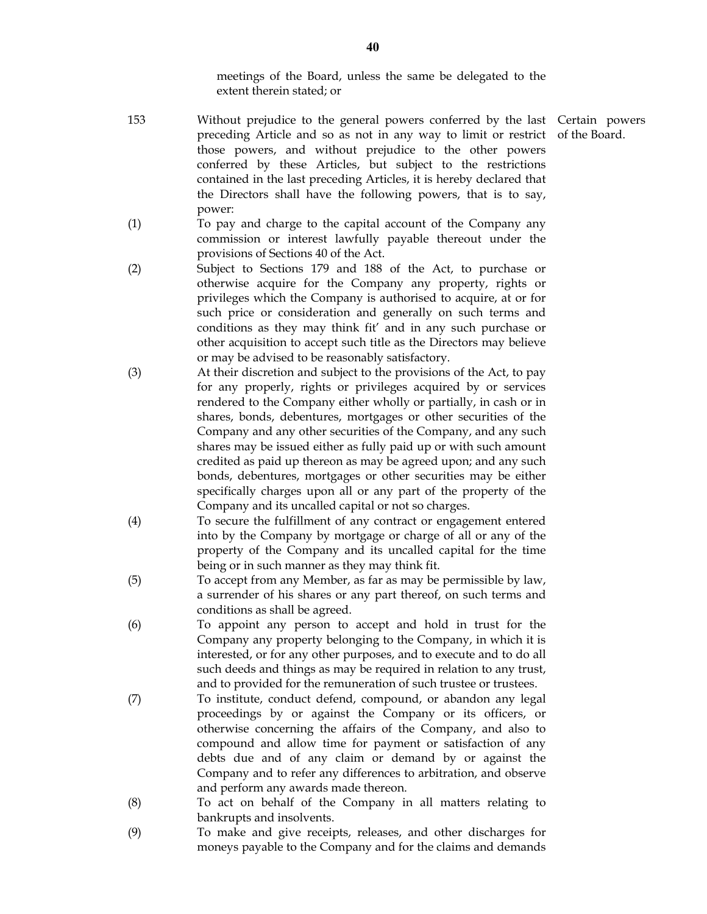meetings of the Board, unless the same be delegated to the extent therein stated; or

**153** Certain powers of the Board.

Without prejudice to the general powers conferred by the last preceding Article and so as not in any way to limit or restrict those powers, and without prejudice to the other powers conferred by these Articles, but subject to the restrictions contained in the last preceding Articles, it is hereby declared that the Directors shall have the following powers, that is to say, power:

(1) To pay and charge to the capital account of the Company any commission or interest lawfully payable thereout under the provisions of Sections 40 of the Act.

(2) Subject to Sections 179 and 188 of the Act, to purchase or otherwise acquire for the Company any property, rights or privileges which the Company is authorised to acquire, at or for such price or consideration and generally on such terms and conditions as they may think fit' and in any such purchase or other acquisition to accept such title as the Directors may believe or may be advised to be reasonably satisfactory.

(3) At their discretion and subject to the provisions of the Act, to pay for any properly, rights or privileges acquired by or services rendered to the Company either wholly or partially, in cash or in shares, bonds, debentures, mortgages or other securities of the Company and any other securities of the Company, and any such shares may be issued either as fully paid up or with such amount credited as paid up thereon as may be agreed upon; and any such bonds, debentures, mortgages or other securities may be either specifically charges upon all or any part of the property of the Company and its uncalled capital or not so charges.

(4) To secure the fulfillment of any contract or engagement entered into by the Company by mortgage or charge of all or any of the property of the Company and its uncalled capital for the time being or in such manner as they may think fit.

(5) To accept from any Member, as far as may be permissible by law, a surrender of his shares or any part thereof, on such terms and conditions as shall be agreed.

(6) To appoint any person to accept and hold in trust for the Company any property belonging to the Company, in which it is interested, or for any other purposes, and to execute and to do all such deeds and things as may be required in relation to any trust, and to provided for the remuneration of such trustee or trustees.

(7) To institute, conduct defend, compound, or abandon any legal proceedings by or against the Company or its officers, or otherwise concerning the affairs of the Company, and also to compound and allow time for payment or satisfaction of any debts due and of any claim or demand by or against the Company and to refer any differences to arbitration, and observe and perform any awards made thereon.

(8) To act on behalf of the Company in all matters relating to bankrupts and insolvents.

(9) To make and give receipts, releases, and other discharges for moneys payable to the Company and for the claims and demands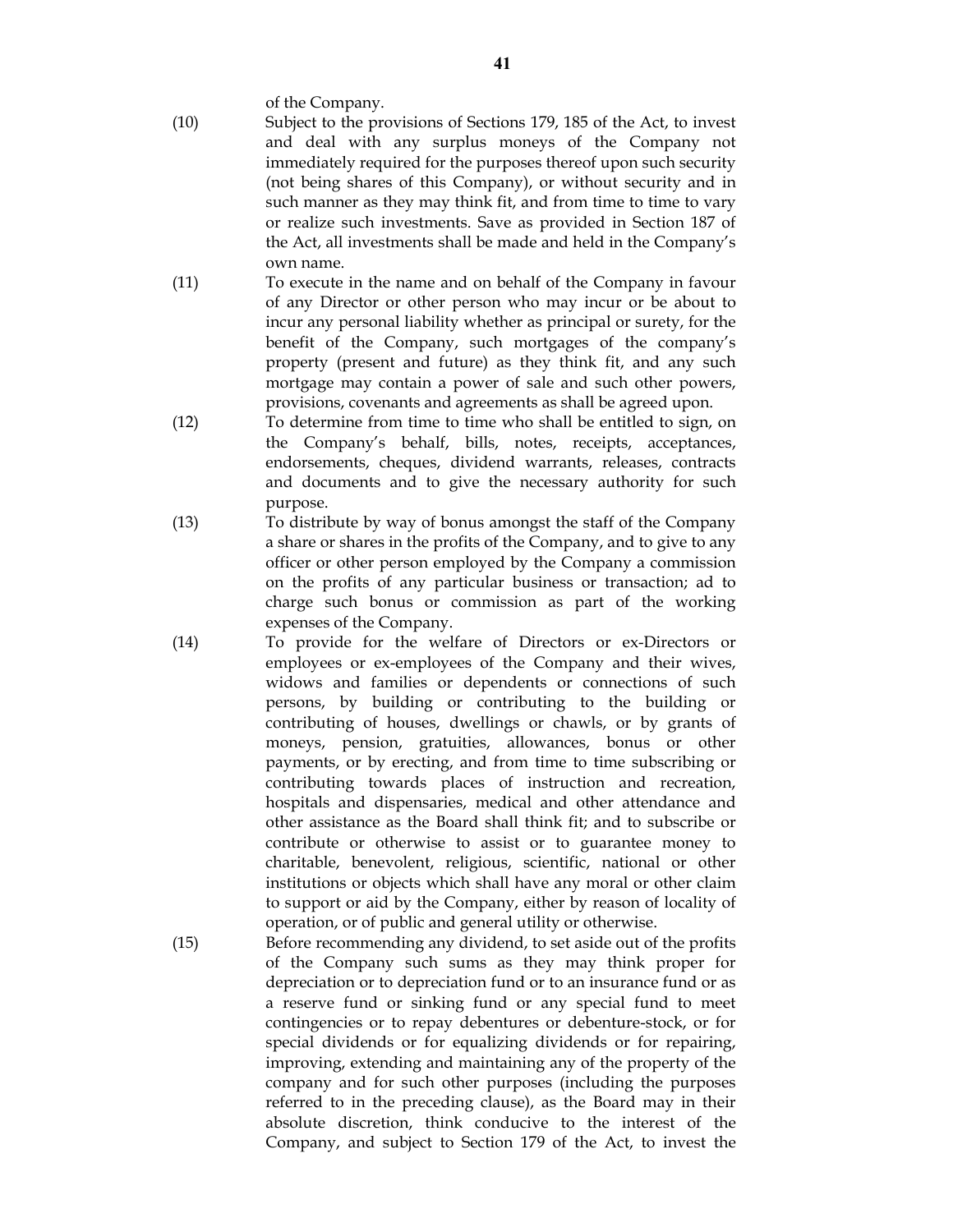of the Company.

(10) Subject to the provisions of Sections 179, 185 of the Act, to invest and deal with any surplus moneys of the Company not immediately required for the purposes thereof upon such security (not being shares of this Company), or without security and in such manner as they may think fit, and from time to time to vary or realize such investments. Save as provided in Section 187 of the Act, all investments shall be made and held in the Company's own name.

(11) To execute in the name and on behalf of the Company in favour of any Director or other person who may incur or be about to incur any personal liability whether as principal or surety, for the benefit of the Company, such mortgages of the company's property (present and future) as they think fit, and any such mortgage may contain a power of sale and such other powers, provisions, covenants and agreements as shall be agreed upon.

(12) To determine from time to time who shall be entitled to sign, on the Company's behalf, bills, notes, receipts, acceptances, endorsements, cheques, dividend warrants, releases, contracts and documents and to give the necessary authority for such purpose.

(13) To distribute by way of bonus amongst the staff of the Company a share or shares in the profits of the Company, and to give to any officer or other person employed by the Company a commission on the profits of any particular business or transaction; ad to charge such bonus or commission as part of the working expenses of the Company.

(14) To provide for the welfare of Directors or ex-Directors or employees or ex-employees of the Company and their wives, widows and families or dependents or connections of such persons, by building or contributing to the building or contributing of houses, dwellings or chawls, or by grants of moneys, pension, gratuities, allowances, bonus or other payments, or by erecting, and from time to time subscribing or contributing towards places of instruction and recreation, hospitals and dispensaries, medical and other attendance and other assistance as the Board shall think fit; and to subscribe or contribute or otherwise to assist or to guarantee money to charitable, benevolent, religious, scientific, national or other institutions or objects which shall have any moral or other claim to support or aid by the Company, either by reason of locality of operation, or of public and general utility or otherwise.

(15) Before recommending any dividend, to set aside out of the profits of the Company such sums as they may think proper for depreciation or to depreciation fund or to an insurance fund or as a reserve fund or sinking fund or any special fund to meet contingencies or to repay debentures or debenture-stock, or for special dividends or for equalizing dividends or for repairing, improving, extending and maintaining any of the property of the company and for such other purposes (including the purposes referred to in the preceding clause), as the Board may in their absolute discretion, think conducive to the interest of the Company, and subject to Section 179 of the Act, to invest the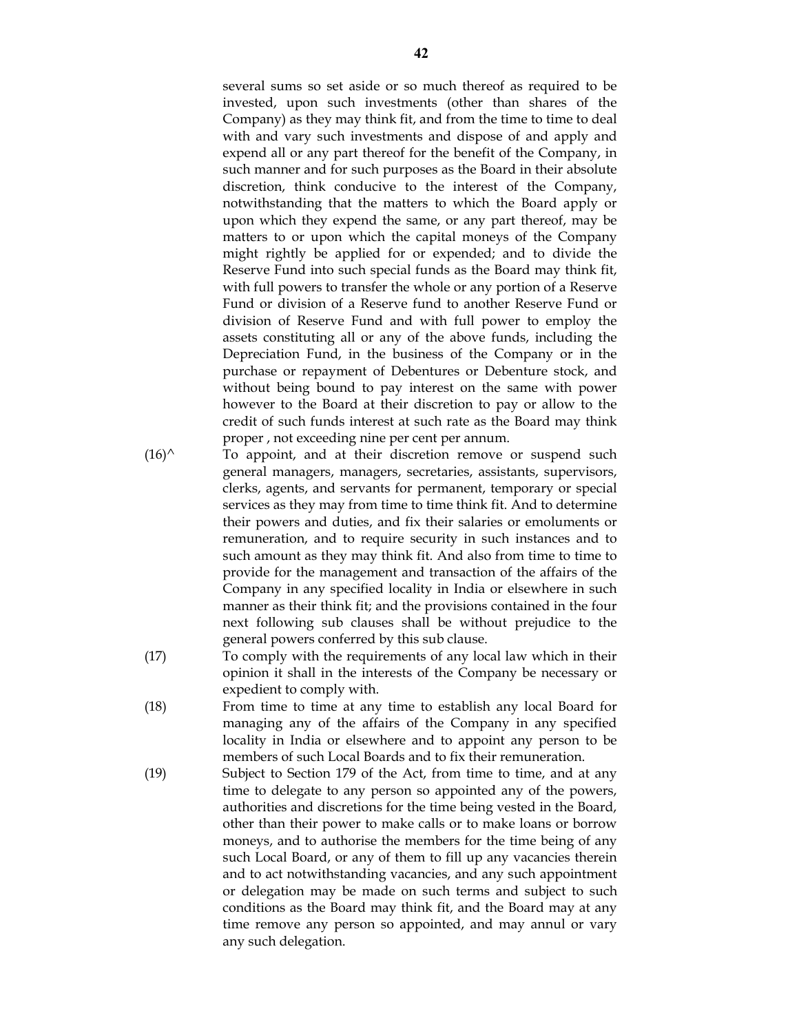several sums so set aside or so much thereof as required to be invested, upon such investments (other than shares of the Company) as they may think fit, and from the time to time to deal with and vary such investments and dispose of and apply and expend all or any part thereof for the benefit of the Company, in such manner and for such purposes as the Board in their absolute discretion, think conducive to the interest of the Company, notwithstanding that the matters to which the Board apply or upon which they expend the same, or any part thereof, may be matters to or upon which the capital moneys of the Company might rightly be applied for or expended; and to divide the Reserve Fund into such special funds as the Board may think fit, with full powers to transfer the whole or any portion of a Reserve Fund or division of a Reserve fund to another Reserve Fund or division of Reserve Fund and with full power to employ the assets constituting all or any of the above funds, including the Depreciation Fund, in the business of the Company or in the purchase or repayment of Debentures or Debenture stock, and without being bound to pay interest on the same with power however to the Board at their discretion to pay or allow to the credit of such funds interest at such rate as the Board may think proper , not exceeding nine per cent per annum.

(16)^ To appoint, and at their discretion remove or suspend such general managers, managers, secretaries, assistants, supervisors, clerks, agents, and servants for permanent, temporary or special services as they may from time to time think fit. And to determine their powers and duties, and fix their salaries or emoluments or remuneration, and to require security in such instances and to such amount as they may think fit. And also from time to time to provide for the management and transaction of the affairs of the Company in any specified locality in India or elsewhere in such manner as their think fit; and the provisions contained in the four next following sub clauses shall be without prejudice to the general powers conferred by this sub clause.

(17) To comply with the requirements of any local law which in their opinion it shall in the interests of the Company be necessary or expedient to comply with.

(18) From time to time at any time to establish any local Board for managing any of the affairs of the Company in any specified locality in India or elsewhere and to appoint any person to be members of such Local Boards and to fix their remuneration.

(19) Subject to Section 179 of the Act, from time to time, and at any time to delegate to any person so appointed any of the powers, authorities and discretions for the time being vested in the Board, other than their power to make calls or to make loans or borrow moneys, and to authorise the members for the time being of any such Local Board, or any of them to fill up any vacancies therein and to act notwithstanding vacancies, and any such appointment or delegation may be made on such terms and subject to such conditions as the Board may think fit, and the Board may at any time remove any person so appointed, and may annul or vary any such delegation.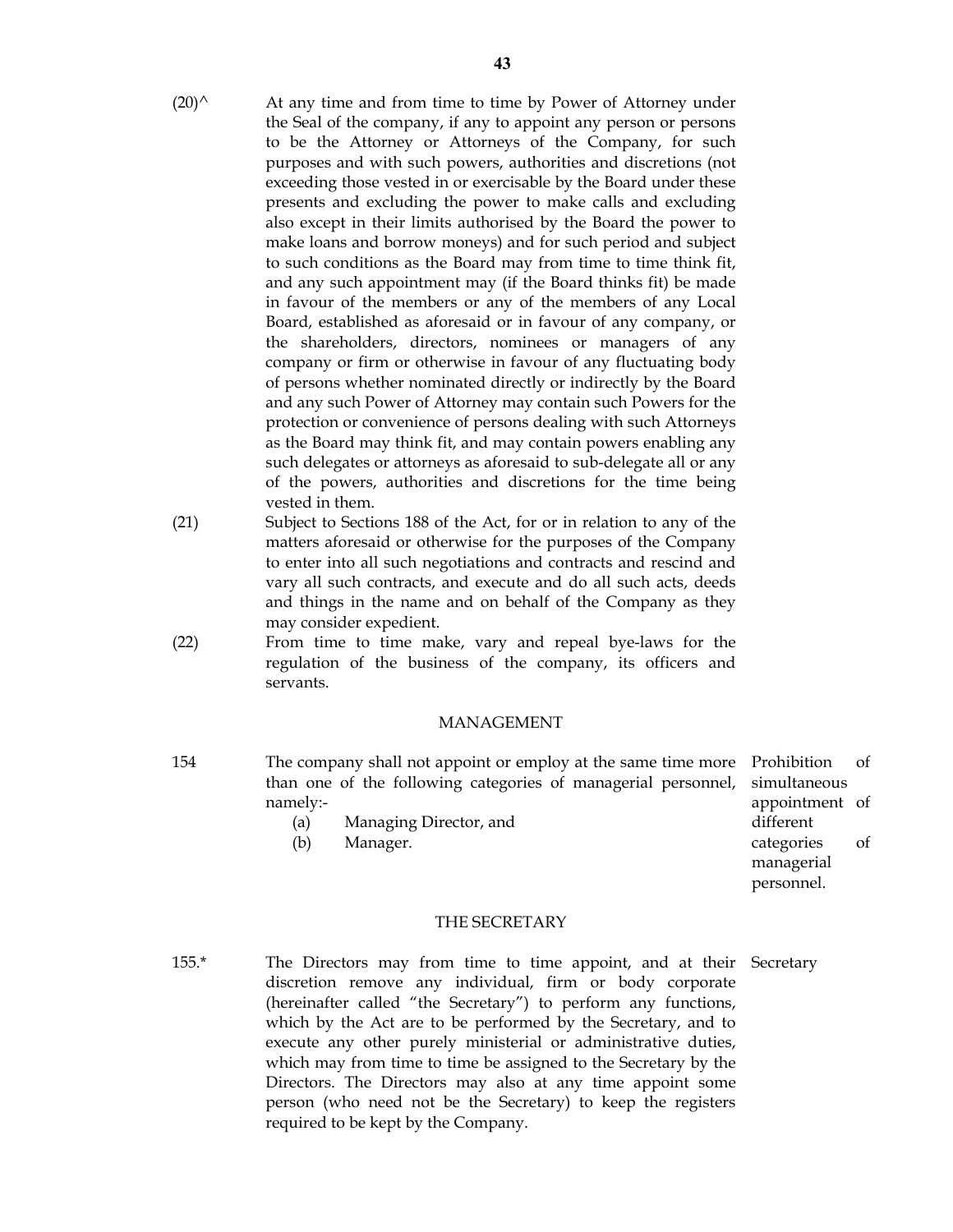(20)^ At any time and from time to time by Power of Attorney under the Seal of the company, if any to appoint any person or persons to be the Attorney or Attorneys of the Company, for such purposes and with such powers, authorities and discretions (not exceeding those vested in or exercisable by the Board under these presents and excluding the power to make calls and excluding also except in their limits authorised by the Board the power to make loans and borrow moneys) and for such period and subject to such conditions as the Board may from time to time think fit, and any such appointment may (if the Board thinks fit) be made in favour of the members or any of the members of any Local Board, established as aforesaid or in favour of any company, or the shareholders, directors, nominees or managers of any company or firm or otherwise in favour of any fluctuating body of persons whether nominated directly or indirectly by the Board and any such Power of Attorney may contain such Powers for the protection or convenience of persons dealing with such Attorneys as the Board may think fit, and may contain powers enabling any such delegates or attorneys as aforesaid to sub-delegate all or any of the powers, authorities and discretions for the time being vested in them.

(21) Subject to Sections 188 of the Act, for or in relation to any of the matters aforesaid or otherwise for the purposes of the Company to enter into all such negotiations and contracts and rescind and vary all such contracts, and execute and do all such acts, deeds and things in the name and on behalf of the Company as they may consider expedient.

(22) From time to time make, vary and repeal bye-laws for the regulation of the business of the company, its officers and servants.

## MANAGEMENT

154 The company shall not appoint or employ at the same time more than one of the following categories of managerial personnel, namely:-

(a) Managing Director, and
(b) Manager.

*Prohibition of simultaneous appointment of different categories of managerial personnel.*

## THE SECRETARY

155.* The Directors may from time to time appoint, and at their discretion remove any individual, firm or body corporate (hereinafter called "the Secretary") to perform any functions, which by the Act are to be performed by the Secretary, and to execute any other purely ministerial or administrative duties, which may from time to time be assigned to the Secretary by the Directors. The Directors may also at any time appoint some person (who need not be the Secretary) to keep the registers required to be kept by the Company.

*Secretary*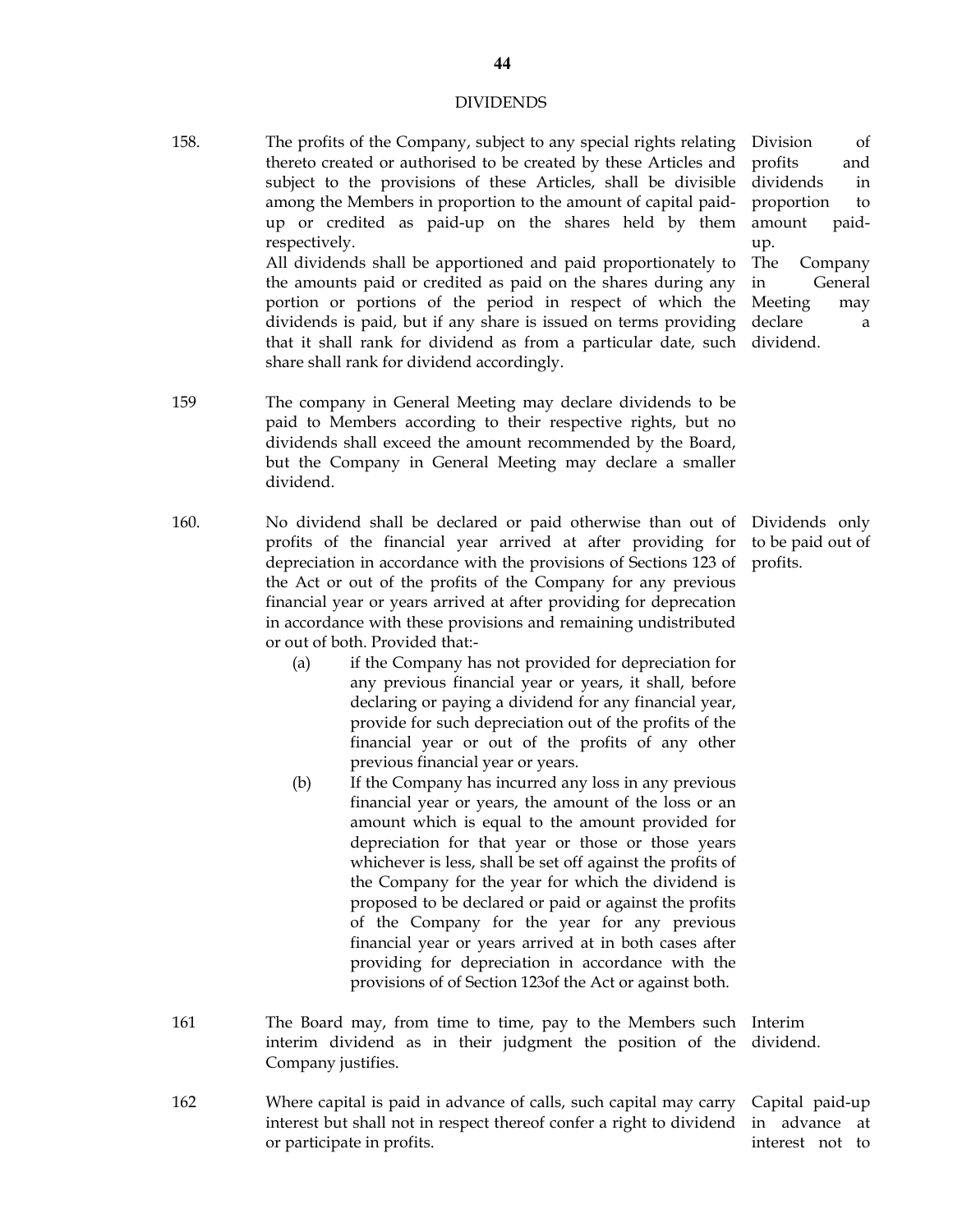## DIVIDENDS

158. The profits of the Company, subject to any special rights relating thereto created or authorised to be created by these Articles and subject to the provisions of these Articles, shall be divisible among the Members in proportion to the amount of capital paid-up or credited as paid-up on the shares held by them respectively.

*Division of profits and dividends in proportion to amount paid-up.*

All dividends shall be apportioned and paid proportionately to the amounts paid or credited as paid on the shares during any portion or portions of the period in respect of which the dividends is paid, but if any share is issued on terms providing that it shall rank for dividend as from a particular date, such share shall rank for dividend accordingly.

*The Company in General Meeting may declare a dividend.*

159 The company in General Meeting may declare dividends to be paid to Members according to their respective rights, but no dividends shall exceed the amount recommended by the Board, but the Company in General Meeting may declare a smaller dividend.

160. No dividend shall be declared or paid otherwise than out of profits of the financial year arrived at after providing for depreciation in accordance with the provisions of Sections 123 of the Act or out of the profits of the Company for any previous financial year or years arrived at after providing for deprecation in accordance with these provisions and remaining undistributed or out of both. Provided that:-

*Dividends only to be paid out of profits.*

(a) if the Company has not provided for depreciation for any previous financial year or years, it shall, before declaring or paying a dividend for any financial year, provide for such depreciation out of the profits of the financial year or out of the profits of any other previous financial year or years.

(b) If the Company has incurred any loss in any previous financial year or years, the amount of the loss or an amount which is equal to the amount provided for depreciation for that year or those or those years whichever is less, shall be set off against the profits of the Company for the year for which the dividend is proposed to be declared or paid or against the profits of the Company for the year for any previous financial year or years arrived at in both cases after providing for depreciation in accordance with the provisions of of Section 123of the Act or against both.

161 The Board may, from time to time, pay to the Members such interim dividend as in their judgment the position of the Company justifies.

*Interim dividend.*

162 Where capital is paid in advance of calls, such capital may carry interest but shall not in respect thereof confer a right to dividend or participate in profits.

*Capital paid-up in advance at interest not to*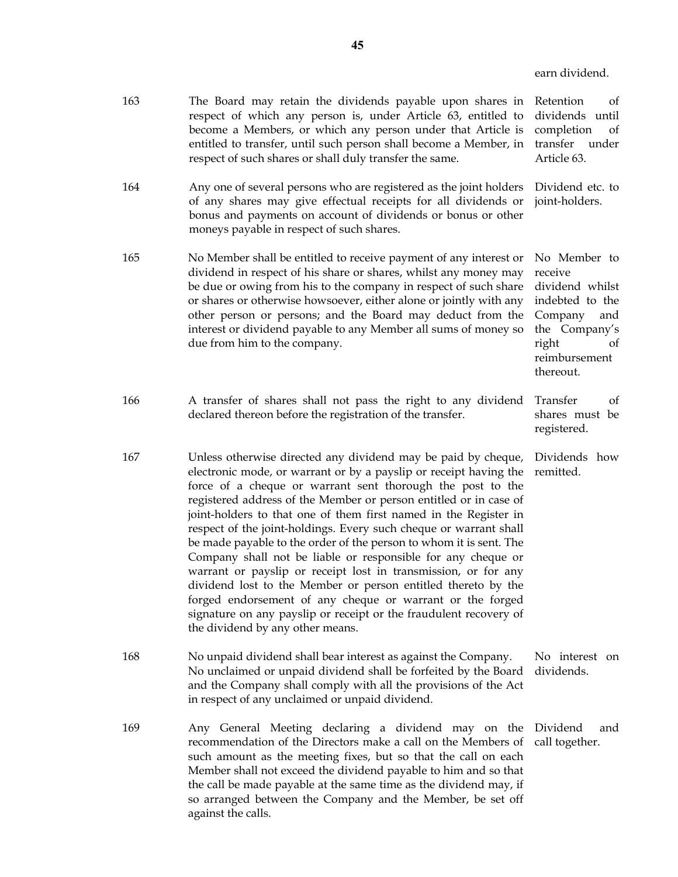earn dividend.

| | | |
|---|---|---|
| 163 | The Board may retain the dividends payable upon shares in respect of which any person is, under Article 63, entitled to become a Members, or which any person under that Article is entitled to transfer, until such person shall become a Member, in respect of such shares or shall duly transfer the same. | Retention of dividends until completion of transfer under Article 63. |
| 164 | Any one of several persons who are registered as the joint holders of any shares may give effectual receipts for all dividends or bonus and payments on account of dividends or bonus or other moneys payable in respect of such shares. | Dividend etc. to joint-holders. |
| 165 | No Member shall be entitled to receive payment of any interest or dividend in respect of his share or shares, whilst any money may be due or owing from his to the company in respect of such share or shares or otherwise howsoever, either alone or jointly with any other person or persons; and the Board may deduct from the interest or dividend payable to any Member all sums of money so due from him to the company. | No Member to receive dividend whilst indebted to the Company and the Company's right of reimbursement thereout. |
| 166 | A transfer of shares shall not pass the right to any dividend declared thereon before the registration of the transfer. | Transfer of shares must be registered. |
| 167 | Unless otherwise directed any dividend may be paid by cheque, electronic mode, or warrant or by a payslip or receipt having the force of a cheque or warrant sent thorough the post to the registered address of the Member or person entitled or in case of joint-holders to that one of them first named in the Register in respect of the joint-holdings. Every such cheque or warrant shall be made payable to the order of the person to whom it is sent. The Company shall not be liable or responsible for any cheque or warrant or payslip or receipt lost in transmission, or for any dividend lost to the Member or person entitled thereto by the forged endorsement of any cheque or warrant or the forged signature on any payslip or receipt or the fraudulent recovery of the dividend by any other means. | Dividends how remitted. |
| 168 | No unpaid dividend shall bear interest as against the Company. No unclaimed or unpaid dividend shall be forfeited by the Board and the Company shall comply with all the provisions of the Act in respect of any unclaimed or unpaid dividend. | No interest on dividends. |
| 169 | Any General Meeting declaring a dividend may on the recommendation of the Directors make a call on the Members of such amount as the meeting fixes, but so that the call on each Member shall not exceed the dividend payable to him and so that the call be made payable at the same time as the dividend may, if so arranged between the Company and the Member, be set off against the calls. | Dividend and call together. |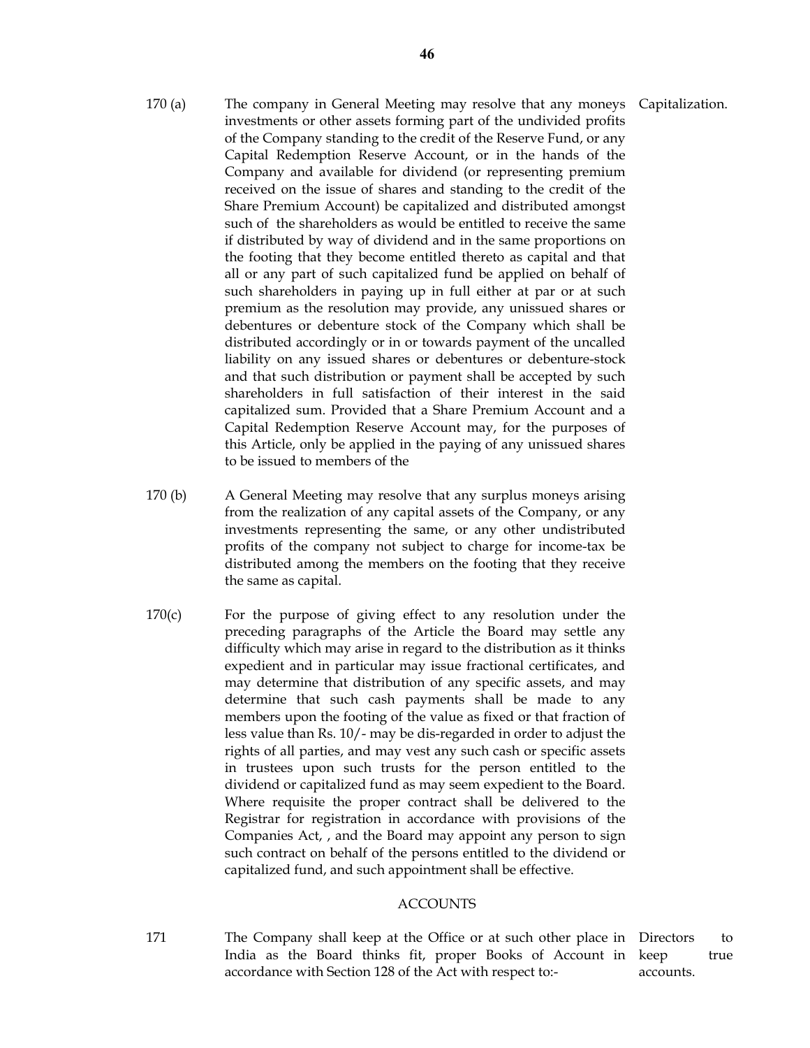170 (a) The company in General Meeting may resolve that any moneys investments or other assets forming part of the undivided profits of the Company standing to the credit of the Reserve Fund, or any Capital Redemption Reserve Account, or in the hands of the Company and available for dividend (or representing premium received on the issue of shares and standing to the credit of the Share Premium Account) be capitalized and distributed amongst such of the shareholders as would be entitled to receive the same if distributed by way of dividend and in the same proportions on the footing that they become entitled thereto as capital and that all or any part of such capitalized fund be applied on behalf of such shareholders in paying up in full either at par or at such premium as the resolution may provide, any unissued shares or debentures or debenture stock of the Company which shall be distributed accordingly or in or towards payment of the uncalled liability on any issued shares or debentures or debenture-stock and that such distribution or payment shall be accepted by such shareholders in full satisfaction of their interest in the said capitalized sum. Provided that a Share Premium Account and a Capital Redemption Reserve Account may, for the purposes of this Article, only be applied in the paying of any unissued shares to be issued to members of the

*Capitalization.*

170 (b) A General Meeting may resolve that any surplus moneys arising from the realization of any capital assets of the Company, or any investments representing the same, or any other undistributed profits of the company not subject to charge for income-tax be distributed among the members on the footing that they receive the same as capital.

170(c) For the purpose of giving effect to any resolution under the preceding paragraphs of the Article the Board may settle any difficulty which may arise in regard to the distribution as it thinks expedient and in particular may issue fractional certificates, and may determine that distribution of any specific assets, and may determine that such cash payments shall be made to any members upon the footing of the value as fixed or that fraction of less value than Rs. 10/- may be dis-regarded in order to adjust the rights of all parties, and may vest any such cash or specific assets in trustees upon such trusts for the person entitled to the dividend or capitalized fund as may seem expedient to the Board. Where requisite the proper contract shall be delivered to the Registrar for registration in accordance with provisions of the Companies Act, , and the Board may appoint any person to sign such contract on behalf of the persons entitled to the dividend or capitalized fund, and such appointment shall be effective.

## ACCOUNTS

171 The Company shall keep at the Office or at such other place in India as the Board thinks fit, proper Books of Account in accordance with Section 128 of the Act with respect to:-

*Directors to keep true accounts.*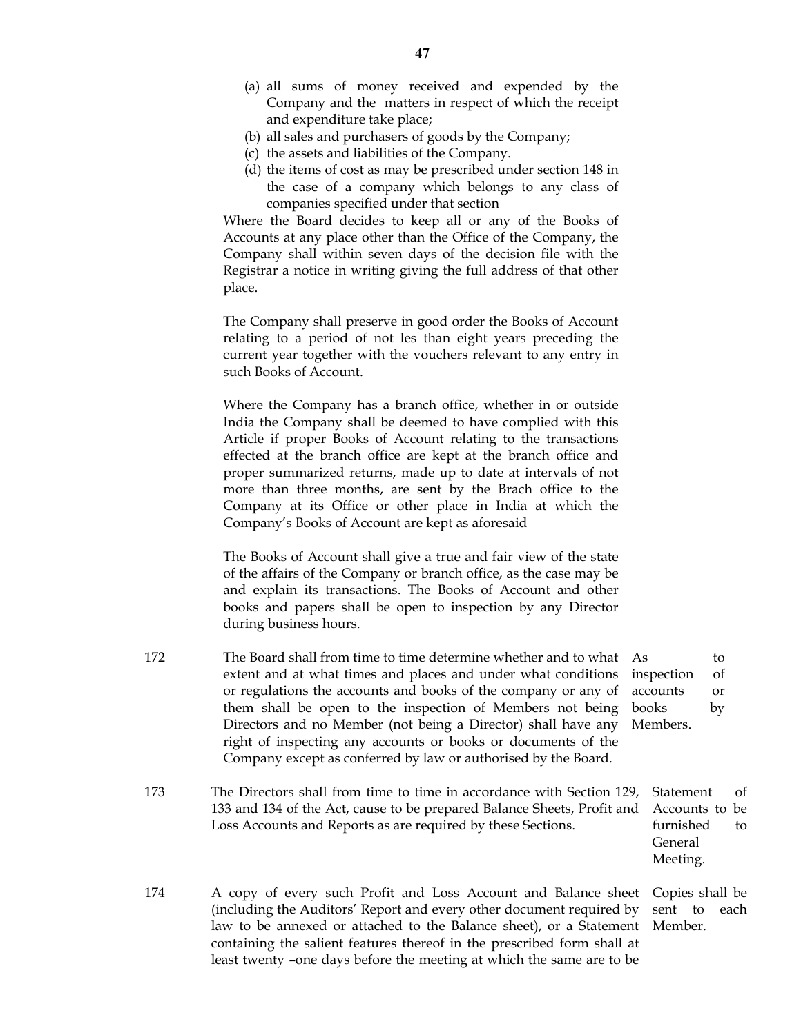(a) all sums of money received and expended by the Company and the matters in respect of which the receipt and expenditure take place;
(b) all sales and purchasers of goods by the Company;
(c) the assets and liabilities of the Company.
(d) the items of cost as may be prescribed under section 148 in the case of a company which belongs to any class of companies specified under that section

Where the Board decides to keep all or any of the Books of Accounts at any place other than the Office of the Company, the Company shall within seven days of the decision file with the Registrar a notice in writing giving the full address of that other place.

The Company shall preserve in good order the Books of Account relating to a period of not les than eight years preceding the current year together with the vouchers relevant to any entry in such Books of Account.

Where the Company has a branch office, whether in or outside India the Company shall be deemed to have complied with this Article if proper Books of Account relating to the transactions effected at the branch office are kept at the branch office and proper summarized returns, made up to date at intervals of not more than three months, are sent by the Brach office to the Company at its Office or other place in India at which the Company's Books of Account are kept as aforesaid

The Books of Account shall give a true and fair view of the state of the affairs of the Company or branch office, as the case may be and explain its transactions. The Books of Account and other books and papers shall be open to inspection by any Director during business hours.

172 The Board shall from time to time determine whether and to what extent and at what times and places and under what conditions or regulations the accounts and books of the company or any of them shall be open to the inspection of Members not being Directors and no Member (not being a Director) shall have any right of inspecting any accounts or books or documents of the Company except as conferred by law or authorised by the Board. *As to inspection of accounts or books by Members.*

173 The Directors shall from time to time in accordance with Section 129, 133 and 134 of the Act, cause to be prepared Balance Sheets, Profit and Loss Accounts and Reports as are required by these Sections. *Statement of Accounts to be furnished to General Meeting.*

174 A copy of every such Profit and Loss Account and Balance sheet (including the Auditors' Report and every other document required by law to be annexed or attached to the Balance sheet), or a Statement containing the salient features thereof in the prescribed form shall at least twenty –one days before the meeting at which the same are to be *Copies shall be sent to each Member.*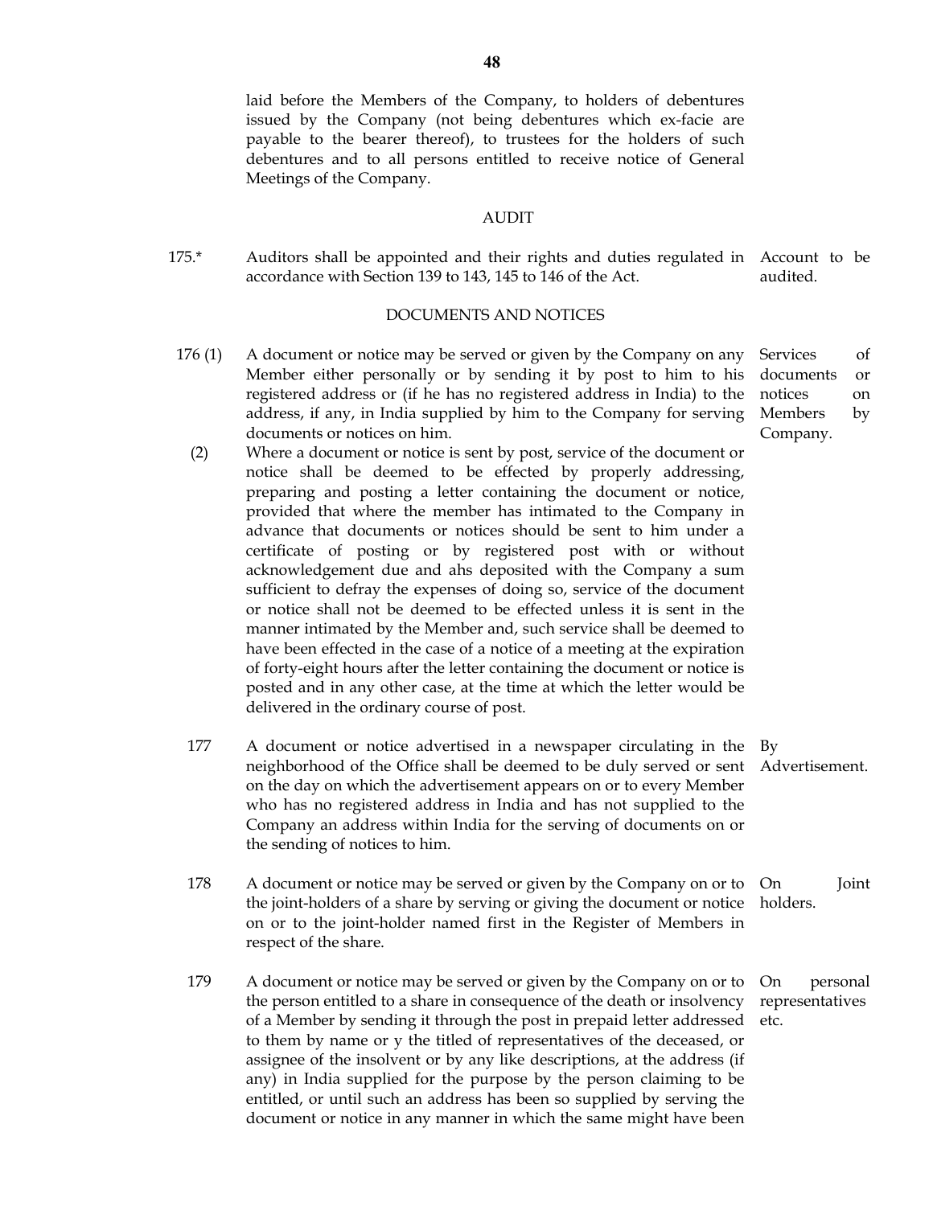laid before the Members of the Company, to holders of debentures issued by the Company (not being debentures which ex-facie are payable to the bearer thereof), to trustees for the holders of such debentures and to all persons entitled to receive notice of General Meetings of the Company.

## AUDIT

175.* Auditors shall be appointed and their rights and duties regulated in accordance with Section 139 to 143, 145 to 146 of the Act. *Account to be audited.*

## DOCUMENTS AND NOTICES

176 (1) A document or notice may be served or given by the Company on any Member either personally or by sending it by post to him to his registered address or (if he has no registered address in India) to the address, if any, in India supplied by him to the Company for serving documents or notices on him. *Services of documents or notices on Members by Company.*

(2) Where a document or notice is sent by post, service of the document or notice shall be deemed to be effected by properly addressing, preparing and posting a letter containing the document or notice, provided that where the member has intimated to the Company in advance that documents or notices should be sent to him under a certificate of posting or by registered post with or without acknowledgement due and ahs deposited with the Company a sum sufficient to defray the expenses of doing so, service of the document or notice shall not be deemed to be effected unless it is sent in the manner intimated by the Member and, such service shall be deemed to have been effected in the case of a notice of a meeting at the expiration of forty-eight hours after the letter containing the document or notice is posted and in any other case, at the time at which the letter would be delivered in the ordinary course of post.

177 A document or notice advertised in a newspaper circulating in the neighborhood of the Office shall be deemed to be duly served or sent on the day on which the advertisement appears on or to every Member who has no registered address in India and has not supplied to the Company an address within India for the serving of documents on or the sending of notices to him. *By Advertisement.*

178 A document or notice may be served or given by the Company on or to the joint-holders of a share by serving or giving the document or notice on or to the joint-holder named first in the Register of Members in respect of the share. *On Joint holders.*

179 A document or notice may be served or given by the Company on or to the person entitled to a share in consequence of the death or insolvency of a Member by sending it through the post in prepaid letter addressed to them by name or y the titled of representatives of the deceased, or assignee of the insolvent or by any like descriptions, at the address (if any) in India supplied for the purpose by the person claiming to be entitled, or until such an address has been so supplied by serving the document or notice in any manner in which the same might have been *On personal representatives etc.*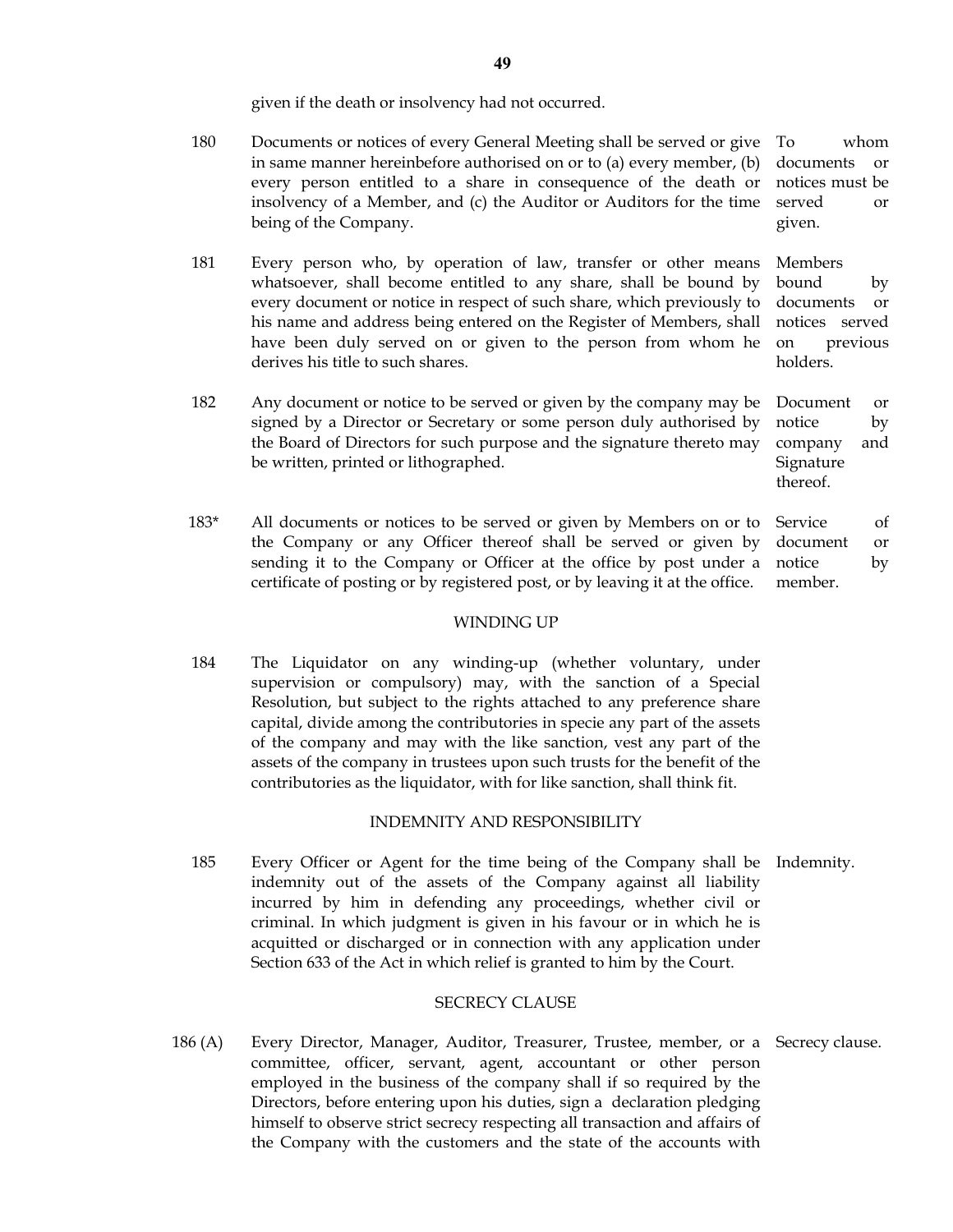given if the death or insolvency had not occurred.

180 Documents or notices of every General Meeting shall be served or give in same manner hereinbefore authorised on or to (a) every member, (b) every person entitled to a share in consequence of the death or insolvency of a Member, and (c) the Auditor or Auditors for the time being of the Company. *To whom documents or notices must be served or given.*

181 Every person who, by operation of law, transfer or other means whatsoever, shall become entitled to any share, shall be bound by every document or notice in respect of such share, which previously to his name and address being entered on the Register of Members, shall have been duly served on or given to the person from whom he derives his title to such shares. *Members bound by documents or notices served on previous holders.*

182 Any document or notice to be served or given by the company may be signed by a Director or Secretary or some person duly authorised by the Board of Directors for such purpose and the signature thereto may be written, printed or lithographed. *Document or notice by company and Signature thereof.*

183* All documents or notices to be served or given by Members on or to the Company or any Officer thereof shall be served or given by sending it to the Company or Officer at the office by post under a certificate of posting or by registered post, or by leaving it at the office. *Service of document or notice by member.*

## WINDING UP

184 The Liquidator on any winding-up (whether voluntary, under supervision or compulsory) may, with the sanction of a Special Resolution, but subject to the rights attached to any preference share capital, divide among the contributories in specie any part of the assets of the company and may with the like sanction, vest any part of the assets of the company in trustees upon such trusts for the benefit of the contributories as the liquidator, with for like sanction, shall think fit.

## INDEMNITY AND RESPONSIBILITY

185 Every Officer or Agent for the time being of the Company shall be indemnity out of the assets of the Company against all liability incurred by him in defending any proceedings, whether civil or criminal. In which judgment is given in his favour or in which he is acquitted or discharged or in connection with any application under Section 633 of the Act in which relief is granted to him by the Court. *Indemnity.*

## SECRECY CLAUSE

186 (A) Every Director, Manager, Auditor, Treasurer, Trustee, member, or a committee, officer, servant, agent, accountant or other person employed in the business of the company shall if so required by the Directors, before entering upon his duties, sign a declaration pledging himself to observe strict secrecy respecting all transaction and affairs of the Company with the customers and the state of the accounts with *Secrecy clause.*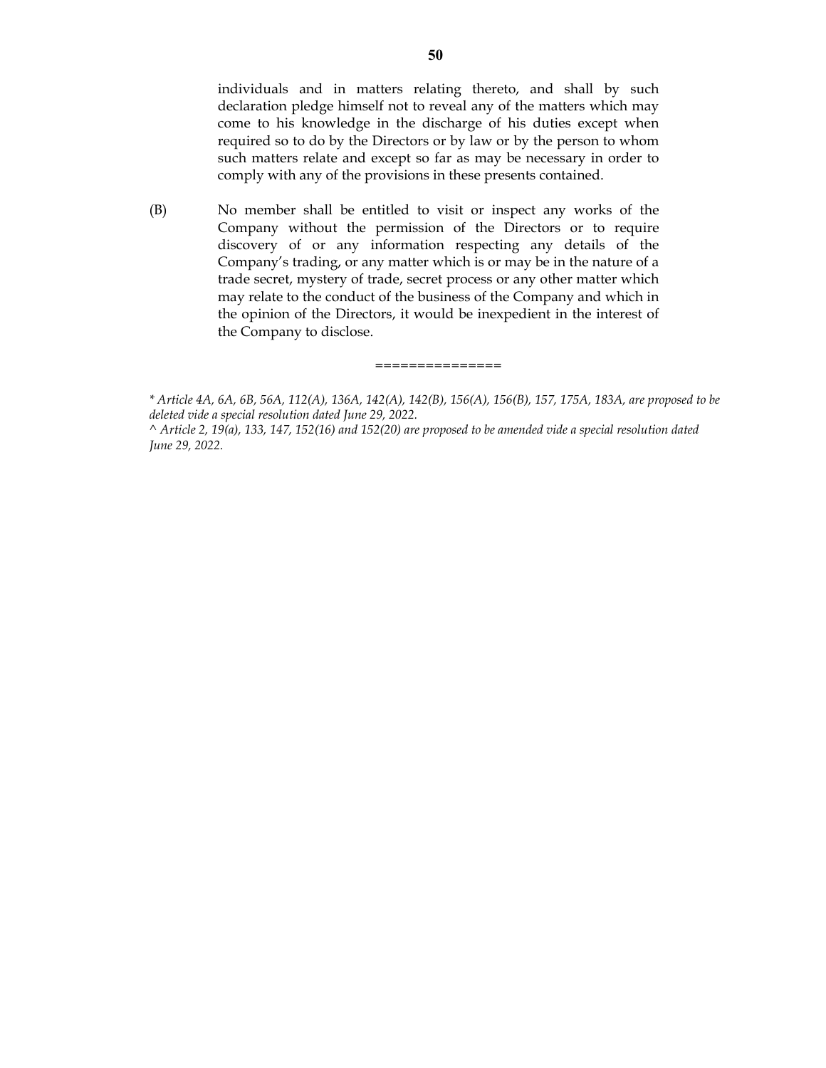individuals and in matters relating thereto, and shall by such declaration pledge himself not to reveal any of the matters which may come to his knowledge in the discharge of his duties except when required so to do by the Directors or by law or by the person to whom such matters relate and except so far as may be necessary in order to comply with any of the provisions in these presents contained.

(B) No member shall be entitled to visit or inspect any works of the Company without the permission of the Directors or to require discovery of or any information respecting any details of the Company's trading, or any matter which is or may be in the nature of a trade secret, mystery of trade, secret process or any other matter which may relate to the conduct of the business of the Company and which in the opinion of the Directors, it would be inexpedient in the interest of the Company to disclose.

===============

*\* Article 4A, 6A, 6B, 56A, 112(A), 136A, 142(A), 142(B), 156(A), 156(B), 157, 175A, 183A, are proposed to be deleted vide a special resolution dated June 29, 2022.*

*^ Article 2, 19(a), 133, 147, 152(16) and 152(20) are proposed to be amended vide a special resolution dated June 29, 2022.*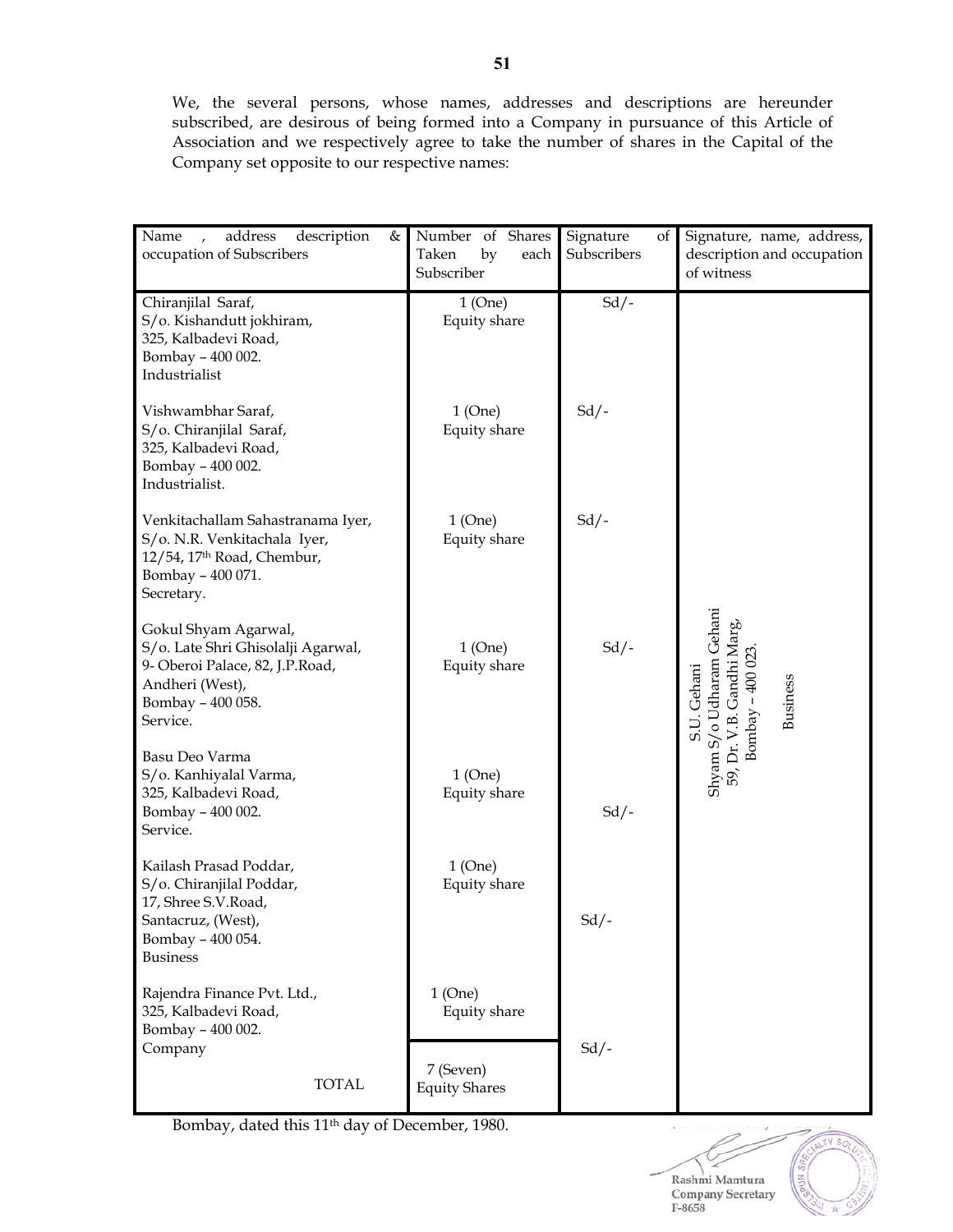We, the several persons, whose names, addresses and descriptions are hereunder subscribed, are desirous of being formed into a Company in pursuance of this Article of Association and we respectively agree to take the number of shares in the Capital of the Company set opposite to our respective names:

| Name , address description & occupation of Subscribers | Number of Shares Taken by each Subscriber | Signature of Subscribers | Signature, name, address, description and occupation of witness |
|---|---|---|---|
| Chiranjilal Saraf, S/o. Kishandutt jokhiram, 325, Kalbadevi Road, Bombay – 400 002. Industrialist | 1 (One) Equity share | Sd/- | S.U. Gehani Shyam S/o Udharam Gehani 59, Dr. V.B. Gandhi Marg, Bombay – 400 023. Business |
| Vishwambhar Saraf, S/o. Chiranjilal Saraf, 325, Kalbadevi Road, Bombay – 400 002. Industrialist. | 1 (One) Equity share | Sd/- | |
| Venkitachallam Sahastranama Iyer, S/o. N.R. Venkitachala Iyer, 12/54, 17th Road, Chembur, Bombay – 400 071. Secretary. | 1 (One) Equity share | Sd/- | |
| Gokul Shyam Agarwal, S/o. Late Shri Ghisolalji Agarwal, 9- Oberoi Palace, 82, J.P.Road, Andheri (West), Bombay – 400 058. Service. | 1 (One) Equity share | Sd/- | |
| Basu Deo Varma S/o. Kanhiyalal Varma, 325, Kalbadevi Road, Bombay – 400 002. Service. | 1 (One) Equity share | Sd/- | |
| Kailash Prasad Poddar, S/o. Chiranjilal Poddar, 17, Shree S.V.Road, Santacruz, (West), Bombay – 400 054. Business | 1 (One) Equity share | Sd/- | |
| Rajendra Finance Pvt. Ltd., 325, Kalbadevi Road, Bombay – 400 002. Company | 1 (One) Equity share | Sd/- | |
| TOTAL | 7 (Seven) Equity Shares | | |

Bombay, dated this 11th day of December, 1980.

Rashmi Mamtura
Company Secretary
F-8658